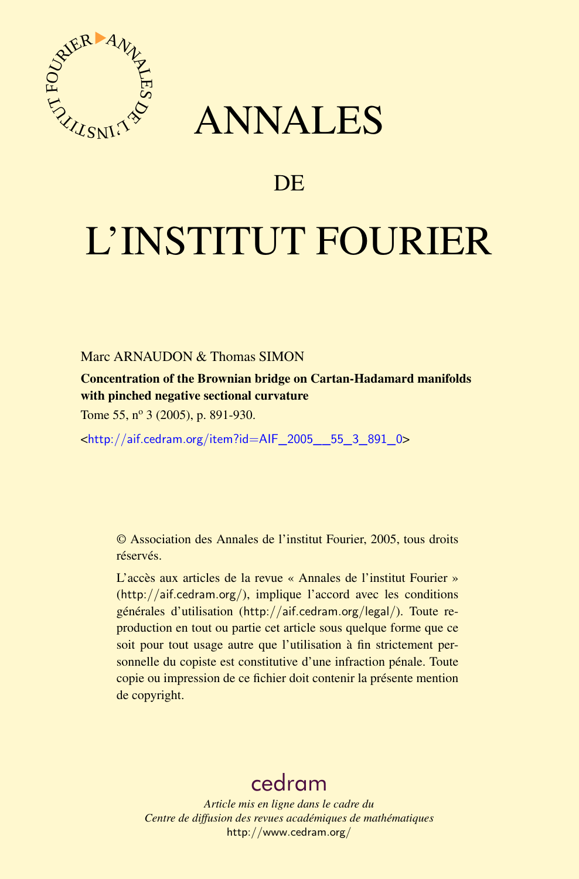# ANNALES

# DE

# L'INSTITUT FOURIER

Marc ARNAUDON & Thomas SIMON

**Concentration of the Brownian bridge on Cartan-Hadamard manifolds with pinched negative sectional curvature**

Tome 55, nº 3 (2005), p. 891-930.

<http://aif.cedram.org/item?id=AIF_2005__55_3_891_0>

© Association des Annales de l'institut Fourier, 2005, tous droits réservés.

L'accès aux articles de la revue « Annales de l'institut Fourier » (http://aif.cedram.org/), implique l'accord avec les conditions générales d'utilisation (http://aif.cedram.org/legal/). Toute reproduction en tout ou partie cet article sous quelque forme que ce soit pour tout usage autre que l'utilisation à fin strictement personnelle du copiste est constitutive d'une infraction pénale. Toute copie ou impression de ce fichier doit contenir la présente mention de copyright.

cedram

*Article mis en ligne dans le cadre du*
*Centre de diffusion des revues académiques de mathématiques*
http://www.cedram.org/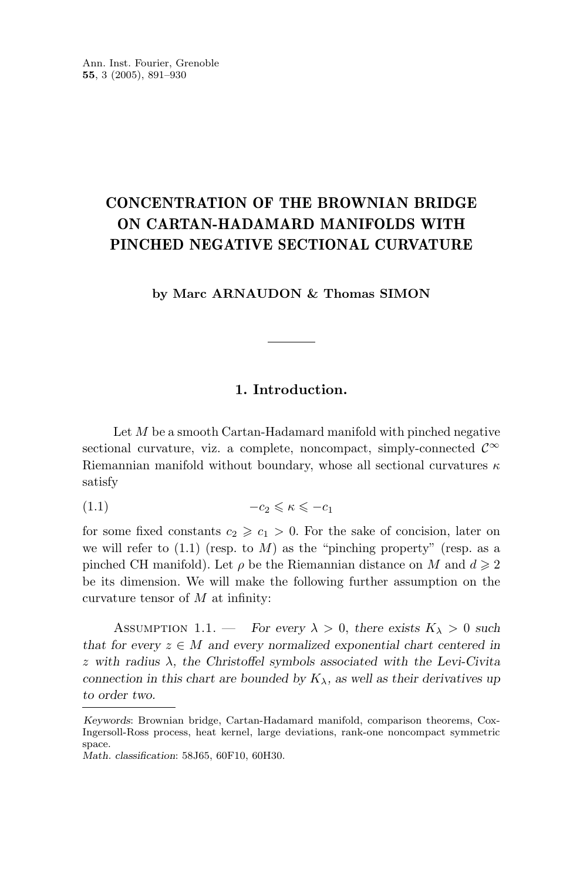# CONCENTRATION OF THE BROWNIAN BRIDGE ON CARTAN-HADAMARD MANIFOLDS WITH PINCHED NEGATIVE SECTIONAL CURVATURE

**by Marc ARNAUDON & Thomas SIMON**

## 1. Introduction.

Let $M$ be a smooth Cartan-Hadamard manifold with pinched negative sectional curvature, viz. a complete, noncompact, simply-connected $\mathcal{C}^\infty$ Riemannian manifold without boundary, whose all sectional curvatures $\kappa$ satisfy

$$-c_2 \leqslant \kappa \leqslant -c_1 \tag{1.1}$$

for some fixed constants $c_2 \geqslant c_1 > 0$. For the sake of concision, later on we will refer to (1.1) (resp. to $M$) as the "pinching property" (resp. as a pinched CH manifold). Let $\rho$ be the Riemannian distance on $M$ and $d \geqslant 2$ be its dimension. We will make the following further assumption on the curvature tensor of $M$ at infinity:

Assumption 1.1. — *For every $\lambda > 0$, there exists $K_\lambda > 0$ such that for every $z \in M$ and every normalized exponential chart centered in $z$ with radius $\lambda$, the Christoffel symbols associated with the Levi-Civita connection in this chart are bounded by $K_\lambda$, as well as their derivatives up to order two.*

---

*Keywords*: Brownian bridge, Cartan-Hadamard manifold, comparison theorems, Cox-Ingersoll-Ross process, heat kernel, large deviations, rank-one noncompact symmetric space.
*Math. classification*: 58J65, 60F10, 60H30.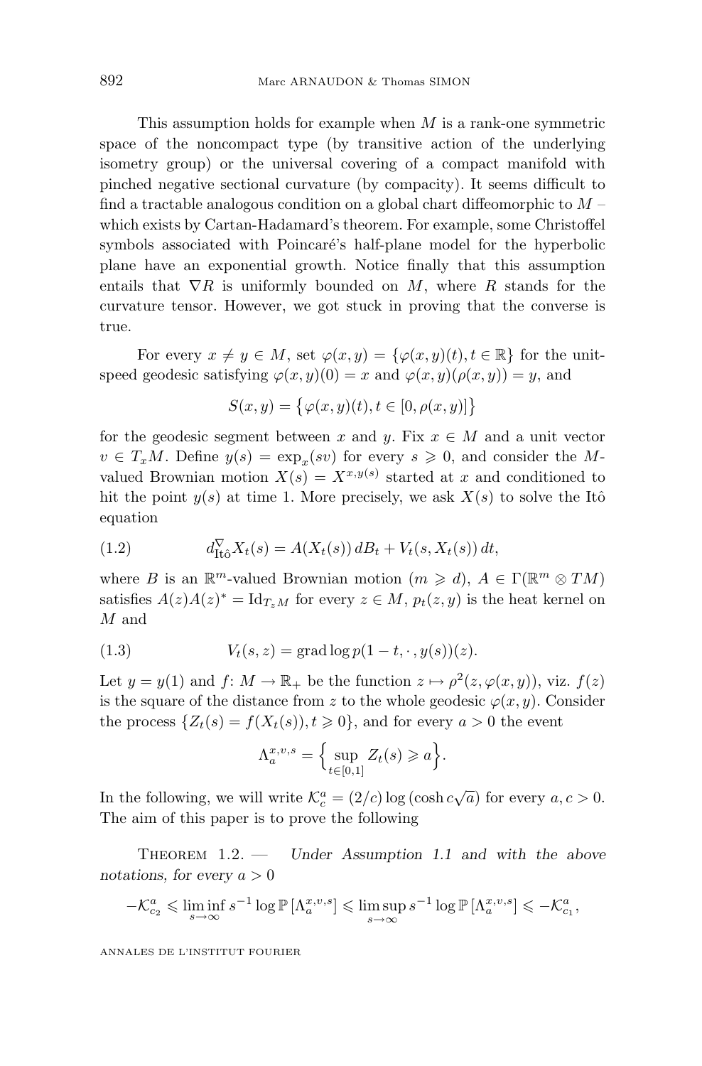This assumption holds for example when $M$ is a rank-one symmetric space of the noncompact type (by transitive action of the underlying isometry group) or the universal covering of a compact manifold with pinched negative sectional curvature (by compacity). It seems difficult to find a tractable analogous condition on a global chart diffeomorphic to $M$ – which exists by Cartan-Hadamard's theorem. For example, some Christoffel symbols associated with Poincaré's half-plane model for the hyperbolic plane have an exponential growth. Notice finally that this assumption entails that $\nabla R$ is uniformly bounded on $M$, where $R$ stands for the curvature tensor. However, we got stuck in proving that the converse is true.

For every $x \neq y \in M$, set $\varphi(x,y) = \{\varphi(x,y)(t), t \in \mathbb{R}\}$ for the unit-speed geodesic satisfying $\varphi(x,y)(0) = x$ and $\varphi(x,y)(\rho(x,y)) = y$, and

$$S(x,y) = \big\{\varphi(x,y)(t), t \in [0, \rho(x,y)]\big\}$$

for the geodesic segment between $x$ and $y$. Fix $x \in M$ and a unit vector $v \in T_xM$. Define $y(s) = \exp_x(sv)$ for every $s \geqslant 0$, and consider the $M$-valued Brownian motion $X(s) = X^{x,y(s)}$ started at $x$ and conditioned to hit the point $y(s)$ at time 1. More precisely, we ask $X(s)$ to solve the Itô equation

$$d^{\nabla}_{\text{Itô}} X_t(s) = A(X_t(s))\, dB_t + V_t(s, X_t(s))\, dt, \tag{1.2}$$

where $B$ is an $\mathbb{R}^m$-valued Brownian motion ($m \geqslant d$), $A \in \Gamma(\mathbb{R}^m \otimes TM)$ satisfies $A(z)A(z)^* = \mathrm{Id}_{T_zM}$ for every $z \in M$, $p_t(z,y)$ is the heat kernel on $M$ and

$$V_t(s,z) = \operatorname{grad} \log p(1-t, \cdot\,, y(s))(z). \tag{1.3}$$

Let $y = y(1)$ and $f\colon M \to \mathbb{R}_+$ be the function $z \mapsto \rho^2(z, \varphi(x,y))$, viz. $f(z)$ is the square of the distance from $z$ to the whole geodesic $\varphi(x,y)$. Consider the process $\{Z_t(s) = f(X_t(s)), t \geqslant 0\}$, and for every $a > 0$ the event

$$\Lambda_a^{x,v,s} = \Big\{ \sup_{t \in [0,1]} Z_t(s) \geqslant a \Big\}.$$

In the following, we will write $\mathcal{K}_c^a = (2/c) \log\left(\cosh c\sqrt{a}\right)$ for every $a, c > 0$. The aim of this paper is to prove the following

Theorem 1.2. — *Under Assumption 1.1 and with the above notations, for every $a > 0$*

$$-\mathcal{K}_{c_2}^a \leqslant \liminf_{s \to \infty} s^{-1} \log \mathbb{P}\left[\Lambda_a^{x,v,s}\right] \leqslant \limsup_{s \to \infty} s^{-1} \log \mathbb{P}\left[\Lambda_a^{x,v,s}\right] \leqslant -\mathcal{K}_{c_1}^a,$$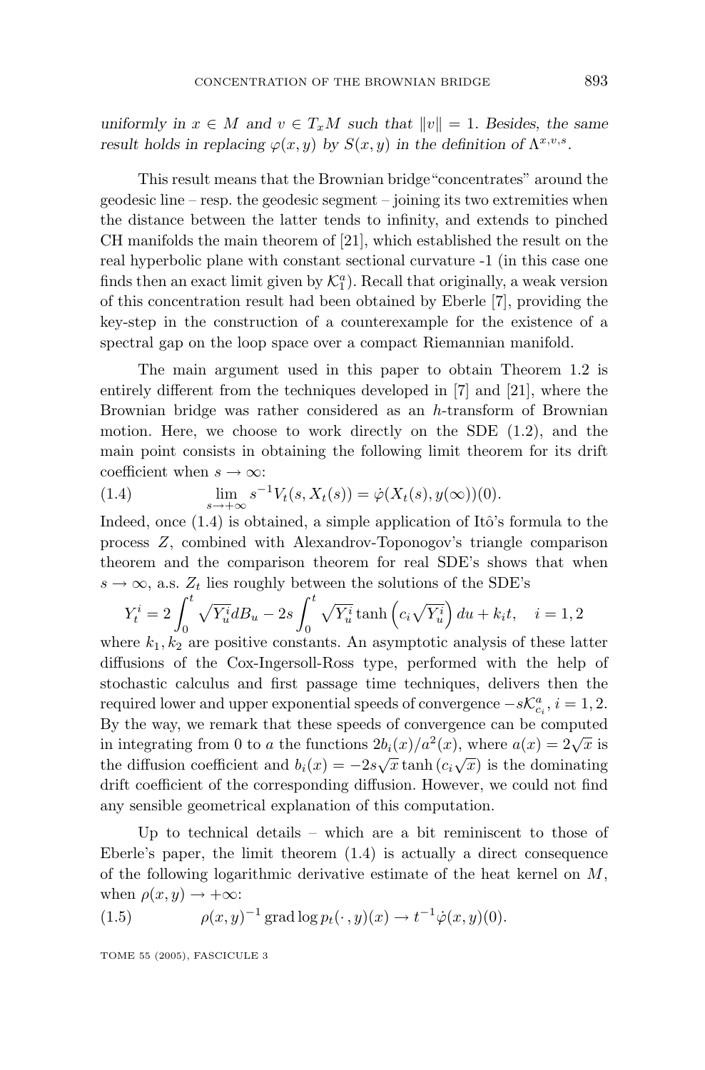*uniformly in $x \in M$ and $v \in T_xM$ such that $\|v\| = 1$. Besides, the same result holds in replacing $\varphi(x,y)$ by $S(x,y)$ in the definition of $\Lambda^{x,v,s}$.*

This result means that the Brownian bridge"concentrates" around the geodesic line – resp. the geodesic segment – joining its two extremities when the distance between the latter tends to infinity, and extends to pinched CH manifolds the main theorem of [21], which established the result on the real hyperbolic plane with constant sectional curvature -1 (in this case one finds then an exact limit given by $\mathcal{K}_1^a$). Recall that originally, a weak version of this concentration result had been obtained by Eberle [7], providing the key-step in the construction of a counterexample for the existence of a spectral gap on the loop space over a compact Riemannian manifold.

The main argument used in this paper to obtain Theorem 1.2 is entirely different from the techniques developed in [7] and [21], where the Brownian bridge was rather considered as an $h$-transform of Brownian motion. Here, we choose to work directly on the SDE (1.2), and the main point consists in obtaining the following limit theorem for its drift coefficient when $s \to \infty$:

$$\lim_{s\to+\infty} s^{-1}V_t(s, X_t(s)) = \dot{\varphi}(X_t(s), y(\infty))(0). \tag{1.4}$$

Indeed, once (1.4) is obtained, a simple application of Itô's formula to the process $Z$, combined with Alexandrov-Toponogov's triangle comparison theorem and the comparison theorem for real SDE's shows that when $s \to \infty$, a.s. $Z_t$ lies roughly between the solutions of the SDE's

$$Y_t^i = 2\int_0^t \sqrt{Y_u^i}dB_u - 2s\int_0^t \sqrt{Y_u^i}\tanh\left(c_i\sqrt{Y_u^i}\right)du + k_i t, \quad i = 1, 2$$

where $k_1, k_2$ are positive constants. An asymptotic analysis of these latter diffusions of the Cox-Ingersoll-Ross type, performed with the help of stochastic calculus and first passage time techniques, delivers then the required lower and upper exponential speeds of convergence $-s\mathcal{K}_{c_i}^a$, $i = 1, 2$. By the way, we remark that these speeds of convergence can be computed in integrating from 0 to $a$ the functions $2b_i(x)/a^2(x)$, where $a(x) = 2\sqrt{x}$ is the diffusion coefficient and $b_i(x) = -2s\sqrt{x}\tanh(c_i\sqrt{x})$ is the dominating drift coefficient of the corresponding diffusion. However, we could not find any sensible geometrical explanation of this computation.

Up to technical details – which are a bit reminiscent to those of Eberle's paper, the limit theorem (1.4) is actually a direct consequence of the following logarithmic derivative estimate of the heat kernel on $M$, when $\rho(x,y) \to +\infty$:

$$\rho(x,y)^{-1}\operatorname{grad}\log p_t(\cdot\,, y)(x) \to t^{-1}\dot{\varphi}(x,y)(0). \tag{1.5}$$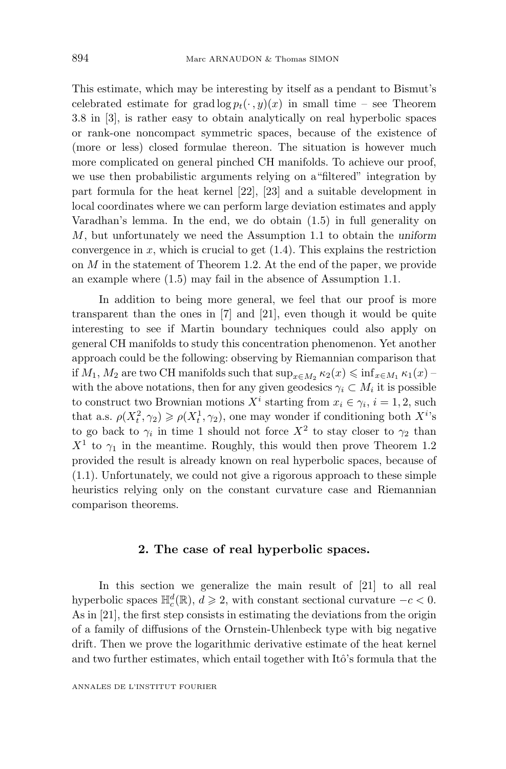This estimate, which may be interesting by itself as a pendant to Bismut's celebrated estimate for $\text{grad} \log p_t(\cdot, y)(x)$ in small time – see Theorem 3.8 in [3], is rather easy to obtain analytically on real hyperbolic spaces or rank-one noncompact symmetric spaces, because of the existence of (more or less) closed formulae thereon. The situation is however much more complicated on general pinched CH manifolds. To achieve our proof, we use then probabilistic arguments relying on a "filtered" integration by part formula for the heat kernel [22], [23] and a suitable development in local coordinates where we can perform large deviation estimates and apply Varadhan's lemma. In the end, we do obtain (1.5) in full generality on $M$, but unfortunately we need the Assumption 1.1 to obtain the *uniform* convergence in $x$, which is crucial to get (1.4). This explains the restriction on $M$ in the statement of Theorem 1.2. At the end of the paper, we provide an example where (1.5) may fail in the absence of Assumption 1.1.

In addition to being more general, we feel that our proof is more transparent than the ones in [7] and [21], even though it would be quite interesting to see if Martin boundary techniques could also apply on general CH manifolds to study this concentration phenomenon. Yet another approach could be the following: observing by Riemannian comparison that if $M_1, M_2$ are two CH manifolds such that $\sup_{x \in M_2} \kappa_2(x) \leqslant \inf_{x \in M_1} \kappa_1(x)$ – with the above notations, then for any given geodesics $\gamma_i \subset M_i$ it is possible to construct two Brownian motions $X^i$ starting from $x_i \in \gamma_i$, $i = 1, 2$, such that a.s. $\rho(X^2_t, \gamma_2) \geqslant \rho(X^1_t, \gamma_2)$, one may wonder if conditioning both $X^i$'s to go back to $\gamma_i$ in time 1 should not force $X^2$ to stay closer to $\gamma_2$ than $X^1$ to $\gamma_1$ in the meantime. Roughly, this would then prove Theorem 1.2 provided the result is already known on real hyperbolic spaces, because of (1.1). Unfortunately, we could not give a rigorous approach to these simple heuristics relying only on the constant curvature case and Riemannian comparison theorems.

## 2. The case of real hyperbolic spaces.

In this section we generalize the main result of [21] to all real hyperbolic spaces $\mathbb{H}^d_c(\mathbb{R})$, $d \geqslant 2$, with constant sectional curvature $-c < 0$. As in [21], the first step consists in estimating the deviations from the origin of a family of diffusions of the Ornstein-Uhlenbeck type with big negative drift. Then we prove the logarithmic derivative estimate of the heat kernel and two further estimates, which entail together with Itô's formula that the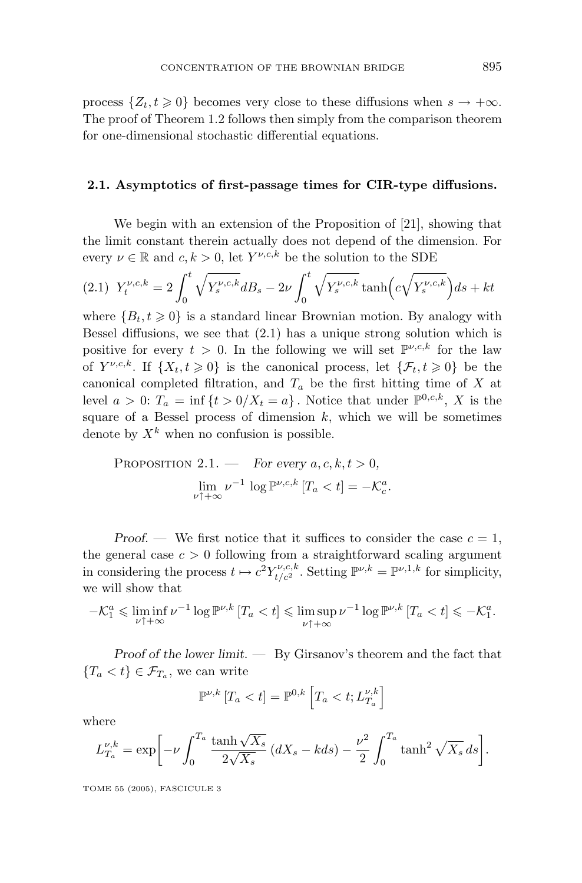process $\{Z_t, t \geqslant 0\}$ becomes very close to these diffusions when $s \to +\infty$. The proof of Theorem 1.2 follows then simply from the comparison theorem for one-dimensional stochastic differential equations.

### 2.1. Asymptotics of first-passage times for CIR-type diffusions.

We begin with an extension of the Proposition of [21], showing that the limit constant therein actually does not depend of the dimension. For every $\nu \in \mathbb{R}$ and $c, k > 0$, let $Y^{\nu,c,k}$ be the solution to the SDE

$$(2.1)\quad Y_t^{\nu,c,k} = 2\int_0^t \sqrt{Y_s^{\nu,c,k}}dB_s - 2\nu\int_0^t \sqrt{Y_s^{\nu,c,k}}\tanh\Big(c\sqrt{Y_s^{\nu,c,k}}\Big)ds + kt$$

where $\{B_t, t \geqslant 0\}$ is a standard linear Brownian motion. By analogy with Bessel diffusions, we see that (2.1) has a unique strong solution which is positive for every $t > 0$. In the following we will set $\mathbb{P}^{\nu,c,k}$ for the law of $Y^{\nu,c,k}$. If $\{X_t, t \geqslant 0\}$ is the canonical process, let $\{\mathcal{F}_t, t \geqslant 0\}$ be the canonical completed filtration, and $T_a$ be the first hitting time of $X$ at level $a > 0$: $T_a = \inf\{t > 0 / X_t = a\}$. Notice that under $\mathbb{P}^{0,c,k}$, $X$ is the square of a Bessel process of dimension $k$, which we will be sometimes denote by $X^k$ when no confusion is possible.

Proposition 2.1. — *For every $a, c, k, t > 0$,*

$$\lim_{\nu \uparrow +\infty} \nu^{-1} \log \mathbb{P}^{\nu,c,k}[T_a < t] = -\mathcal{K}_c^a.$$

*Proof.* — We first notice that it suffices to consider the case $c = 1$, the general case $c > 0$ following from a straightforward scaling argument in considering the process $t \mapsto c^2 Y_{t/c^2}^{\nu,c,k}$. Setting $\mathbb{P}^{\nu,k} = \mathbb{P}^{\nu,1,k}$ for simplicity, we will show that

$$-\mathcal{K}_1^a \leqslant \liminf_{\nu \uparrow +\infty} \nu^{-1} \log \mathbb{P}^{\nu,k}[T_a < t] \leqslant \limsup_{\nu \uparrow +\infty} \nu^{-1} \log \mathbb{P}^{\nu,k}[T_a < t] \leqslant -\mathcal{K}_1^a.$$

*Proof of the lower limit.* — By Girsanov's theorem and the fact that $\{T_a < t\} \in \mathcal{F}_{T_a}$, we can write

$$\mathbb{P}^{\nu,k}[T_a < t] = \mathbb{P}^{0,k}\Big[T_a < t; L_{T_a}^{\nu,k}\Big]$$

where

$$L_{T_a}^{\nu,k} = \exp\bigg[-\nu\int_0^{T_a} \frac{\tanh\sqrt{X_s}}{2\sqrt{X_s}}(dX_s - kds) - \frac{\nu^2}{2}\int_0^{T_a} \tanh^2\sqrt{X_s}\,ds\bigg].$$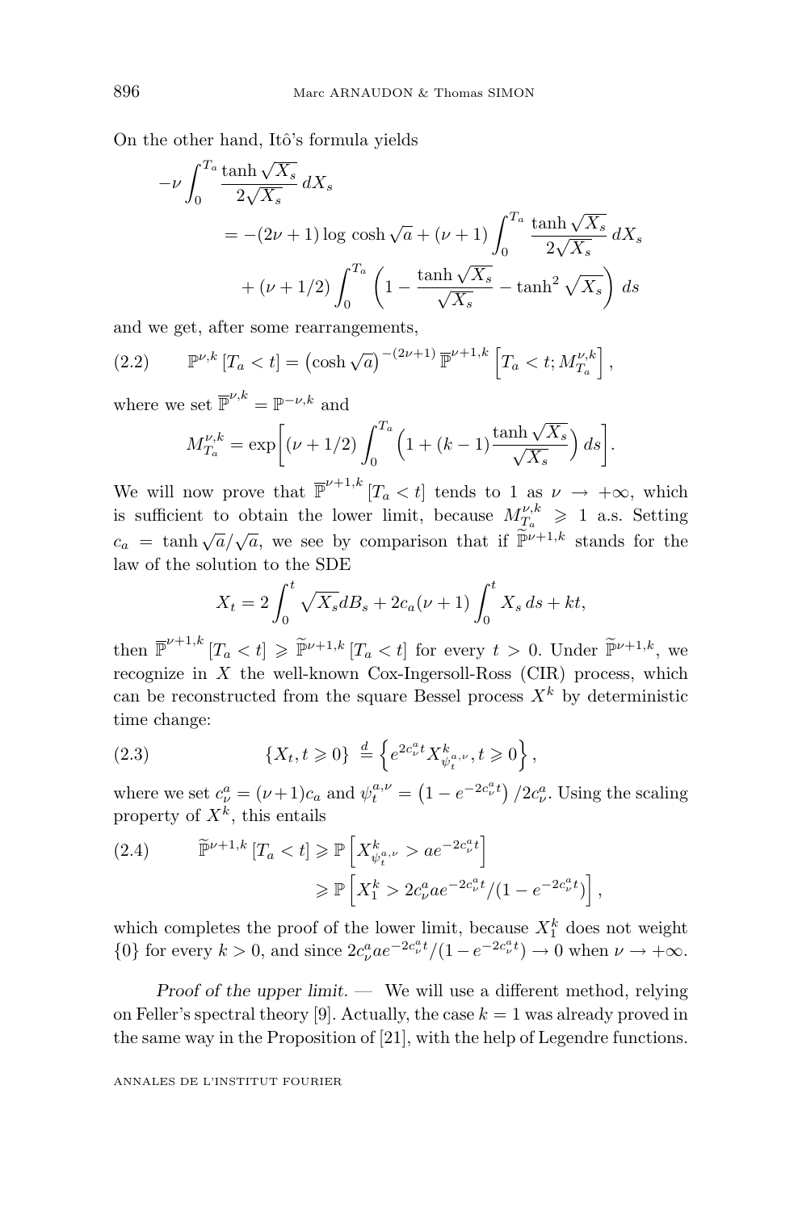On the other hand, Itô's formula yields

$$
\begin{aligned}
-\nu \int_0^{T_a} \frac{\tanh \sqrt{X_s}}{2\sqrt{X_s}}\, dX_s
&= -(2\nu+1) \log \cosh \sqrt{a} + (\nu+1) \int_0^{T_a} \frac{\tanh \sqrt{X_s}}{2\sqrt{X_s}}\, dX_s \\
&\quad + (\nu + 1/2) \int_0^{T_a} \left( 1 - \frac{\tanh \sqrt{X_s}}{\sqrt{X_s}} - \tanh^2 \sqrt{X_s} \right) ds
\end{aligned}
$$

and we get, after some rearrangements,

$$
\mathbb{P}^{\nu,k}\left[T_a < t\right] = \left(\cosh \sqrt{a}\right)^{-(2\nu+1)} \overline{\mathbb{P}}^{\nu+1,k}\left[T_a < t; M^{\nu,k}_{T_a}\right], \tag{2.2}
$$

where we set $\overline{\mathbb{P}}^{\nu,k} = \mathbb{P}^{-\nu,k}$ and

$$
M^{\nu,k}_{T_a} = \exp\left[ (\nu + 1/2) \int_0^{T_a} \left( 1 + (k-1) \frac{\tanh \sqrt{X_s}}{\sqrt{X_s}} \right) ds \right].
$$

We will now prove that $\overline{\mathbb{P}}^{\nu+1,k}\left[T_a < t\right]$ tends to 1 as $\nu \to +\infty$, which is sufficient to obtain the lower limit, because $M^{\nu,k}_{T_a} \geqslant 1$ a.s. Setting $c_a = \tanh \sqrt{a}/\sqrt{a}$, we see by comparison that if $\widetilde{\mathbb{P}}^{\nu+1,k}$ stands for the law of the solution to the SDE

$$
X_t = 2 \int_0^t \sqrt{X_s} dB_s + 2c_a(\nu+1) \int_0^t X_s\, ds + kt,
$$

then $\overline{\mathbb{P}}^{\nu+1,k}\left[T_a < t\right] \geqslant \widetilde{\mathbb{P}}^{\nu+1,k}\left[T_a < t\right]$ for every $t > 0$. Under $\widetilde{\mathbb{P}}^{\nu+1,k}$, we recognize in $X$ the well-known Cox-Ingersoll-Ross (CIR) process, which can be reconstructed from the square Bessel process $X^k$ by deterministic time change:

$$
\left\{ X_t, t \geqslant 0 \right\} \overset{d}{=} \left\{ e^{2c^a_\nu t} X^k_{\psi^{a,\nu}_t}, t \geqslant 0 \right\}, \tag{2.3}
$$

where we set $c^a_\nu = (\nu+1)c_a$ and $\psi^{a,\nu}_t = \left(1 - e^{-2c^a_\nu t}\right)/2c^a_\nu$. Using the scaling property of $X^k$, this entails

$$
\begin{aligned}
\widetilde{\mathbb{P}}^{\nu+1,k}\left[T_a < t\right] &\geqslant \mathbb{P}\left[ X^k_{\psi^{a,\nu}_t} > a e^{-2c^a_\nu t} \right] \\
&\geqslant \mathbb{P}\left[ X^k_1 > 2c^a_\nu a e^{-2c^a_\nu t} / (1 - e^{-2c^a_\nu t}) \right],
\end{aligned} \tag{2.4}
$$

which completes the proof of the lower limit, because $X^k_1$ does not weight $\{0\}$ for every $k > 0$, and since $2c^a_\nu a e^{-2c^a_\nu t}/(1 - e^{-2c^a_\nu t}) \to 0$ when $\nu \to +\infty$.

*Proof of the upper limit.* — We will use a different method, relying on Feller's spectral theory [9]. Actually, the case $k = 1$ was already proved in the same way in the Proposition of [21], with the help of Legendre functions.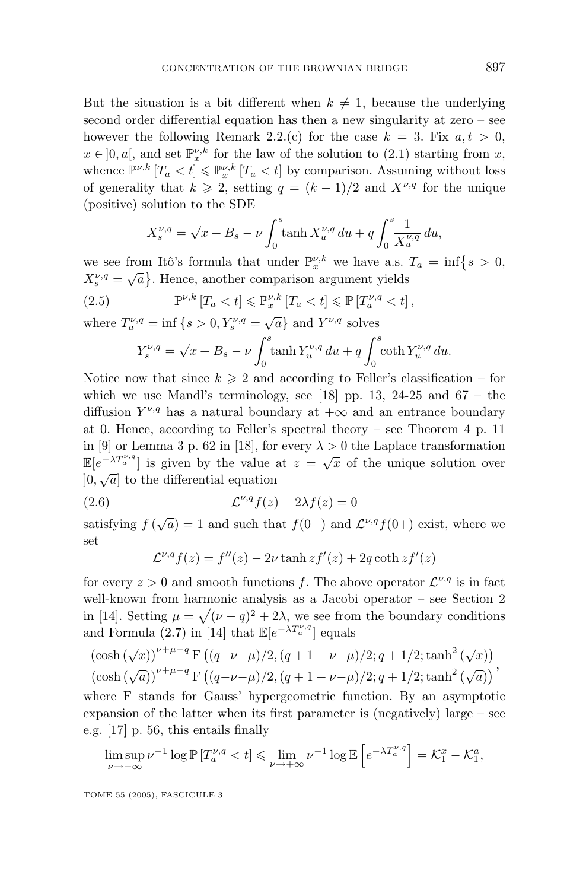But the situation is a bit different when $k \neq 1$, because the underlying second order differential equation has then a new singularity at zero – see however the following Remark 2.2.(c) for the case $k = 3$. Fix $a, t > 0$, $x \in ]0, a[$, and set $\mathbb{P}_x^{\nu,k}$ for the law of the solution to (2.1) starting from $x$, whence $\mathbb{P}^{\nu,k}[T_a < t] \leqslant \mathbb{P}_x^{\nu,k}[T_a < t]$ by comparison. Assuming without loss of generality that $k \geqslant 2$, setting $q = (k-1)/2$ and $X^{\nu,q}$ for the unique (positive) solution to the SDE

$$X_s^{\nu,q} = \sqrt{x} + B_s - \nu \int_0^s \tanh X_u^{\nu,q}\, du + q \int_0^s \frac{1}{X_u^{\nu,q}}\, du,$$

we see from Itô's formula that under $\mathbb{P}_x^{\nu,k}$ we have a.s. $T_a = \inf\{s > 0, X_s^{\nu,q} = \sqrt{a}\}$. Hence, another comparison argument yields

$$\mathbb{P}^{\nu,k}[T_a < t] \leqslant \mathbb{P}_x^{\nu,k}[T_a < t] \leqslant \mathbb{P}[T_a^{\nu,q} < t], \tag{2.5}$$

where $T_a^{\nu,q} = \inf\{s > 0, Y_s^{\nu,q} = \sqrt{a}\}$ and $Y^{\nu,q}$ solves

$$Y_s^{\nu,q} = \sqrt{x} + B_s - \nu \int_0^s \tanh Y_u^{\nu,q}\, du + q \int_0^s \coth Y_u^{\nu,q}\, du.$$

Notice now that since $k \geqslant 2$ and according to Feller's classification – for which we use Mandl's terminology, see [18] pp. 13, 24-25 and 67 – the diffusion $Y^{\nu,q}$ has a natural boundary at $+\infty$ and an entrance boundary at 0. Hence, according to Feller's spectral theory – see Theorem 4 p. 11 in [9] or Lemma 3 p. 62 in [18], for every $\lambda > 0$ the Laplace transformation $\mathbb{E}[e^{-\lambda T_a^{\nu,q}}]$ is given by the value at $z = \sqrt{x}$ of the unique solution over $]0, \sqrt{a}]$ to the differential equation

$$\mathcal{L}^{\nu,q} f(z) - 2\lambda f(z) = 0 \tag{2.6}$$

satisfying $f(\sqrt{a}) = 1$ and such that $f(0+)$ and $\mathcal{L}^{\nu,q} f(0+)$ exist, where we set

$$\mathcal{L}^{\nu,q} f(z) = f''(z) - 2\nu \tanh z f'(z) + 2q \coth z f'(z)$$

for every $z > 0$ and smooth functions $f$. The above operator $\mathcal{L}^{\nu,q}$ is in fact well-known from harmonic analysis as a Jacobi operator – see Section 2 in [14]. Setting $\mu = \sqrt{(\nu - q)^2 + 2\lambda}$, we see from the boundary conditions and Formula (2.7) in [14] that $\mathbb{E}[e^{-\lambda T_a^{\nu,q}}]$ equals

$$\frac{(\cosh(\sqrt{x}))^{\nu+\mu-q}\, \mathrm{F}\left((q-\nu-\mu)/2, (q+1+\nu-\mu)/2; q+1/2; \tanh^2(\sqrt{x})\right)}{(\cosh(\sqrt{a}))^{\nu+\mu-q}\, \mathrm{F}\left((q-\nu-\mu)/2, (q+1+\nu-\mu)/2; q+1/2; \tanh^2(\sqrt{a})\right)},$$

where F stands for Gauss' hypergeometric function. By an asymptotic expansion of the latter when its first parameter is (negatively) large – see e.g. [17] p. 56, this entails finally

$$\limsup_{\nu \to +\infty} \nu^{-1} \log \mathbb{P}[T_a^{\nu,q} < t] \leqslant \lim_{\nu \to +\infty} \nu^{-1} \log \mathbb{E}\left[e^{-\lambda T_a^{\nu,q}}\right] = \mathcal{K}_1^x - \mathcal{K}_1^a,$$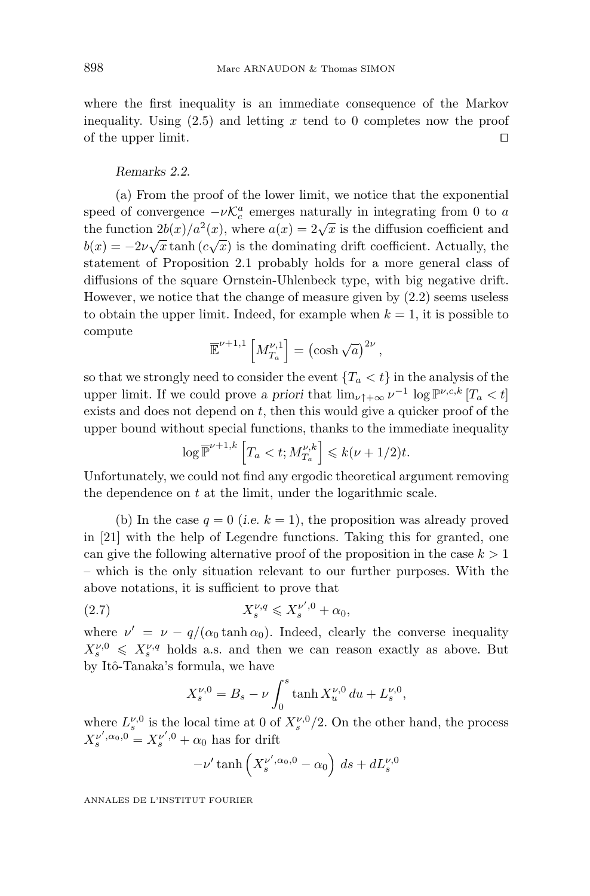where the first inequality is an immediate consequence of the Markov inequality. Using (2.5) and letting $x$ tend to 0 completes now the proof of the upper limit. $\square$

*Remarks 2.2.*

(a) From the proof of the lower limit, we notice that the exponential speed of convergence $-\nu\mathcal{K}_c^a$ emerges naturally in integrating from 0 to $a$ the function $2b(x)/a^2(x)$, where $a(x) = 2\sqrt{x}$ is the diffusion coefficient and $b(x) = -2\nu\sqrt{x}\tanh(c\sqrt{x})$ is the dominating drift coefficient. Actually, the statement of Proposition 2.1 probably holds for a more general class of diffusions of the square Ornstein-Uhlenbeck type, with big negative drift. However, we notice that the change of measure given by (2.2) seems useless to obtain the upper limit. Indeed, for example when $k=1$, it is possible to compute

$$\overline{\mathbb{E}}^{\nu+1,1}\left[M_{T_a}^{\nu,1}\right] = \left(\cosh\sqrt{a}\right)^{2\nu},$$

so that we strongly need to consider the event $\{T_a < t\}$ in the analysis of the upper limit. If we could prove *a priori* that $\lim_{\nu\uparrow+\infty}\nu^{-1}\log\mathbb{P}^{\nu,c,k}\left[T_a < t\right]$ exists and does not depend on $t$, then this would give a quicker proof of the upper bound without special functions, thanks to the immediate inequality

$$\log\overline{\mathbb{P}}^{\nu+1,k}\left[T_a < t; M_{T_a}^{\nu,k}\right] \leqslant k(\nu+1/2)t.$$

Unfortunately, we could not find any ergodic theoretical argument removing the dependence on $t$ at the limit, under the logarithmic scale.

(b) In the case $q=0$ (*i.e.* $k=1$), the proposition was already proved in [21] with the help of Legendre functions. Taking this for granted, one can give the following alternative proof of the proposition in the case $k>1$ – which is the only situation relevant to our further purposes. With the above notations, it is sufficient to prove that

$$X_s^{\nu,q} \leqslant X_s^{\nu',0} + \alpha_0, \tag{2.7}$$

where $\nu' = \nu - q/(\alpha_0\tanh\alpha_0)$. Indeed, clearly the converse inequality $X_s^{\nu,0} \leqslant X_s^{\nu,q}$ holds a.s. and then we can reason exactly as above. But by Itô-Tanaka's formula, we have

$$X_s^{\nu,0} = B_s - \nu\int_0^s \tanh X_u^{\nu,0}\,du + L_s^{\nu,0},$$

where $L_s^{\nu,0}$ is the local time at 0 of $X_s^{\nu,0}/2$. On the other hand, the process $X_s^{\nu',\alpha_0,0} = X_s^{\nu',0} + \alpha_0$ has for drift

$$-\nu'\tanh\left(X_s^{\nu',\alpha_0,0} - \alpha_0\right)\,ds + dL_s^{\nu,0}$$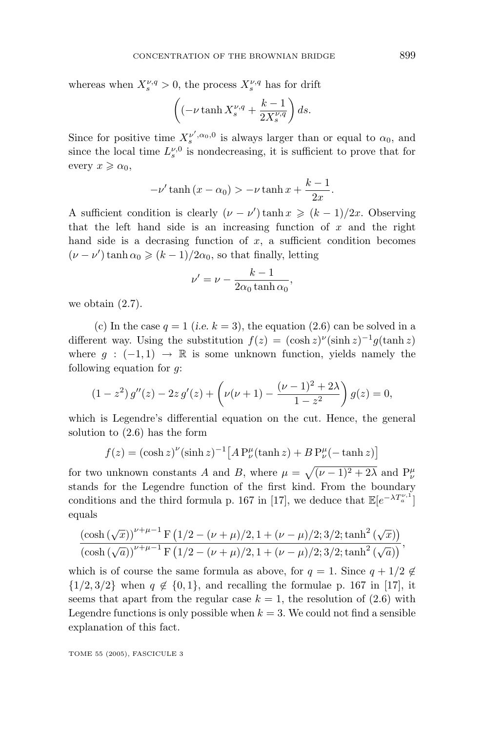whereas when $X_s^{\nu,q} > 0$, the process $X_s^{\nu,q}$ has for drift

$$\left( (-\nu \tanh X_s^{\nu,q} + \frac{k-1}{2X_s^{\nu,q}} \right) ds.$$

Since for positive time $X_s^{\nu',\alpha_0,0}$ is always larger than or equal to $\alpha_0$, and since the local time $L_s^{\nu,0}$ is nondecreasing, it is sufficient to prove that for every $x \geqslant \alpha_0$,

$$-\nu' \tanh (x - \alpha_0) > -\nu \tanh x + \frac{k-1}{2x}.$$

A sufficient condition is clearly $(\nu - \nu') \tanh x \geqslant (k-1)/2x$. Observing that the left hand side is an increasing function of $x$ and the right hand side is a decrasing function of $x$, a sufficient condition becomes $(\nu - \nu') \tanh \alpha_0 \geqslant (k-1)/2\alpha_0$, so that finally, letting

$$\nu' = \nu - \frac{k-1}{2\alpha_0 \tanh \alpha_0},$$

we obtain (2.7).

(c) In the case $q = 1$ (*i.e.* $k = 3$), the equation (2.6) can be solved in a different way. Using the substitution $f(z) = (\cosh z)^\nu (\sinh z)^{-1} g(\tanh z)$ where $g : (-1,1) \to \mathbb{R}$ is some unknown function, yields namely the following equation for $g$:

$$(1-z^2)\, g''(z) - 2z\, g'(z) + \left( \nu(\nu+1) - \frac{(\nu-1)^2 + 2\lambda}{1-z^2} \right) g(z) = 0,$$

which is Legendre's differential equation on the cut. Hence, the general solution to (2.6) has the form

$$f(z) = (\cosh z)^\nu (\sinh z)^{-1} \big[ A\, \mathrm{P}_\nu^\mu(\tanh z) + B\, \mathrm{P}_\nu^\mu(-\tanh z) \big]$$

for two unknown constants $A$ and $B$, where $\mu = \sqrt{(\nu-1)^2 + 2\lambda}$ and $\mathrm{P}_\nu^\mu$ stands for the Legendre function of the first kind. From the boundary conditions and the third formula p. 167 in [17], we deduce that $\mathbb{E}[e^{-\lambda T_a^{\nu,1}}]$ equals

$$\frac{(\cosh(\sqrt{x}))^{\nu+\mu-1}\, \mathrm{F}\left(1/2 - (\nu+\mu)/2, 1 + (\nu-\mu)/2; 3/2; \tanh^2(\sqrt{x})\right)}{(\cosh(\sqrt{a}))^{\nu+\mu-1}\, \mathrm{F}\left(1/2 - (\nu+\mu)/2, 1 + (\nu-\mu)/2; 3/2; \tanh^2(\sqrt{a})\right)},$$

which is of course the same formula as above, for $q = 1$. Since $q + 1/2 \notin \{1/2, 3/2\}$ when $q \notin \{0, 1\}$, and recalling the formulae p. 167 in [17], it seems that apart from the regular case $k = 1$, the resolution of (2.6) with Legendre functions is only possible when $k = 3$. We could not find a sensible explanation of this fact.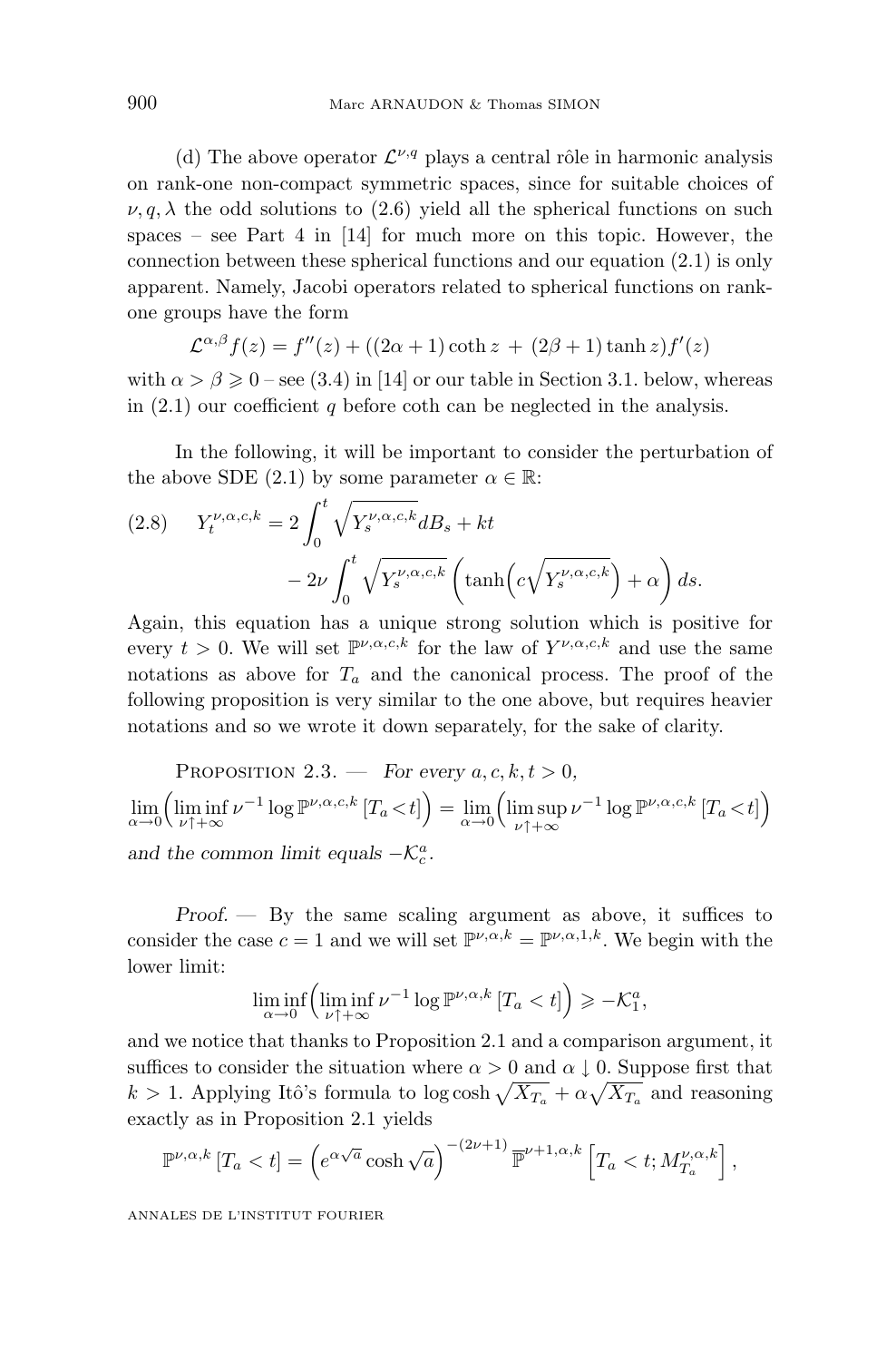(d) The above operator $\mathcal{L}^{\nu,q}$ plays a central rôle in harmonic analysis on rank-one non-compact symmetric spaces, since for suitable choices of $\nu, q, \lambda$ the odd solutions to (2.6) yield all the spherical functions on such spaces – see Part 4 in [14] for much more on this topic. However, the connection between these spherical functions and our equation (2.1) is only apparent. Namely, Jacobi operators related to spherical functions on rank-one groups have the form

$$\mathcal{L}^{\alpha,\beta} f(z) = f''(z) + ((2\alpha+1)\coth z \,+\, (2\beta+1)\tanh z) f'(z)$$

with $\alpha > \beta \geqslant 0$ – see (3.4) in [14] or our table in Section 3.1. below, whereas in (2.1) our coefficient $q$ before coth can be neglected in the analysis.

In the following, it will be important to consider the perturbation of the above SDE (2.1) by some parameter $\alpha \in \mathbb{R}$:

$$(2.8) \qquad Y_t^{\nu,\alpha,c,k} = 2\int_0^t \sqrt{Y_s^{\nu,\alpha,c,k}}\, dB_s + kt - 2\nu \int_0^t \sqrt{Y_s^{\nu,\alpha,c,k}} \left( \tanh\Big( c\sqrt{Y_s^{\nu,\alpha,c,k}} \Big) + \alpha \right) ds.$$

Again, this equation has a unique strong solution which is positive for every $t > 0$. We will set $\mathbb{P}^{\nu,\alpha,c,k}$ for the law of $Y^{\nu,\alpha,c,k}$ and use the same notations as above for $T_a$ and the canonical process. The proof of the following proposition is very similar to the one above, but requires heavier notations and so we wrote it down separately, for the sake of clarity.

Proposition 2.3. — *For every $a, c, k, t > 0$,*

$$\lim_{\alpha\to 0}\Big( \liminf_{\nu\uparrow+\infty} \nu^{-1}\log \mathbb{P}^{\nu,\alpha,c,k}\,[T_a < t] \Big) = \lim_{\alpha\to 0}\Big( \limsup_{\nu\uparrow+\infty} \nu^{-1}\log \mathbb{P}^{\nu,\alpha,c,k}\,[T_a < t] \Big)$$

*and the common limit equals $-\mathcal{K}_c^a$.*

*Proof.* — By the same scaling argument as above, it suffices to consider the case $c = 1$ and we will set $\mathbb{P}^{\nu,\alpha,k} = \mathbb{P}^{\nu,\alpha,1,k}$. We begin with the lower limit:

$$\liminf_{\alpha\to 0}\Big( \liminf_{\nu\uparrow+\infty} \nu^{-1}\log \mathbb{P}^{\nu,\alpha,k}\,[T_a < t] \Big) \geqslant -\mathcal{K}_1^a,$$

and we notice that thanks to Proposition 2.1 and a comparison argument, it suffices to consider the situation where $\alpha > 0$ and $\alpha \downarrow 0$. Suppose first that $k > 1$. Applying Itô's formula to $\log\cosh\sqrt{X_{T_a}} + \alpha\sqrt{X_{T_a}}$ and reasoning exactly as in Proposition 2.1 yields

$$\mathbb{P}^{\nu,\alpha,k}\,[T_a < t] = \Big( e^{\alpha\sqrt{a}}\cosh\sqrt{a} \Big)^{-(2\nu+1)} \overline{\mathbb{P}}^{\nu+1,\alpha,k}\Big[ T_a < t; M_{T_a}^{\nu,\alpha,k} \Big],$$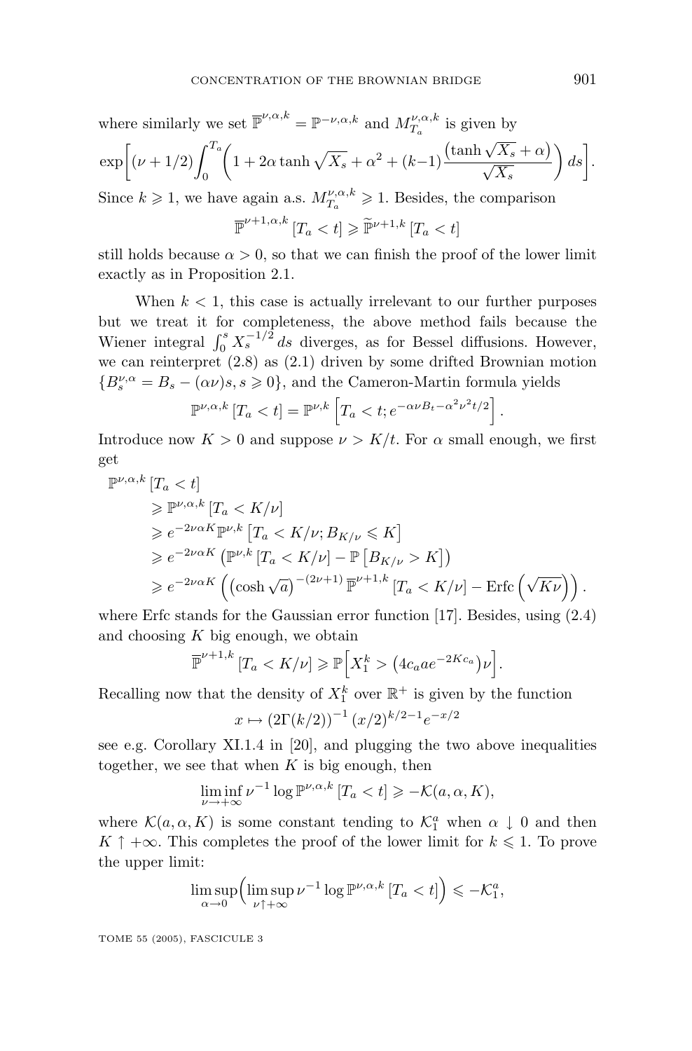where similarly we set $\overline{\mathbb{P}}^{\nu,\alpha,k} = \mathbb{P}^{-\nu,\alpha,k}$ and $M^{\nu,\alpha,k}_{T_a}$ is given by

$$\exp\left[(\nu+1/2)\int_0^{T_a}\left(1+2\alpha\tanh\sqrt{X_s}+\alpha^2+(k-1)\frac{\left(\tanh\sqrt{X_s}+\alpha\right)}{\sqrt{X_s}}\right)ds\right].$$

Since $k \geqslant 1$, we have again a.s. $M^{\nu,\alpha,k}_{T_a} \geqslant 1$. Besides, the comparison

$$\overline{\mathbb{P}}^{\nu+1,\alpha,k}\left[T_a < t\right] \geqslant \widetilde{\mathbb{P}}^{\nu+1,k}\left[T_a < t\right]$$

still holds because $\alpha > 0$, so that we can finish the proof of the lower limit exactly as in Proposition 2.1.

When $k < 1$, this case is actually irrelevant to our further purposes but we treat it for completeness, the above method fails because the Wiener integral $\int_0^s X_s^{-1/2}\,ds$ diverges, as for Bessel diffusions. However, we can reinterpret (2.8) as (2.1) driven by some drifted Brownian motion $\{B^{\nu,\alpha}_s = B_s - (\alpha\nu)s, s \geqslant 0\}$, and the Cameron-Martin formula yields

$$\mathbb{P}^{\nu,\alpha,k}\left[T_a < t\right] = \mathbb{P}^{\nu,k}\left[T_a < t; e^{-\alpha\nu B_t - \alpha^2\nu^2 t/2}\right].$$

Introduce now $K > 0$ and suppose $\nu > K/t$. For $\alpha$ small enough, we first get

$$\begin{aligned}
&\mathbb{P}^{\nu,\alpha,k}\left[T_a < t\right] \\
&\qquad \geqslant \mathbb{P}^{\nu,\alpha,k}\left[T_a < K/\nu\right] \\
&\qquad \geqslant e^{-2\nu\alpha K}\mathbb{P}^{\nu,k}\left[T_a < K/\nu; B_{K/\nu} \leqslant K\right] \\
&\qquad \geqslant e^{-2\nu\alpha K}\left(\mathbb{P}^{\nu,k}\left[T_a < K/\nu\right] - \mathbb{P}\left[B_{K/\nu} > K\right]\right) \\
&\qquad \geqslant e^{-2\nu\alpha K}\left(\left(\cosh\sqrt{a}\right)^{-(2\nu+1)}\overline{\mathbb{P}}^{\nu+1,k}\left[T_a < K/\nu\right] - \mathrm{Erfc}\left(\sqrt{K\nu}\right)\right).
\end{aligned}$$

where Erfc stands for the Gaussian error function [17]. Besides, using (2.4) and choosing $K$ big enough, we obtain

$$\overline{\mathbb{P}}^{\nu+1,k}\left[T_a < K/\nu\right] \geqslant \mathbb{P}\Big[X^k_1 > \left(4c_a a e^{-2Kc_a}\right)\nu\Big].$$

Recalling now that the density of $X^k_1$ over $\mathbb{R}^+$ is given by the function

$$x \mapsto \left(2\Gamma(k/2)\right)^{-1}(x/2)^{k/2-1}e^{-x/2}$$

see e.g. Corollary XI.1.4 in [20], and plugging the two above inequalities together, we see that when $K$ is big enough, then

$$\liminf_{\nu\to+\infty}\nu^{-1}\log\mathbb{P}^{\nu,\alpha,k}\left[T_a < t\right] \geqslant -\mathcal{K}(a,\alpha,K),$$

where $\mathcal{K}(a,\alpha,K)$ is some constant tending to $\mathcal{K}^a_1$ when $\alpha \downarrow 0$ and then $K \uparrow +\infty$. This completes the proof of the lower limit for $k \leqslant 1$. To prove the upper limit:

$$\limsup_{\alpha\to 0}\Big(\limsup_{\nu\uparrow+\infty}\nu^{-1}\log\mathbb{P}^{\nu,\alpha,k}\left[T_a < t\right]\Big) \leqslant -\mathcal{K}^a_1,$$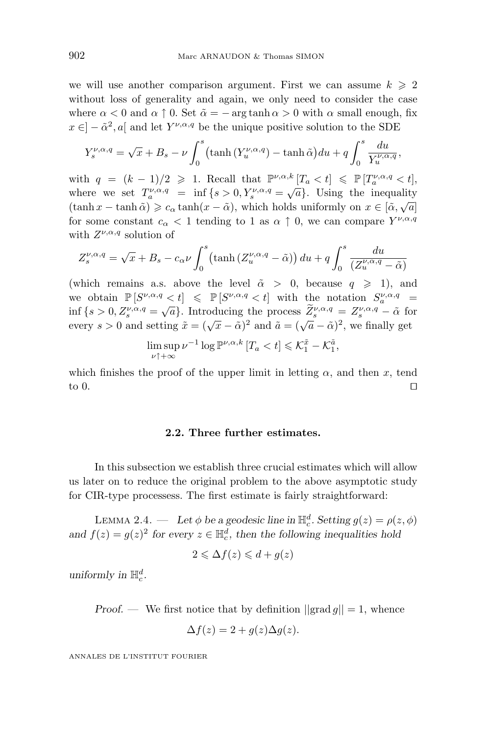we will use another comparison argument. First we can assume $k \geqslant 2$ without loss of generality and again, we only need to consider the case where $\alpha < 0$ and $\alpha \uparrow 0$. Set $\tilde{\alpha} = -\arg\tanh \alpha > 0$ with $\alpha$ small enough, fix $x \in ]-\tilde{\alpha}^2, a[$ and let $Y^{\nu,\alpha,q}$ be the unique positive solution to the SDE

$$Y_s^{\nu,\alpha,q} = \sqrt{x} + B_s - \nu \int_0^s \big(\tanh\big(Y_u^{\nu,\alpha,q}\big) - \tanh\tilde{\alpha}\big) du + q \int_0^s \frac{du}{Y_u^{\nu,\alpha,q}},$$

with $q = (k-1)/2 \geqslant 1$. Recall that $\mathbb{P}^{\nu,\alpha,k}[T_a < t] \leqslant \mathbb{P}[T_a^{\nu,\alpha,q} < t]$, where we set $T_a^{\nu,\alpha,q} = \inf\{s > 0, Y_s^{\nu,\alpha,q} = \sqrt{a}\}$. Using the inequality $(\tanh x - \tanh\tilde{\alpha}) \geqslant c_\alpha \tanh(x - \tilde{\alpha})$, which holds uniformly on $x \in [\tilde{\alpha}, \sqrt{a}]$ for some constant $c_\alpha < 1$ tending to 1 as $\alpha \uparrow 0$, we can compare $Y^{\nu,\alpha,q}$ with $Z^{\nu,\alpha,q}$ solution of

$$Z_s^{\nu,\alpha,q} = \sqrt{x} + B_s - c_\alpha \nu \int_0^s \big(\tanh\big(Z_u^{\nu,\alpha,q} - \tilde{\alpha}\big)\big) du + q \int_0^s \frac{du}{\big(Z_u^{\nu,\alpha,q} - \tilde{\alpha}\big)}$$

(which remains a.s. above the level $\tilde{\alpha} > 0$, because $q \geqslant 1$), and we obtain $\mathbb{P}[S^{\nu,\alpha,q} < t] \leqslant \mathbb{P}[S^{\nu,\alpha,q} < t]$ with the notation $S_a^{\nu,\alpha,q} = \inf\{s > 0, Z_s^{\nu,\alpha,q} = \sqrt{a}\}$. Introducing the process $\widetilde{Z}_s^{\nu,\alpha,q} = Z_s^{\nu,\alpha,q} - \tilde{\alpha}$ for every $s > 0$ and setting $\tilde{x} = (\sqrt{x} - \tilde{\alpha})^2$ and $\tilde{a} = (\sqrt{a} - \tilde{\alpha})^2$, we finally get

$$\limsup_{\nu \uparrow +\infty} \nu^{-1} \log \mathbb{P}^{\nu,\alpha,k}[T_a < t] \leqslant \mathcal{K}_1^{\tilde{x}} - \mathcal{K}_1^{\tilde{a}},$$

which finishes the proof of the upper limit in letting $\alpha$, and then $x$, tend to 0. □

### 2.2. Three further estimates.

In this subsection we establish three crucial estimates which will allow us later on to reduce the original problem to the above asymptotic study for CIR-type processess. The first estimate is fairly straightforward:

LEMMA 2.4. — *Let $\phi$ be a geodesic line in $\mathbb{H}_c^d$. Setting $g(z) = \rho(z, \phi)$ and $f(z) = g(z)^2$ for every $z \in \mathbb{H}_c^d$, then the following inequalities hold*

$$2 \leqslant \Delta f(z) \leqslant d + g(z)$$

*uniformly in $\mathbb{H}_c^d$.*

*Proof.* — We first notice that by definition $||\mathrm{grad}\, g|| = 1$, whence

$$\Delta f(z) = 2 + g(z)\Delta g(z).$$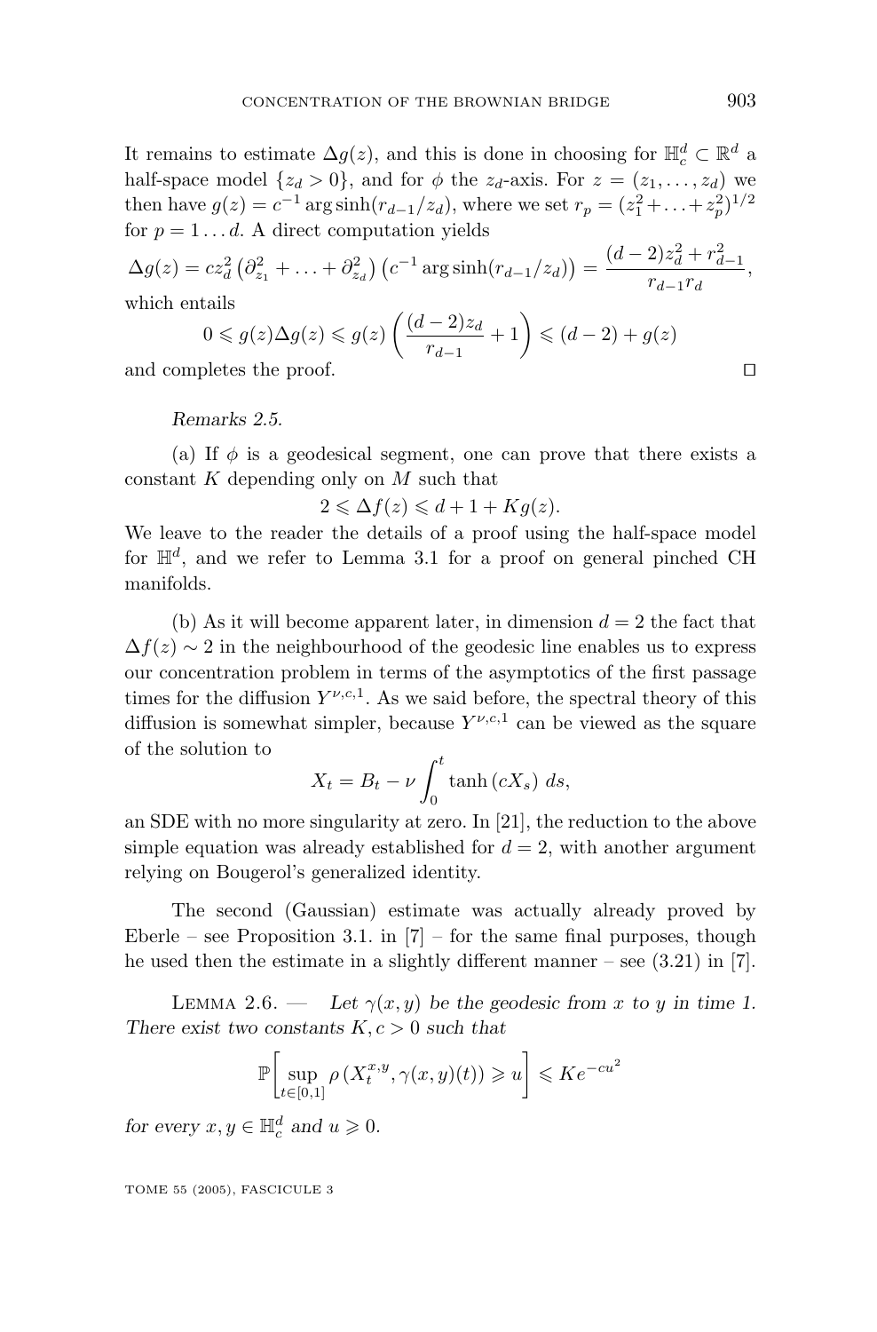It remains to estimate $\Delta g(z)$, and this is done in choosing for $\mathbb{H}_c^d \subset \mathbb{R}^d$ a half-space model $\{z_d > 0\}$, and for $\phi$ the $z_d$-axis. For $z = (z_1, \ldots, z_d)$ we then have $g(z) = c^{-1} \arg\sinh(r_{d-1}/z_d)$, where we set $r_p = (z_1^2 + \ldots + z_p^2)^{1/2}$ for $p = 1 \ldots d$. A direct computation yields

$$\Delta g(z) = c z_d^2 \left(\partial_{z_1}^2 + \ldots + \partial_{z_d}^2\right) \left(c^{-1} \arg\sinh(r_{d-1}/z_d)\right) = \frac{(d-2) z_d^2 + r_{d-1}^2}{r_{d-1} r_d},$$

which entails

$$0 \leqslant g(z) \Delta g(z) \leqslant g(z) \left( \frac{(d-2) z_d}{r_{d-1}} + 1 \right) \leqslant (d-2) + g(z)$$

and completes the proof. $\square$

*Remarks 2.5.*

(a) If $\phi$ is a geodesical segment, one can prove that there exists a constant $K$ depending only on $M$ such that

$$2 \leqslant \Delta f(z) \leqslant d + 1 + K g(z).$$

We leave to the reader the details of a proof using the half-space model for $\mathbb{H}^d$, and we refer to Lemma 3.1 for a proof on general pinched CH manifolds.

(b) As it will become apparent later, in dimension $d = 2$ the fact that $\Delta f(z) \sim 2$ in the neighbourhood of the geodesic line enables us to express our concentration problem in terms of the asymptotics of the first passage times for the diffusion $Y^{\nu,c,1}$. As we said before, the spectral theory of this diffusion is somewhat simpler, because $Y^{\nu,c,1}$ can be viewed as the square of the solution to

$$X_t = B_t - \nu \int_0^t \tanh\left(c X_s\right) \, ds,$$

an SDE with no more singularity at zero. In [21], the reduction to the above simple equation was already established for $d = 2$, with another argument relying on Bougerol's generalized identity.

The second (Gaussian) estimate was actually already proved by Eberle – see Proposition 3.1. in [7] – for the same final purposes, though he used then the estimate in a slightly different manner – see (3.21) in [7].

Lemma 2.6. — *Let $\gamma(x, y)$ be the geodesic from $x$ to $y$ in time 1. There exist two constants $K, c > 0$ such that*

$$\mathbb{P}\left[ \sup_{t \in [0,1]} \rho\left(X_t^{x,y}, \gamma(x,y)(t)\right) \geqslant u \right] \leqslant K e^{-cu^2}$$

*for every $x, y \in \mathbb{H}_c^d$ and $u \geqslant 0$.*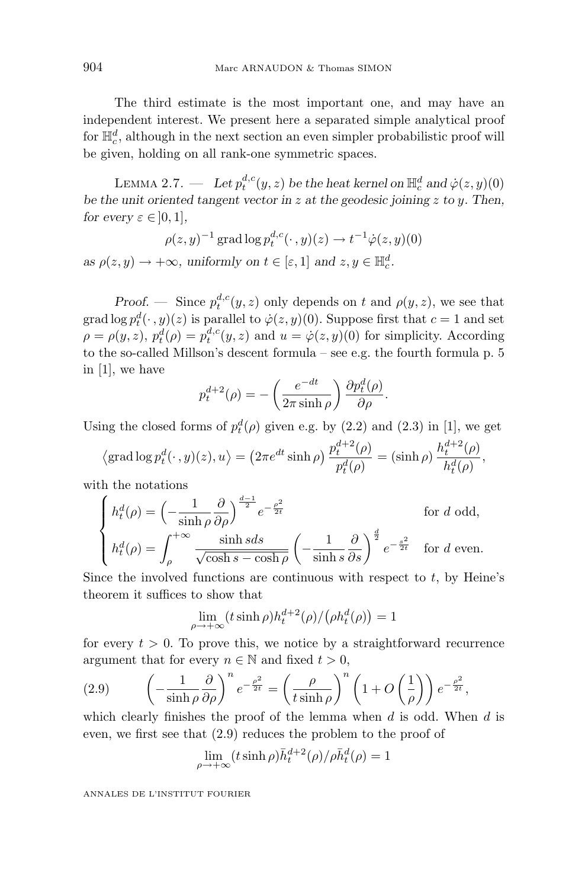The third estimate is the most important one, and may have an independent interest. We present here a separated simple analytical proof for $\mathbb{H}_c^d$, although in the next section an even simpler probabilistic proof will be given, holding on all rank-one symmetric spaces.

LEMMA 2.7. — *Let $p_t^{d,c}(y,z)$ be the heat kernel on $\mathbb{H}_c^d$ and $\dot{\varphi}(z,y)(0)$ be the unit oriented tangent vector in $z$ at the geodesic joining $z$ to $y$. Then, for every $\varepsilon \in ]0,1]$,*

$$\rho(z,y)^{-1} \operatorname{grad} \log p_t^{d,c}(\cdot\,,y)(z) \to t^{-1}\dot{\varphi}(z,y)(0)$$

*as $\rho(z,y) \to +\infty$, uniformly on $t \in [\varepsilon,1]$ and $z,y \in \mathbb{H}_c^d$.*

*Proof.* — Since $p_t^{d,c}(y,z)$ only depends on $t$ and $\rho(y,z)$, we see that $\operatorname{grad} \log p_t^d(\cdot\,,y)(z)$ is parallel to $\dot{\varphi}(z,y)(0)$. Suppose first that $c=1$ and set $\rho = \rho(y,z)$, $p_t^d(\rho) = p_t^{d,c}(y,z)$ and $u = \dot{\varphi}(z,y)(0)$ for simplicity. According to the so-called Millson's descent formula – see e.g. the fourth formula p. 5 in [1], we have

$$p_t^{d+2}(\rho) = -\left(\frac{e^{-dt}}{2\pi \sinh \rho}\right)\frac{\partial p_t^d(\rho)}{\partial \rho}.$$

Using the closed forms of $p_t^d(\rho)$ given e.g. by (2.2) and (2.3) in [1], we get

$$\left\langle \operatorname{grad} \log p_t^d(\cdot\,,y)(z), u\right\rangle = \left(2\pi e^{dt}\sinh\rho\right)\frac{p_t^{d+2}(\rho)}{p_t^d(\rho)} = (\sinh\rho)\,\frac{h_t^{d+2}(\rho)}{h_t^d(\rho)},$$

with the notations

$$\begin{cases} h_t^d(\rho) = \left(-\dfrac{1}{\sinh\rho}\dfrac{\partial}{\partial\rho}\right)^{\frac{d-1}{2}} e^{-\frac{\rho^2}{2t}} & \text{for } d \text{ odd,} \\[2ex] h_t^d(\rho) = \displaystyle\int_\rho^{+\infty} \frac{\sinh s ds}{\sqrt{\cosh s - \cosh\rho}}\left(-\frac{1}{\sinh s}\frac{\partial}{\partial s}\right)^{\frac{d}{2}} e^{-\frac{s^2}{2t}} & \text{for } d \text{ even.} \end{cases}$$

Since the involved functions are continuous with respect to $t$, by Heine's theorem it suffices to show that

$$\lim_{\rho\to+\infty} (t\sinh\rho) h_t^{d+2}(\rho)/\left(\rho h_t^d(\rho)\right) = 1$$

for every $t>0$. To prove this, we notice by a straightforward recurrence argument that for every $n \in \mathbb{N}$ and fixed $t>0$,

$$\left(-\frac{1}{\sinh\rho}\frac{\partial}{\partial\rho}\right)^n e^{-\frac{\rho^2}{2t}} = \left(\frac{\rho}{t\sinh\rho}\right)^n \left(1 + O\left(\frac{1}{\rho}\right)\right) e^{-\frac{\rho^2}{2t}}, \tag{2.9}$$

which clearly finishes the proof of the lemma when $d$ is odd. When $d$ is even, we first see that (2.9) reduces the problem to the proof of

$$\lim_{\rho\to+\infty} (t\sinh\rho)\bar{h}_t^{d+2}(\rho)/\rho\bar{h}_t^d(\rho) = 1$$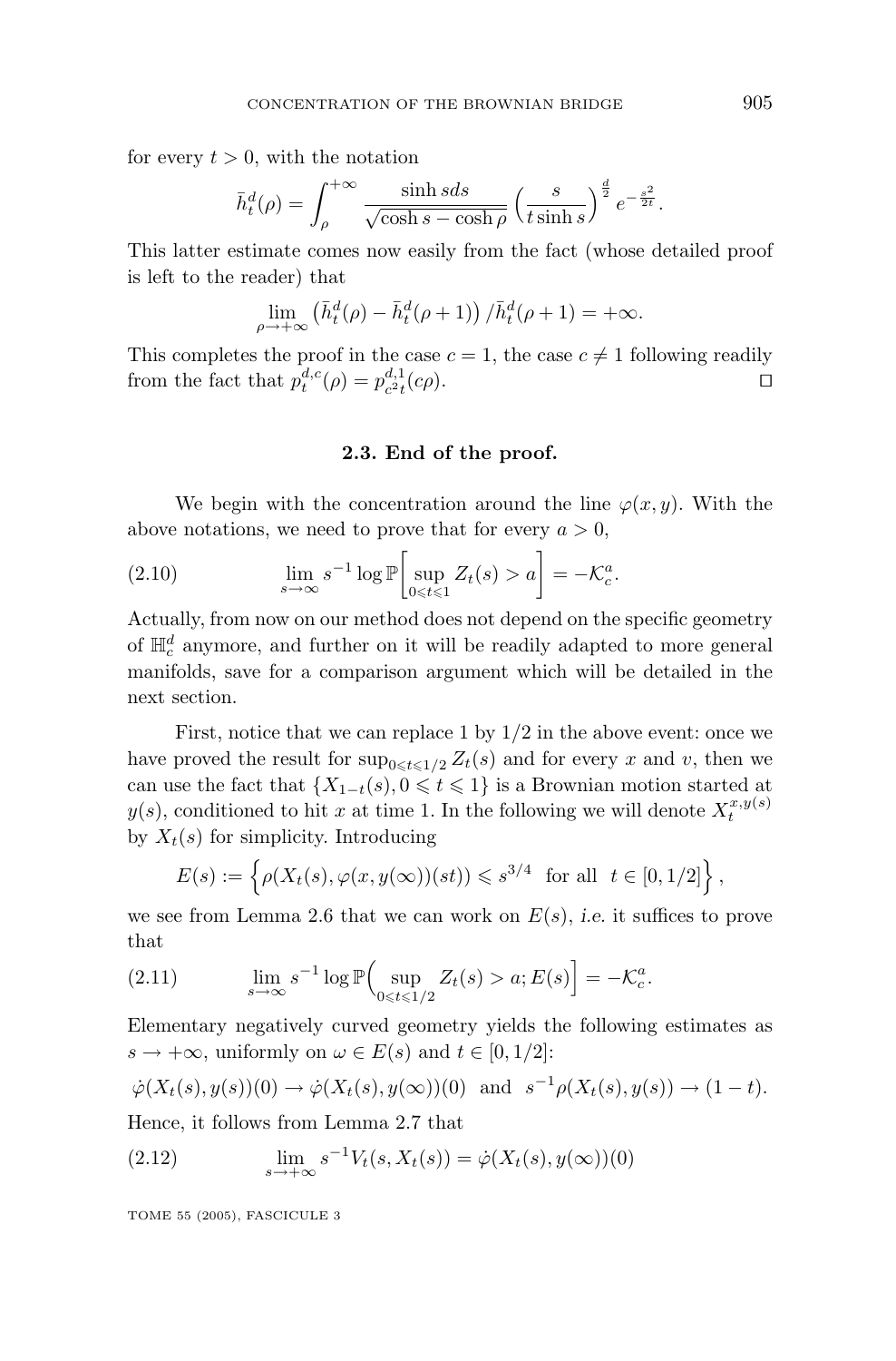for every $t > 0$, with the notation

$$\bar{h}_t^d(\rho) = \int_\rho^{+\infty} \frac{\sinh s ds}{\sqrt{\cosh s - \cosh \rho}} \left(\frac{s}{t \sinh s}\right)^{\frac{d}{2}} e^{-\frac{s^2}{2t}}.$$

This latter estimate comes now easily from the fact (whose detailed proof is left to the reader) that

$$\lim_{\rho \to +\infty} \left(\bar{h}_t^d(\rho) - \bar{h}_t^d(\rho+1)\right) / \bar{h}_t^d(\rho+1) = +\infty.$$

This completes the proof in the case $c = 1$, the case $c \neq 1$ following readily from the fact that $p_t^{d,c}(\rho) = p_{c^2 t}^{d,1}(c\rho)$. $\square$

### 2.3. End of the proof.

We begin with the concentration around the line $\varphi(x, y)$. With the above notations, we need to prove that for every $a > 0$,

$$\lim_{s \to \infty} s^{-1} \log \mathbb{P}\left[\sup_{0 \leqslant t \leqslant 1} Z_t(s) > a\right] = -\mathcal{K}_c^a. \tag{2.10}$$

Actually, from now on our method does not depend on the specific geometry of $\mathbb{H}_c^d$ anymore, and further on it will be readily adapted to more general manifolds, save for a comparison argument which will be detailed in the next section.

First, notice that we can replace 1 by 1/2 in the above event: once we have proved the result for $\sup_{0 \leqslant t \leqslant 1/2} Z_t(s)$ and for every $x$ and $v$, then we can use the fact that $\{X_{1-t}(s), 0 \leqslant t \leqslant 1\}$ is a Brownian motion started at $y(s)$, conditioned to hit $x$ at time 1. In the following we will denote $X_t^{x,y(s)}$ by $X_t(s)$ for simplicity. Introducing

$$E(s) := \left\{\rho(X_t(s), \varphi(x, y(\infty))(st)) \leqslant s^{3/4} \text{ for all } t \in [0, 1/2]\right\},$$

we see from Lemma 2.6 that we can work on $E(s)$, *i.e.* it suffices to prove that

$$\lim_{s \to \infty} s^{-1} \log \mathbb{P}\Big(\sup_{0 \leqslant t \leqslant 1/2} Z_t(s) > a; E(s)\Big] = -\mathcal{K}_c^a. \tag{2.11}$$

Elementary negatively curved geometry yields the following estimates as $s \to +\infty$, uniformly on $\omega \in E(s)$ and $t \in [0, 1/2]$:

$$\dot{\varphi}(X_t(s), y(s))(0) \to \dot{\varphi}(X_t(s), y(\infty))(0) \text{ and } s^{-1}\rho(X_t(s), y(s)) \to (1-t).$$

Hence, it follows from Lemma 2.7 that

$$\lim_{s \to +\infty} s^{-1} V_t(s, X_t(s)) = \dot{\varphi}(X_t(s), y(\infty))(0) \tag{2.12}$$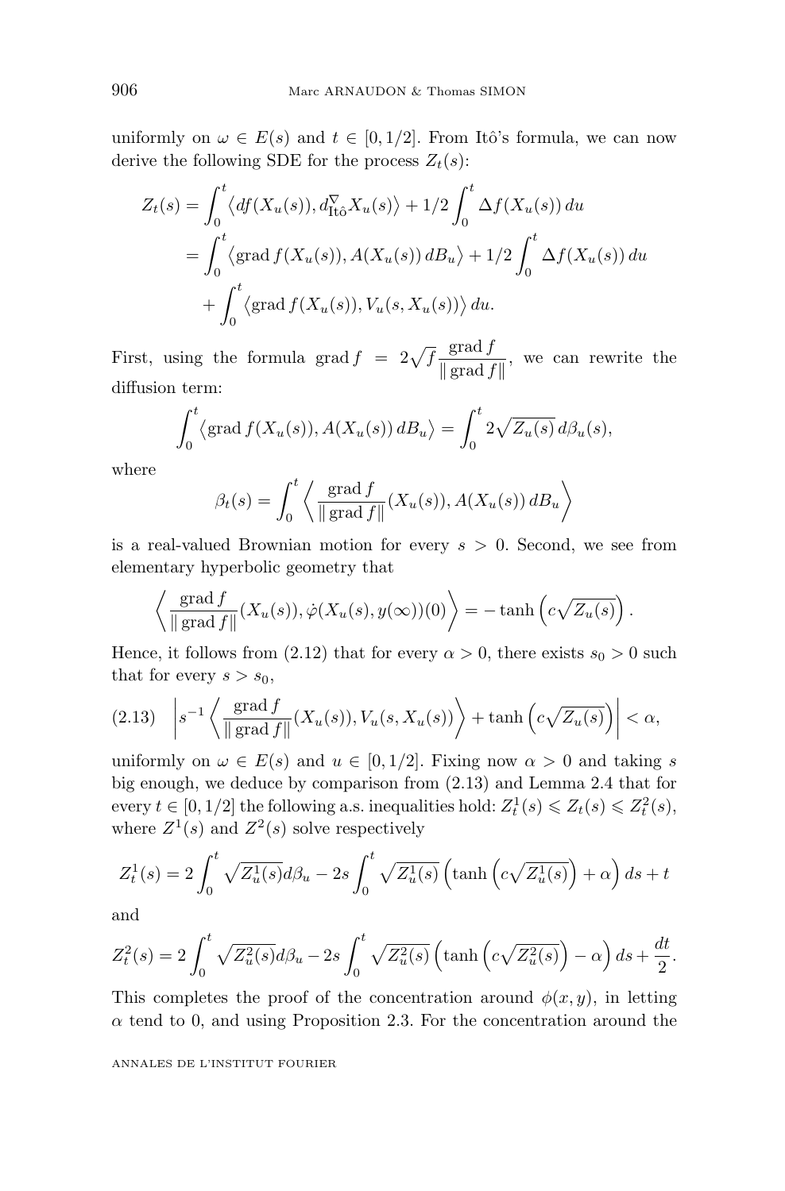uniformly on $\omega \in E(s)$ and $t \in [0, 1/2]$. From Itô's formula, we can now derive the following SDE for the process $Z_t(s)$:

$$
\begin{aligned}
Z_t(s) &= \int_0^t \big\langle df(X_u(s)), d^{\nabla}_{\text{Itô}} X_u(s)\big\rangle + 1/2 \int_0^t \Delta f(X_u(s))\, du \\
&= \int_0^t \big\langle \operatorname{grad} f(X_u(s)), A(X_u(s))\, dB_u\big\rangle + 1/2 \int_0^t \Delta f(X_u(s))\, du \\
&\quad + \int_0^t \big\langle \operatorname{grad} f(X_u(s)), V_u(s, X_u(s))\big\rangle\, du.
\end{aligned}
$$

First, using the formula $\operatorname{grad} f = 2\sqrt{f}\dfrac{\operatorname{grad} f}{\|\operatorname{grad} f\|}$, we can rewrite the diffusion term:

$$
\int_0^t \big\langle \operatorname{grad} f(X_u(s)), A(X_u(s))\, dB_u\big\rangle = \int_0^t 2\sqrt{Z_u(s)}\, d\beta_u(s),
$$

where

$$
\beta_t(s) = \int_0^t \left\langle \frac{\operatorname{grad} f}{\|\operatorname{grad} f\|}(X_u(s)), A(X_u(s))\, dB_u \right\rangle
$$

is a real-valued Brownian motion for every $s > 0$. Second, we see from elementary hyperbolic geometry that

$$
\left\langle \frac{\operatorname{grad} f}{\|\operatorname{grad} f\|}(X_u(s)), \dot{\varphi}(X_u(s), y(\infty))(0) \right\rangle = -\tanh\left(c\sqrt{Z_u(s)}\right).
$$

Hence, it follows from (2.12) that for every $\alpha > 0$, there exists $s_0 > 0$ such that for every $s > s_0$,

$$
\left| s^{-1} \left\langle \frac{\operatorname{grad} f}{\|\operatorname{grad} f\|}(X_u(s)), V_u(s, X_u(s)) \right\rangle + \tanh\left(c\sqrt{Z_u(s)}\right) \right| < \alpha, \tag{2.13}
$$

uniformly on $\omega \in E(s)$ and $u \in [0, 1/2]$. Fixing now $\alpha > 0$ and taking $s$ big enough, we deduce by comparison from (2.13) and Lemma 2.4 that for every $t \in [0, 1/2]$ the following a.s. inequalities hold: $Z_t^1(s) \leqslant Z_t(s) \leqslant Z_t^2(s)$, where $Z^1(s)$ and $Z^2(s)$ solve respectively

$$
Z_t^1(s) = 2\int_0^t \sqrt{Z_u^1(s)} d\beta_u - 2s \int_0^t \sqrt{Z_u^1(s)} \left(\tanh\left(c\sqrt{Z_u^1(s)}\right) + \alpha\right) ds + t
$$

and

$$
Z_t^2(s) = 2\int_0^t \sqrt{Z_u^2(s)} d\beta_u - 2s \int_0^t \sqrt{Z_u^2(s)} \left(\tanh\left(c\sqrt{Z_u^2(s)}\right) - \alpha\right) ds + \frac{dt}{2}.
$$

This completes the proof of the concentration around $\phi(x, y)$, in letting $\alpha$ tend to 0, and using Proposition 2.3. For the concentration around the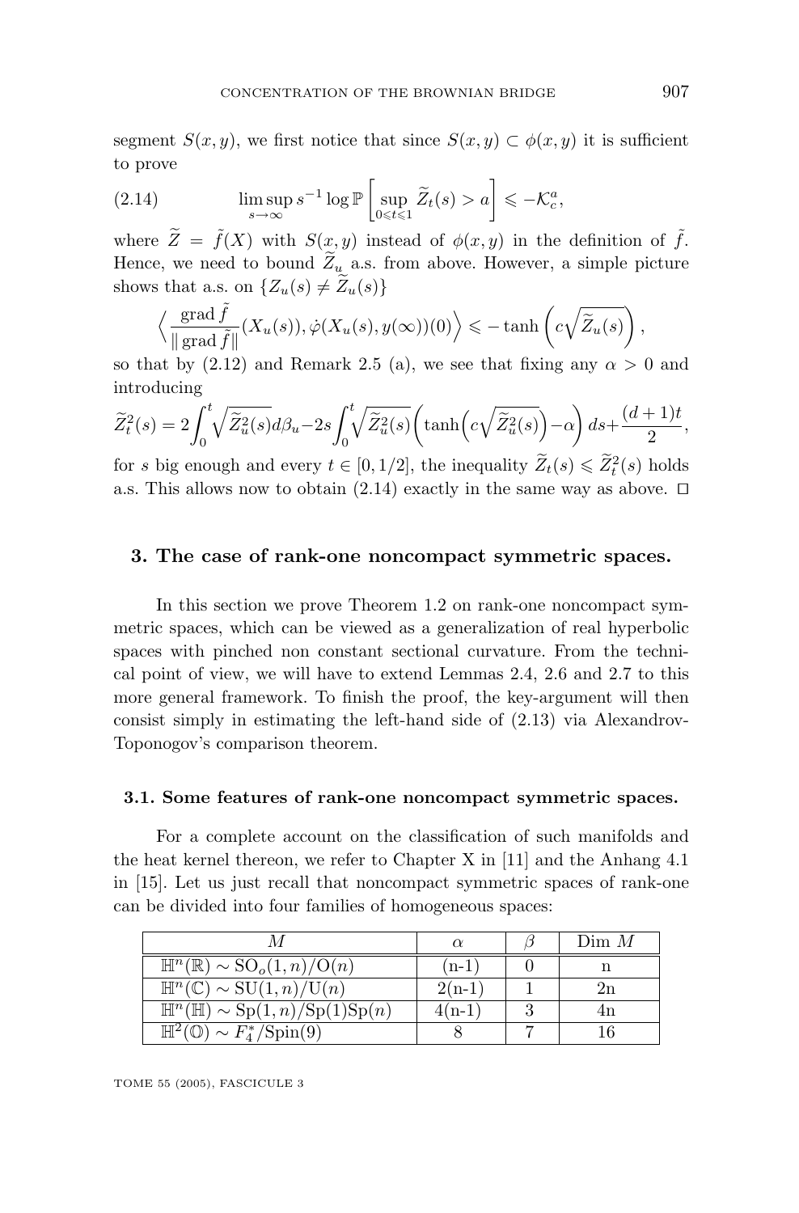segment $S(x, y)$, we first notice that since $S(x, y) \subset \phi(x, y)$ it is sufficient to prove

$$\limsup_{s\to\infty} s^{-1} \log \mathbb{P}\left[\sup_{0\leqslant t\leqslant 1} \widetilde{Z}_t(s) > a\right] \leqslant -\mathcal{K}_c^a, \tag{2.14}$$

where $\widetilde{Z} = \tilde{f}(X)$ with $S(x, y)$ instead of $\phi(x, y)$ in the definition of $\tilde{f}$. Hence, we need to bound $\widetilde{Z}_u$ a.s. from above. However, a simple picture shows that a.s. on $\{Z_u(s) \neq \widetilde{Z}_u(s)\}$

$$\Big\langle \frac{\operatorname{grad} \tilde{f}}{\|\operatorname{grad} \tilde{f}\|}(X_u(s)), \dot{\varphi}(X_u(s), y(\infty))(0) \Big\rangle \leqslant -\tanh\left(c\sqrt{\widetilde{Z}_u(s)}\right),$$

so that by (2.12) and Remark 2.5 (a), we see that fixing any $\alpha > 0$ and introducing

$$\widetilde{Z}_t^2(s) = 2\int_0^t \sqrt{\widetilde{Z}_u^2(s)}d\beta_u - 2s\int_0^t \sqrt{\widetilde{Z}_u^2(s)}\Big(\tanh\Big(c\sqrt{\widetilde{Z}_u^2(s)}\Big) - \alpha\Big)\, ds + \frac{(d+1)t}{2},$$

for $s$ big enough and every $t \in [0, 1/2]$, the inequality $\widetilde{Z}_t(s) \leqslant \widetilde{Z}_t^2(s)$ holds a.s. This allows now to obtain (2.14) exactly in the same way as above. □

## 3. The case of rank-one noncompact symmetric spaces.

In this section we prove Theorem 1.2 on rank-one noncompact symmetric spaces, which can be viewed as a generalization of real hyperbolic spaces with pinched non constant sectional curvature. From the technical point of view, we will have to extend Lemmas 2.4, 2.6 and 2.7 to this more general framework. To finish the proof, the key-argument will then consist simply in estimating the left-hand side of (2.13) via Alexandrov-Toponogov's comparison theorem.

### 3.1. Some features of rank-one noncompact symmetric spaces.

For a complete account on the classification of such manifolds and the heat kernel thereon, we refer to Chapter X in [11] and the Anhang 4.1 in [15]. Let us just recall that noncompact symmetric spaces of rank-one can be divided into four families of homogeneous spaces:

| $M$ | $\alpha$ | $\beta$ | Dim $M$ |
|---|---|---|---|
| $\mathbb{H}^n(\mathbb{R}) \sim \mathrm{SO}_o(1,n)/\mathrm{O}(n)$ | (n-1) | 0 | n |
| $\mathbb{H}^n(\mathbb{C}) \sim \mathrm{SU}(1,n)/\mathrm{U}(n)$ | 2(n-1) | 1 | 2n |
| $\mathbb{H}^n(\mathbb{H}) \sim \mathrm{Sp}(1,n)/\mathrm{Sp}(1)\mathrm{Sp}(n)$ | 4(n-1) | 3 | 4n |
| $\mathbb{H}^2(\mathbb{O}) \sim F_4^*/\mathrm{Spin}(9)$ | 8 | 7 | 16 |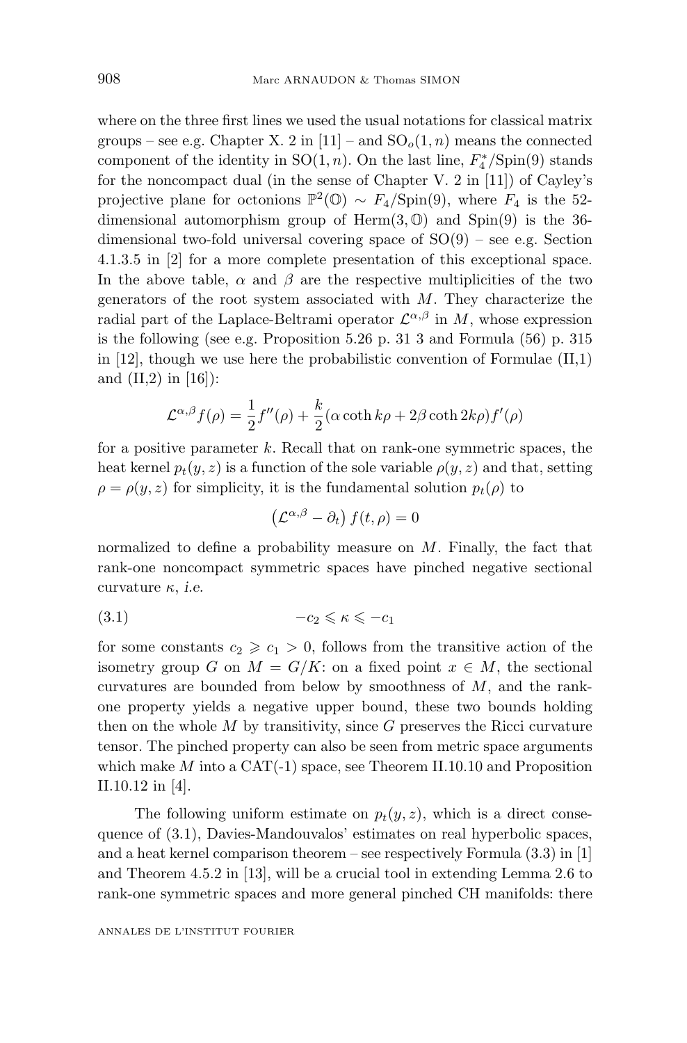where on the three first lines we used the usual notations for classical matrix groups – see e.g. Chapter X. 2 in [11] – and $\mathrm{SO}_o(1,n)$ means the connected component of the identity in $\mathrm{SO}(1,n)$. On the last line, $F_4^*/\mathrm{Spin}(9)$ stands for the noncompact dual (in the sense of Chapter V. 2 in [11]) of Cayley's projective plane for octonions $\mathbb{P}^2(\mathbb{O}) \sim F_4/\mathrm{Spin}(9)$, where $F_4$ is the 52-dimensional automorphism group of $\mathrm{Herm}(3,\mathbb{O})$ and $\mathrm{Spin}(9)$ is the 36-dimensional two-fold universal covering space of $\mathrm{SO}(9)$ – see e.g. Section 4.1.3.5 in [2] for a more complete presentation of this exceptional space. In the above table, $\alpha$ and $\beta$ are the respective multiplicities of the two generators of the root system associated with $M$. They characterize the radial part of the Laplace-Beltrami operator $\mathcal{L}^{\alpha,\beta}$ in $M$, whose expression is the following (see e.g. Proposition 5.26 p. 31 3 and Formula (56) p. 315 in [12], though we use here the probabilistic convention of Formulae (II,1) and (II,2) in [16]):

$$\mathcal{L}^{\alpha,\beta} f(\rho) = \frac{1}{2} f''(\rho) + \frac{k}{2}(\alpha \coth k\rho + 2\beta \coth 2k\rho) f'(\rho)$$

for a positive parameter $k$. Recall that on rank-one symmetric spaces, the heat kernel $p_t(y,z)$ is a function of the sole variable $\rho(y,z)$ and that, setting $\rho = \rho(y,z)$ for simplicity, it is the fundamental solution $p_t(\rho)$ to

$$\left(\mathcal{L}^{\alpha,\beta} - \partial_t\right) f(t,\rho) = 0$$

normalized to define a probability measure on $M$. Finally, the fact that rank-one noncompact symmetric spaces have pinched negative sectional curvature $\kappa$, *i.e.*

$$-c_2 \leqslant \kappa \leqslant -c_1 \tag{3.1}$$

for some constants $c_2 \geqslant c_1 > 0$, follows from the transitive action of the isometry group $G$ on $M = G/K$: on a fixed point $x \in M$, the sectional curvatures are bounded from below by smoothness of $M$, and the rank-one property yields a negative upper bound, these two bounds holding then on the whole $M$ by transitivity, since $G$ preserves the Ricci curvature tensor. The pinched property can also be seen from metric space arguments which make $M$ into a CAT(-1) space, see Theorem II.10.10 and Proposition II.10.12 in [4].

The following uniform estimate on $p_t(y,z)$, which is a direct consequence of (3.1), Davies-Mandouvalos' estimates on real hyperbolic spaces, and a heat kernel comparison theorem – see respectively Formula (3.3) in [1] and Theorem 4.5.2 in [13], will be a crucial tool in extending Lemma 2.6 to rank-one symmetric spaces and more general pinched CH manifolds: there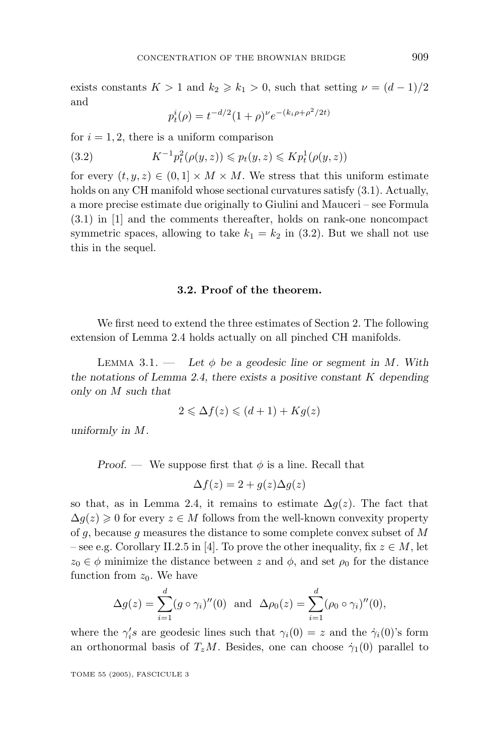exists constants $K > 1$ and $k_2 \geqslant k_1 > 0$, such that setting $\nu = (d-1)/2$ and

$$p_t^i(\rho) = t^{-d/2}(1+\rho)^\nu e^{-(k_i\rho + \rho^2/2t)}$$

for $i = 1, 2$, there is a uniform comparison

$$K^{-1} p_t^2(\rho(y,z)) \leqslant p_t(y,z) \leqslant K p_t^1(\rho(y,z)) \tag{3.2}$$

for every $(t, y, z) \in (0,1] \times M \times M$. We stress that this uniform estimate holds on any CH manifold whose sectional curvatures satisfy (3.1). Actually, a more precise estimate due originally to Giulini and Mauceri – see Formula (3.1) in [1] and the comments thereafter, holds on rank-one noncompact symmetric spaces, allowing to take $k_1 = k_2$ in (3.2). But we shall not use this in the sequel.

### 3.2. Proof of the theorem.

We first need to extend the three estimates of Section 2. The following extension of Lemma 2.4 holds actually on all pinched CH manifolds.

LEMMA 3.1. — *Let $\phi$ be a geodesic line or segment in $M$. With the notations of Lemma 2.4, there exists a positive constant $K$ depending only on $M$ such that*

$$2 \leqslant \Delta f(z) \leqslant (d+1) + Kg(z)$$

*uniformly in $M$.*

*Proof.* — We suppose first that $\phi$ is a line. Recall that

$$\Delta f(z) = 2 + g(z)\Delta g(z)$$

so that, as in Lemma 2.4, it remains to estimate $\Delta g(z)$. The fact that $\Delta g(z) \geqslant 0$ for every $z \in M$ follows from the well-known convexity property of $g$, because $g$ measures the distance to some complete convex subset of $M$ – see e.g. Corollary II.2.5 in [4]. To prove the other inequality, fix $z \in M$, let $z_0 \in \phi$ minimize the distance between $z$ and $\phi$, and set $\rho_0$ for the distance function from $z_0$. We have

$$\Delta g(z) = \sum_{i=1}^{d} (g \circ \gamma_i)''(0) \quad \text{and} \quad \Delta \rho_0(z) = \sum_{i=1}^{d} (\rho_0 \circ \gamma_i)''(0),$$

where the $\gamma_i' s$ are geodesic lines such that $\gamma_i(0) = z$ and the $\dot{\gamma}_i(0)$'s form an orthonormal basis of $T_z M$. Besides, one can choose $\dot{\gamma}_1(0)$ parallel to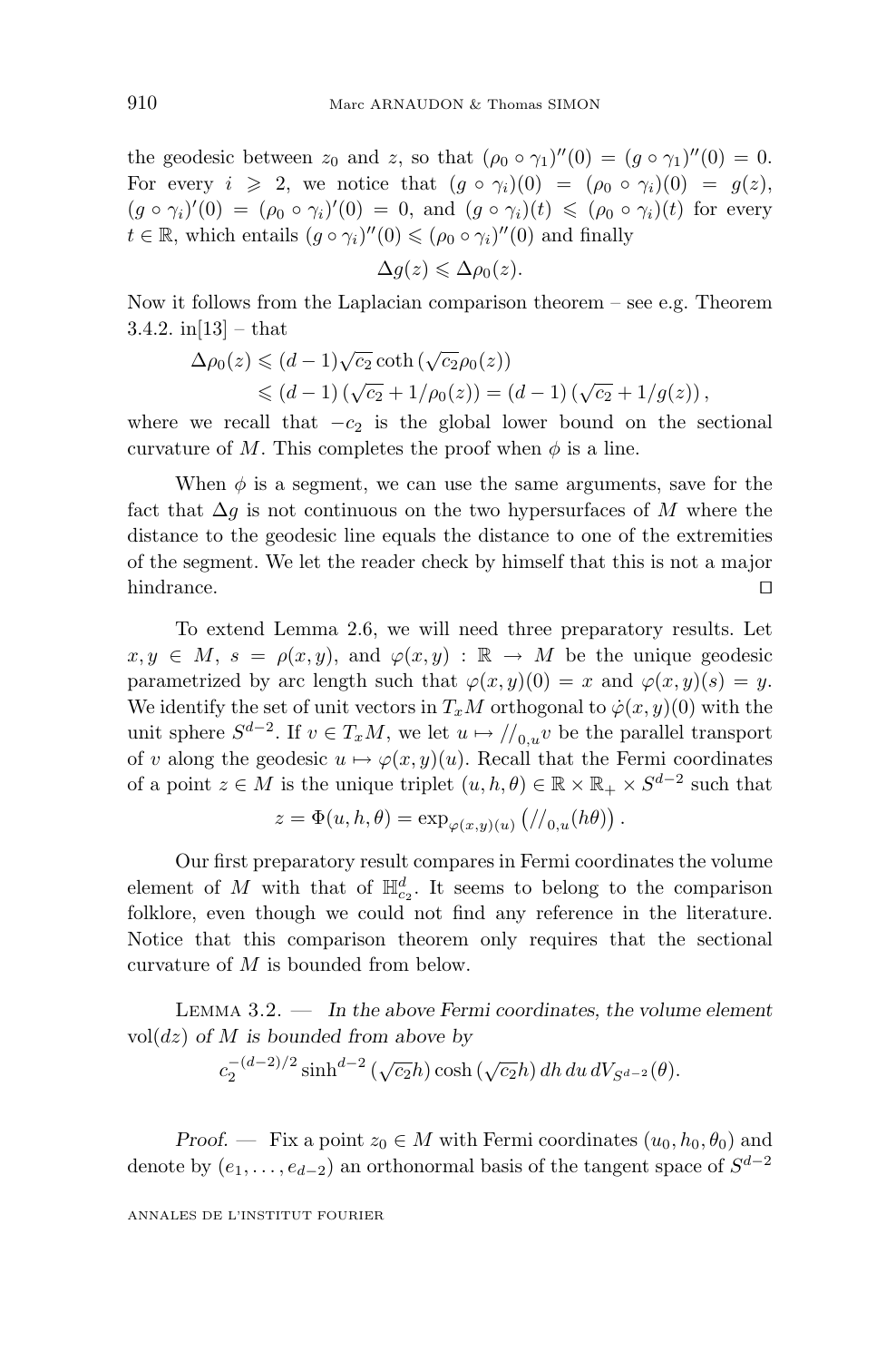the geodesic between $z_0$ and $z$, so that $(\rho_0 \circ \gamma_1)''(0) = (g \circ \gamma_1)''(0) = 0$. For every $i \geqslant 2$, we notice that $(g \circ \gamma_i)(0) = (\rho_0 \circ \gamma_i)(0) = g(z)$, $(g \circ \gamma_i)'(0) = (\rho_0 \circ \gamma_i)'(0) = 0$, and $(g \circ \gamma_i)(t) \leqslant (\rho_0 \circ \gamma_i)(t)$ for every $t \in \mathbb{R}$, which entails $(g \circ \gamma_i)''(0) \leqslant (\rho_0 \circ \gamma_i)''(0)$ and finally

$$\Delta g(z) \leqslant \Delta \rho_0(z).$$

Now it follows from the Laplacian comparison theorem – see e.g. Theorem 3.4.2. in[13] – that

$$\begin{aligned}
\Delta \rho_0(z) &\leqslant (d-1)\sqrt{c_2}\coth\left(\sqrt{c_2}\rho_0(z)\right) \\
&\leqslant (d-1)\left(\sqrt{c_2} + 1/\rho_0(z)\right) = (d-1)\left(\sqrt{c_2} + 1/g(z)\right),
\end{aligned}$$

where we recall that $-c_2$ is the global lower bound on the sectional curvature of $M$. This completes the proof when $\phi$ is a line.

When $\phi$ is a segment, we can use the same arguments, save for the fact that $\Delta g$ is not continuous on the two hypersurfaces of $M$ where the distance to the geodesic line equals the distance to one of the extremities of the segment. We let the reader check by himself that this is not a major hindrance. $\square$

To extend Lemma 2.6, we will need three preparatory results. Let $x, y \in M$, $s = \rho(x,y)$, and $\varphi(x,y) : \mathbb{R} \to M$ be the unique geodesic parametrized by arc length such that $\varphi(x,y)(0) = x$ and $\varphi(x,y)(s) = y$. We identify the set of unit vectors in $T_xM$ orthogonal to $\dot{\varphi}(x,y)(0)$ with the unit sphere $S^{d-2}$. If $v \in T_xM$, we let $u \mapsto //_{0,u}v$ be the parallel transport of $v$ along the geodesic $u \mapsto \varphi(x,y)(u)$. Recall that the Fermi coordinates of a point $z \in M$ is the unique triplet $(u,h,\theta) \in \mathbb{R} \times \mathbb{R}_+ \times S^{d-2}$ such that

$$z = \Phi(u,h,\theta) = \exp_{\varphi(x,y)(u)}\left(//_{0,u}(h\theta)\right).$$

Our first preparatory result compares in Fermi coordinates the volume element of $M$ with that of $\mathbb{H}^d_{c_2}$. It seems to belong to the comparison folklore, even though we could not find any reference in the literature. Notice that this comparison theorem only requires that the sectional curvature of $M$ is bounded from below.

Lemma 3.2. — *In the above Fermi coordinates, the volume element* $\mathrm{vol}(dz)$ *of* $M$ *is bounded from above by*

$$c_2^{-(d-2)/2}\sinh^{d-2}(\sqrt{c_2}h)\cosh(\sqrt{c_2}h)\, dh\, du\, dV_{S^{d-2}}(\theta).$$

*Proof.* — Fix a point $z_0 \in M$ with Fermi coordinates $(u_0, h_0, \theta_0)$ and denote by $(e_1, \ldots, e_{d-2})$ an orthonormal basis of the tangent space of $S^{d-2}$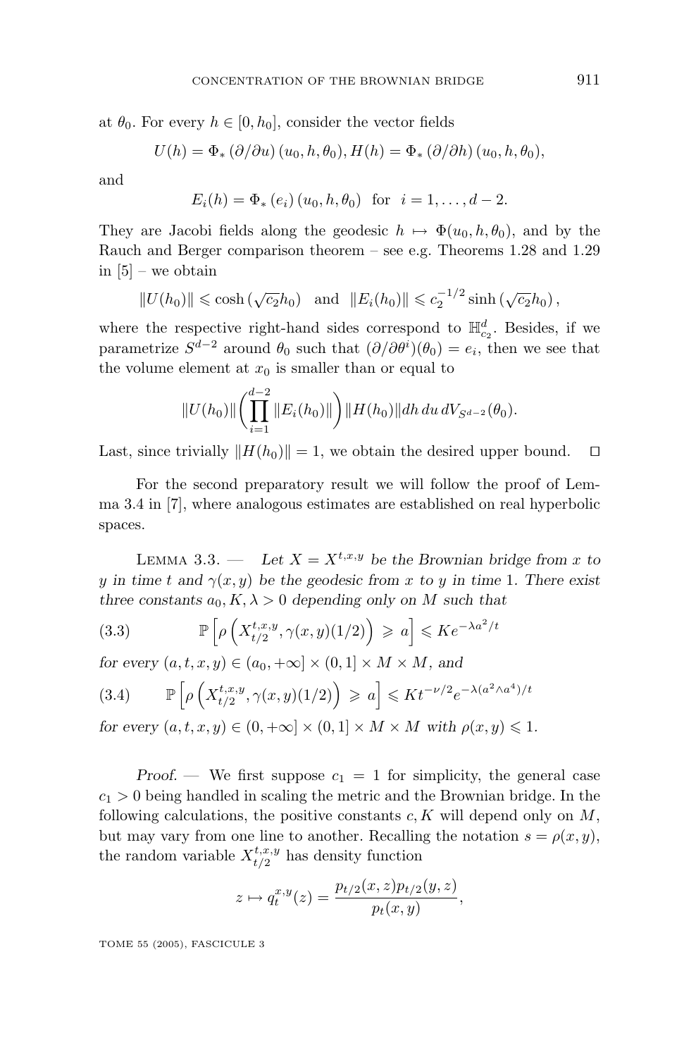at $\theta_0$. For every $h \in [0, h_0]$, consider the vector fields

$$U(h) = \Phi_* \left(\partial/\partial u\right)(u_0, h, \theta_0), H(h) = \Phi_* \left(\partial/\partial h\right)(u_0, h, \theta_0),$$

and

$$E_i(h) = \Phi_* \left(e_i\right)(u_0, h, \theta_0) \quad \text{for} \quad i = 1, \ldots, d-2.$$

They are Jacobi fields along the geodesic $h \mapsto \Phi(u_0, h, \theta_0)$, and by the Rauch and Berger comparison theorem – see e.g. Theorems 1.28 and 1.29 in [5] – we obtain

$$\|U(h_0)\| \leqslant \cosh\left(\sqrt{c_2} h_0\right) \quad \text{and} \quad \|E_i(h_0)\| \leqslant c_2^{-1/2} \sinh\left(\sqrt{c_2} h_0\right),$$

where the respective right-hand sides correspond to $\mathbb{H}^d_{c_2}$. Besides, if we parametrize $S^{d-2}$ around $\theta_0$ such that $(\partial/\partial\theta^i)(\theta_0) = e_i$, then we see that the volume element at $x_0$ is smaller than or equal to

$$\|U(h_0)\| \left( \prod_{i=1}^{d-2} \|E_i(h_0)\| \right) \|H(h_0)\| dh\, du\, dV_{S^{d-2}}(\theta_0).$$

Last, since trivially $\|H(h_0)\| = 1$, we obtain the desired upper bound. $\square$

For the second preparatory result we will follow the proof of Lemma 3.4 in [7], where analogous estimates are established on real hyperbolic spaces.

Lemma 3.3. — *Let $X = X^{t,x,y}$ be the Brownian bridge from $x$ to $y$ in time $t$ and $\gamma(x, y)$ be the geodesic from $x$ to $y$ in time 1. There exist three constants $a_0, K, \lambda > 0$ depending only on $M$ such that*

$$\mathbb{P}\left[\rho\left(X^{t,x,y}_{t/2}, \gamma(x, y)(1/2)\right) \geqslant a\right] \leqslant K e^{-\lambda a^2/t} \tag{3.3}$$

*for every $(a, t, x, y) \in (a_0, +\infty] \times (0, 1] \times M \times M$, and*

$$\mathbb{P}\left[\rho\left(X^{t,x,y}_{t/2}, \gamma(x, y)(1/2)\right) \geqslant a\right] \leqslant K t^{-\nu/2} e^{-\lambda(a^2 \wedge a^4)/t} \tag{3.4}$$

*for every $(a, t, x, y) \in (0, +\infty] \times (0, 1] \times M \times M$ with $\rho(x, y) \leqslant 1$.*

*Proof.* — We first suppose $c_1 = 1$ for simplicity, the general case $c_1 > 0$ being handled in scaling the metric and the Brownian bridge. In the following calculations, the positive constants $c, K$ will depend only on $M$, but may vary from one line to another. Recalling the notation $s = \rho(x, y)$, the random variable $X^{t,x,y}_{t/2}$ has density function

$$z \mapsto q^{x,y}_t(z) = \frac{p_{t/2}(x, z) p_{t/2}(y, z)}{p_t(x, y)},$$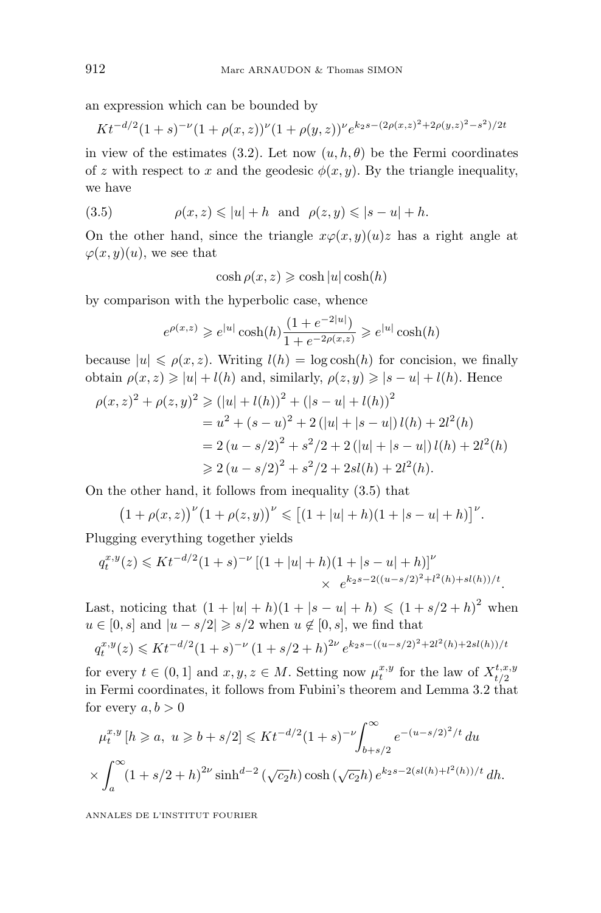an expression which can be bounded by

$$Kt^{-d/2}(1+s)^{-\nu}(1+\rho(x,z))^{\nu}(1+\rho(y,z))^{\nu}e^{k_2 s-(2\rho(x,z)^2+2\rho(y,z)^2-s^2)/2t}$$

in view of the estimates (3.2). Let now $(u,h,\theta)$ be the Fermi coordinates of $z$ with respect to $x$ and the geodesic $\phi(x,y)$. By the triangle inequality, we have

$$\rho(x,z)\leqslant |u|+h \quad\text{and}\quad \rho(z,y)\leqslant |s-u|+h. \tag{3.5}$$

On the other hand, since the triangle $x\varphi(x,y)(u)z$ has a right angle at $\varphi(x,y)(u)$, we see that

$$\cosh\rho(x,z)\geqslant \cosh|u|\cosh(h)$$

by comparison with the hyperbolic case, whence

$$e^{\rho(x,z)}\geqslant e^{|u|}\cosh(h)\frac{(1+e^{-2|u|})}{1+e^{-2\rho(x,z)}}\geqslant e^{|u|}\cosh(h)$$

because $|u|\leqslant\rho(x,z)$. Writing $l(h)=\log\cosh(h)$ for concision, we finally obtain $\rho(x,z)\geqslant |u|+l(h)$ and, similarly, $\rho(z,y)\geqslant |s-u|+l(h)$. Hence

$$\begin{aligned}
\rho(x,z)^2+\rho(z,y)^2 &\geqslant (|u|+l(h))^2+(|s-u|+l(h))^2\\
&= u^2+(s-u)^2+2\left(|u|+|s-u|\right)l(h)+2l^2(h)\\
&= 2\left(u-s/2\right)^2+s^2/2+2\left(|u|+|s-u|\right)l(h)+2l^2(h)\\
&\geqslant 2\left(u-s/2\right)^2+s^2/2+2sl(h)+2l^2(h).
\end{aligned}$$

On the other hand, it follows from inequality (3.5) that

$$\big(1+\rho(x,z)\big)^{\nu}\big(1+\rho(z,y)\big)^{\nu}\leqslant\big[(1+|u|+h)(1+|s-u|+h)\big]^{\nu}.$$

Plugging everything together yields

$$q_t^{x,y}(z)\leqslant Kt^{-d/2}(1+s)^{-\nu}\left[(1+|u|+h)(1+|s-u|+h)\right]^{\nu}\times\; e^{k_2 s-2((u-s/2)^2+l^2(h)+sl(h))/t}.$$

Last, noticing that $(1+|u|+h)(1+|s-u|+h)\leqslant(1+s/2+h)^2$ when $u\in[0,s]$ and $|u-s/2|\geqslant s/2$ when $u\notin[0,s]$, we find that

$$q_t^{x,y}(z)\leqslant Kt^{-d/2}(1+s)^{-\nu}\left(1+s/2+h\right)^{2\nu}e^{k_2 s-((u-s/2)^2+2l^2(h)+2sl(h))/t}$$

for every $t\in(0,1]$ and $x,y,z\in M$. Setting now $\mu_t^{x,y}$ for the law of $X_{t/2}^{t,x,y}$ in Fermi coordinates, it follows from Fubini's theorem and Lemma 3.2 that for every $a,b>0$

$$\begin{aligned}
\mu_t^{x,y}\left[h\geqslant a,\ u\geqslant b+s/2\right]&\leqslant Kt^{-d/2}(1+s)^{-\nu}\int_{b+s/2}^{\infty}e^{-(u-s/2)^2/t}\,du\\
&\times\int_a^{\infty}(1+s/2+h)^{2\nu}\sinh^{d-2}(\sqrt{c_2}h)\cosh(\sqrt{c_2}h)\,e^{k_2 s-2(sl(h)+l^2(h))/t}\,dh.
\end{aligned}$$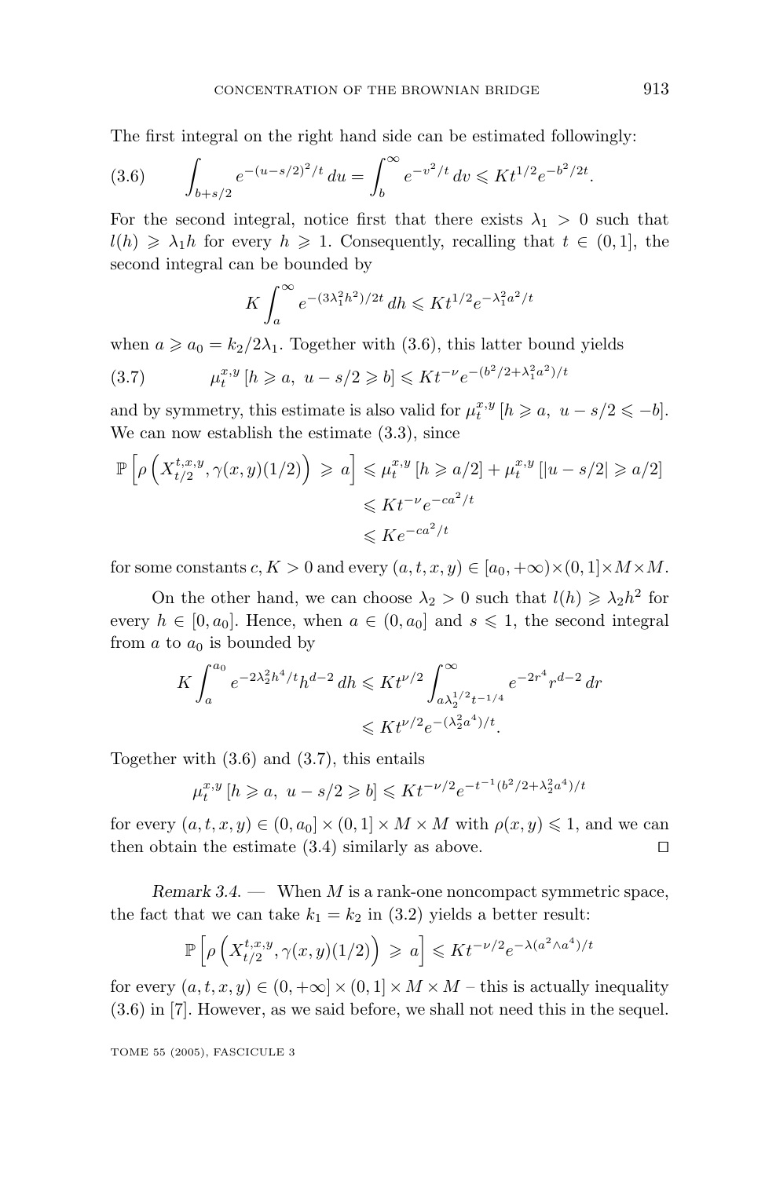The first integral on the right hand side can be estimated followingly:

$$\int_{b+s/2} e^{-(u-s/2)^2/t}\, du = \int_b^\infty e^{-v^2/t}\, dv \leqslant K t^{1/2} e^{-b^2/2t}. \tag{3.6}$$

For the second integral, notice first that there exists $\lambda_1 > 0$ such that $l(h) \geqslant \lambda_1 h$ for every $h \geqslant 1$. Consequently, recalling that $t \in (0,1]$, the second integral can be bounded by

$$K \int_a^\infty e^{-(3\lambda_1^2 h^2)/2t}\, dh \leqslant K t^{1/2} e^{-\lambda_1^2 a^2/t}$$

when $a \geqslant a_0 = k_2/2\lambda_1$. Together with (3.6), this latter bound yields

$$\mu_t^{x,y}\left[h \geqslant a,\ u - s/2 \geqslant b\right] \leqslant K t^{-\nu} e^{-(b^2/2+\lambda_1^2 a^2)/t} \tag{3.7}$$

and by symmetry, this estimate is also valid for $\mu_t^{x,y}\left[h \geqslant a,\ u - s/2 \leqslant -b\right]$. We can now establish the estimate (3.3), since

$$\begin{aligned}
\mathbb{P}\left[\rho\left(X_{t/2}^{t,x,y}, \gamma(x,y)(1/2)\right) \geqslant a\right] &\leqslant \mu_t^{x,y}\left[h \geqslant a/2\right] + \mu_t^{x,y}\left[|u - s/2| \geqslant a/2\right] \\
&\leqslant K t^{-\nu} e^{-ca^2/t} \\
&\leqslant K e^{-ca^2/t}
\end{aligned}$$

for some constants $c, K > 0$ and every $(a,t,x,y) \in [a_0, +\infty) \times (0,1] \times M \times M$.

On the other hand, we can choose $\lambda_2 > 0$ such that $l(h) \geqslant \lambda_2 h^2$ for every $h \in [0, a_0]$. Hence, when $a \in (0, a_0]$ and $s \leqslant 1$, the second integral from $a$ to $a_0$ is bounded by

$$\begin{aligned}
K \int_a^{a_0} e^{-2\lambda_2^2 h^4/t} h^{d-2}\, dh &\leqslant K t^{\nu/2} \int_{a\lambda_2^{1/2} t^{-1/4}}^\infty e^{-2r^4} r^{d-2}\, dr \\
&\leqslant K t^{\nu/2} e^{-(\lambda_2^2 a^4)/t}.
\end{aligned}$$

Together with (3.6) and (3.7), this entails

$$\mu_t^{x,y}\left[h \geqslant a,\ u - s/2 \geqslant b\right] \leqslant K t^{-\nu/2} e^{-t^{-1}(b^2/2+\lambda_2^2 a^4)/t}$$

for every $(a,t,x,y) \in (0, a_0] \times (0,1] \times M \times M$ with $\rho(x,y) \leqslant 1$, and we can then obtain the estimate (3.4) similarly as above. $\square$

*Remark 3.4.* — When $M$ is a rank-one noncompact symmetric space, the fact that we can take $k_1 = k_2$ in (3.2) yields a better result:

$$\mathbb{P}\left[\rho\left(X_{t/2}^{t,x,y}, \gamma(x,y)(1/2)\right) \geqslant a\right] \leqslant K t^{-\nu/2} e^{-\lambda(a^2 \wedge a^4)/t}$$

for every $(a,t,x,y) \in (0, +\infty] \times (0,1] \times M \times M$ – this is actually inequality (3.6) in [7]. However, as we said before, we shall not need this in the sequel.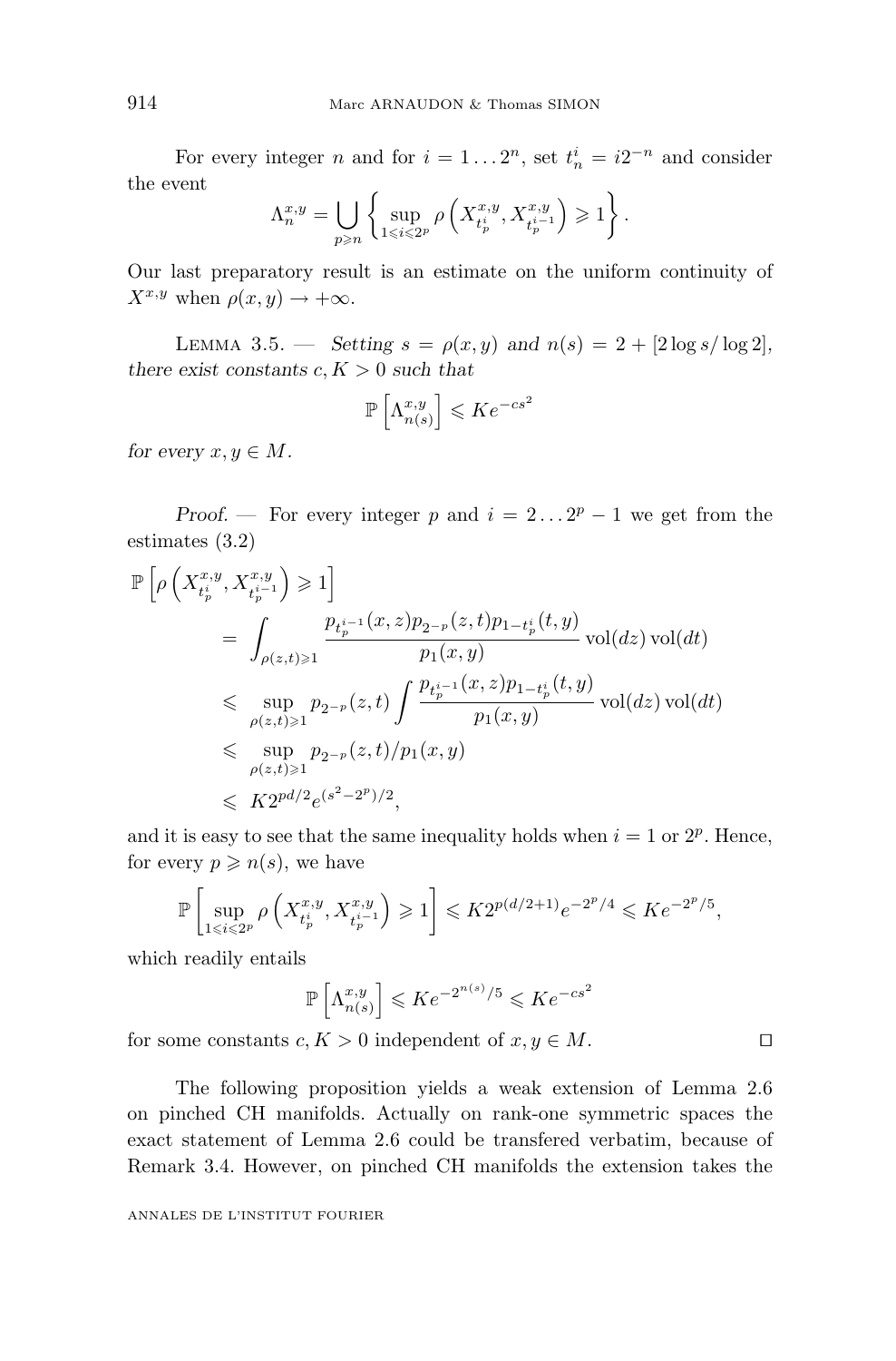For every integer $n$ and for $i = 1 \dots 2^n$, set $t_n^i = i2^{-n}$ and consider the event

$$\Lambda_n^{x,y} = \bigcup_{p \geqslant n} \left\{ \sup_{1 \leqslant i \leqslant 2^p} \rho\left( X_{t_p^i}^{x,y}, X_{t_p^{i-1}}^{x,y} \right) \geqslant 1 \right\}.$$

Our last preparatory result is an estimate on the uniform continuity of $X^{x,y}$ when $\rho(x,y) \to +\infty$.

Lemma 3.5. — *Setting $s = \rho(x,y)$ and $n(s) = 2 + [2 \log s / \log 2]$, there exist constants $c, K > 0$ such that*

$$\mathbb{P}\left[ \Lambda_{n(s)}^{x,y} \right] \leqslant K e^{-cs^2}$$

*for every $x, y \in M$.*

*Proof.* — For every integer $p$ and $i = 2 \dots 2^p - 1$ we get from the estimates (3.2)

$$\begin{aligned}
\mathbb{P}\left[ \rho\left( X_{t_p^i}^{x,y}, X_{t_p^{i-1}}^{x,y} \right) \geqslant 1 \right] \\
&= \int_{\rho(z,t) \geqslant 1} \frac{p_{t_p^{i-1}}(x,z) p_{2^{-p}}(z,t) p_{1-t_p^i}(t,y)}{p_1(x,y)} \operatorname{vol}(dz) \operatorname{vol}(dt) \\
&\leqslant \sup_{\rho(z,t) \geqslant 1} p_{2^{-p}}(z,t) \int \frac{p_{t_p^{i-1}}(x,z) p_{1-t_p^i}(t,y)}{p_1(x,y)} \operatorname{vol}(dz) \operatorname{vol}(dt) \\
&\leqslant \sup_{\rho(z,t) \geqslant 1} p_{2^{-p}}(z,t) / p_1(x,y) \\
&\leqslant K 2^{pd/2} e^{(s^2 - 2^p)/2},
\end{aligned}$$

and it is easy to see that the same inequality holds when $i = 1$ or $2^p$. Hence, for every $p \geqslant n(s)$, we have

$$\mathbb{P}\left[ \sup_{1 \leqslant i \leqslant 2^p} \rho\left( X_{t_p^i}^{x,y}, X_{t_p^{i-1}}^{x,y} \right) \geqslant 1 \right] \leqslant K 2^{p(d/2+1)} e^{-2^p/4} \leqslant K e^{-2^p/5},$$

which readily entails

$$\mathbb{P}\left[ \Lambda_{n(s)}^{x,y} \right] \leqslant K e^{-2^{n(s)}/5} \leqslant K e^{-cs^2}$$

for some constants $c, K > 0$ independent of $x, y \in M$. □

The following proposition yields a weak extension of Lemma 2.6 on pinched CH manifolds. Actually on rank-one symmetric spaces the exact statement of Lemma 2.6 could be transfered verbatim, because of Remark 3.4. However, on pinched CH manifolds the extension takes the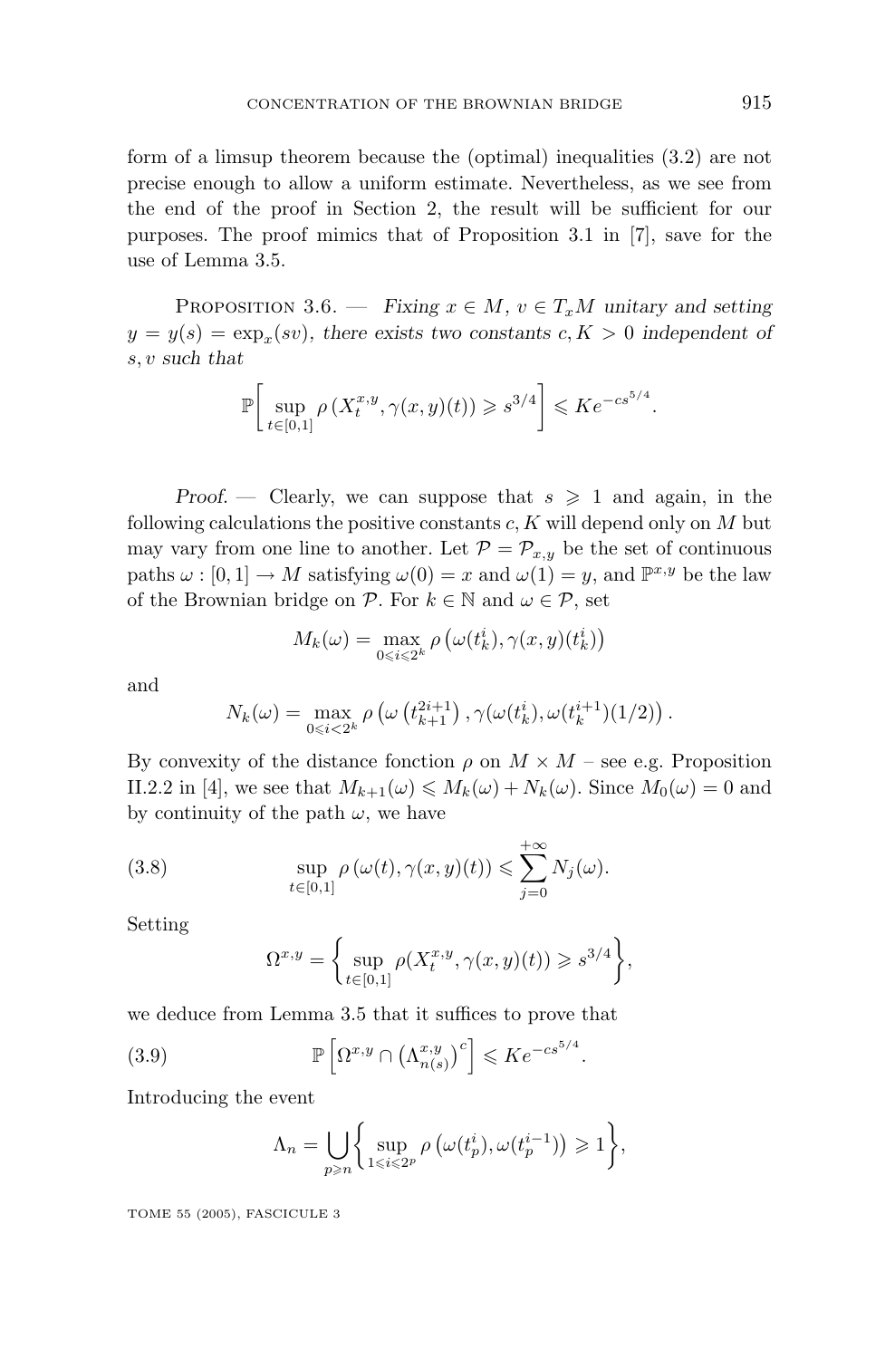form of a limsup theorem because the (optimal) inequalities (3.2) are not precise enough to allow a uniform estimate. Nevertheless, as we see from the end of the proof in Section 2, the result will be sufficient for our purposes. The proof mimics that of Proposition 3.1 in [7], save for the use of Lemma 3.5.

PROPOSITION 3.6. — *Fixing $x \in M$, $v \in T_xM$ unitary and setting $y = y(s) = \exp_x(sv)$, there exists two constants $c, K > 0$ independent of $s, v$ such that*

$$\mathbb{P}\left[\sup_{t\in[0,1]} \rho\left(X_t^{x,y}, \gamma(x,y)(t)\right) \geqslant s^{3/4}\right] \leqslant K e^{-cs^{5/4}}.$$

*Proof.* — Clearly, we can suppose that $s \geqslant 1$ and again, in the following calculations the positive constants $c, K$ will depend only on $M$ but may vary from one line to another. Let $\mathcal{P} = \mathcal{P}_{x,y}$ be the set of continuous paths $\omega : [0,1] \to M$ satisfying $\omega(0) = x$ and $\omega(1) = y$, and $\mathbb{P}^{x,y}$ be the law of the Brownian bridge on $\mathcal{P}$. For $k \in \mathbb{N}$ and $\omega \in \mathcal{P}$, set

$$M_k(\omega) = \max_{0\leqslant i\leqslant 2^k} \rho\left(\omega(t_k^i), \gamma(x,y)(t_k^i)\right)$$

and

$$N_k(\omega) = \max_{0\leqslant i< 2^k} \rho\left(\omega\left(t_{k+1}^{2i+1}\right), \gamma(\omega(t_k^i), \omega(t_k^{i+1})(1/2)\right).$$

By convexity of the distance fonction $\rho$ on $M \times M$ – see e.g. Proposition II.2.2 in [4], we see that $M_{k+1}(\omega) \leqslant M_k(\omega) + N_k(\omega)$. Since $M_0(\omega) = 0$ and by continuity of the path $\omega$, we have

$$\sup_{t\in[0,1]} \rho\left(\omega(t), \gamma(x,y)(t)\right) \leqslant \sum_{j=0}^{+\infty} N_j(\omega). \tag{3.8}$$

Setting

$$\Omega^{x,y} = \left\{\sup_{t\in[0,1]} \rho(X_t^{x,y}, \gamma(x,y)(t)) \geqslant s^{3/4}\right\},$$

we deduce from Lemma 3.5 that it suffices to prove that

$$\mathbb{P}\left[\Omega^{x,y} \cap \left(\Lambda_{n(s)}^{x,y}\right)^c\right] \leqslant K e^{-cs^{5/4}}. \tag{3.9}$$

Introducing the event

$$\Lambda_n = \bigcup_{p\geqslant n}\left\{\sup_{1\leqslant i\leqslant 2^p} \rho\left(\omega(t_p^i), \omega(t_p^{i-1})\right) \geqslant 1\right\},$$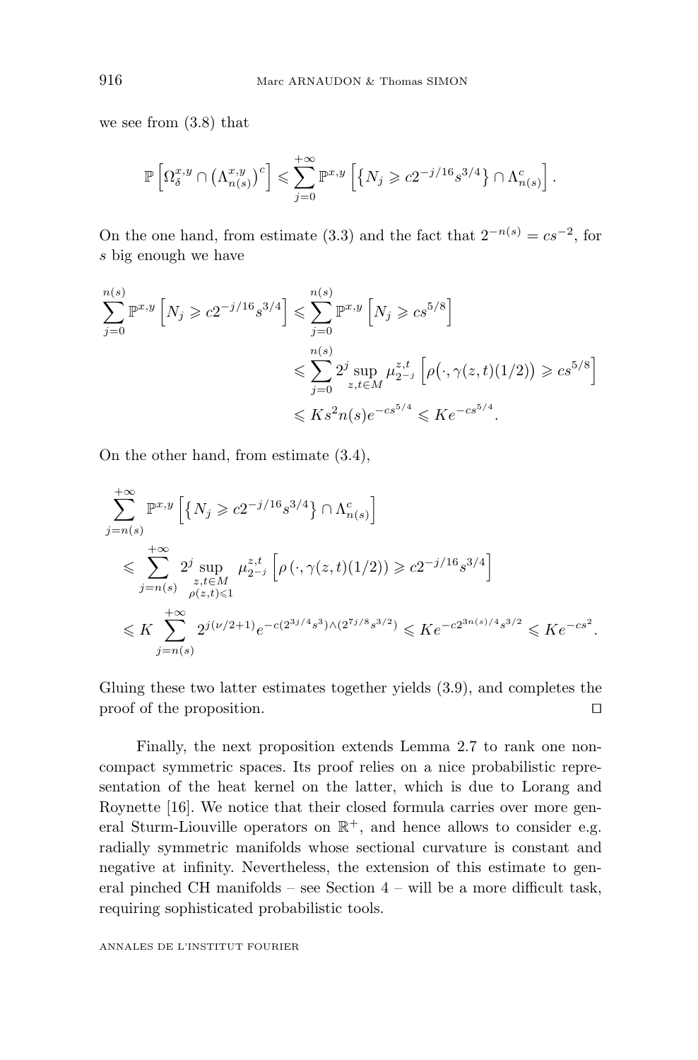we see from (3.8) that

$$\mathbb{P}\left[\Omega_\delta^{x,y} \cap \left(\Lambda_{n(s)}^{x,y}\right)^c\right] \leqslant \sum_{j=0}^{+\infty} \mathbb{P}^{x,y}\left[\left\{N_j \geqslant c2^{-j/16}s^{3/4}\right\} \cap \Lambda_{n(s)}^c\right].$$

On the one hand, from estimate (3.3) and the fact that $2^{-n(s)} = cs^{-2}$, for $s$ big enough we have

$$\begin{aligned}\sum_{j=0}^{n(s)} \mathbb{P}^{x,y}\left[N_j \geqslant c2^{-j/16}s^{3/4}\right] &\leqslant \sum_{j=0}^{n(s)} \mathbb{P}^{x,y}\left[N_j \geqslant cs^{5/8}\right] \\ &\leqslant \sum_{j=0}^{n(s)} 2^j \sup_{z,t\in M} \mu_{2^{-j}}^{z,t}\left[\rho\big(\cdot,\gamma(z,t)(1/2)\big) \geqslant cs^{5/8}\right] \\ &\leqslant Ks^2 n(s) e^{-cs^{5/4}} \leqslant Ke^{-cs^{5/4}}.\end{aligned}$$

On the other hand, from estimate (3.4),

$$\begin{aligned}&\sum_{j=n(s)}^{+\infty} \mathbb{P}^{x,y}\left[\left\{N_j \geqslant c2^{-j/16}s^{3/4}\right\} \cap \Lambda_{n(s)}^c\right] \\ &\quad\leqslant \sum_{j=n(s)}^{+\infty} 2^j \sup_{\substack{z,t\in M\\ \rho(z,t)\leqslant 1}} \mu_{2^{-j}}^{z,t}\left[\rho\left(\cdot,\gamma(z,t)(1/2)\right) \geqslant c2^{-j/16}s^{3/4}\right] \\ &\quad\leqslant K\sum_{j=n(s)}^{+\infty} 2^{j(\nu/2+1)} e^{-c(2^{3j/4}s^3)\wedge(2^{7j/8}s^{3/2})} \leqslant Ke^{-c2^{3n(s)/4}s^{3/2}} \leqslant Ke^{-cs^2}.\end{aligned}$$

Gluing these two latter estimates together yields (3.9), and completes the proof of the proposition. $\square$

Finally, the next proposition extends Lemma 2.7 to rank one non-compact symmetric spaces. Its proof relies on a nice probabilistic representation of the heat kernel on the latter, which is due to Lorang and Roynette [16]. We notice that their closed formula carries over more general Sturm-Liouville operators on $\mathbb{R}^+$, and hence allows to consider e.g. radially symmetric manifolds whose sectional curvature is constant and negative at infinity. Nevertheless, the extension of this estimate to general pinched CH manifolds – see Section 4 – will be a more difficult task, requiring sophisticated probabilistic tools.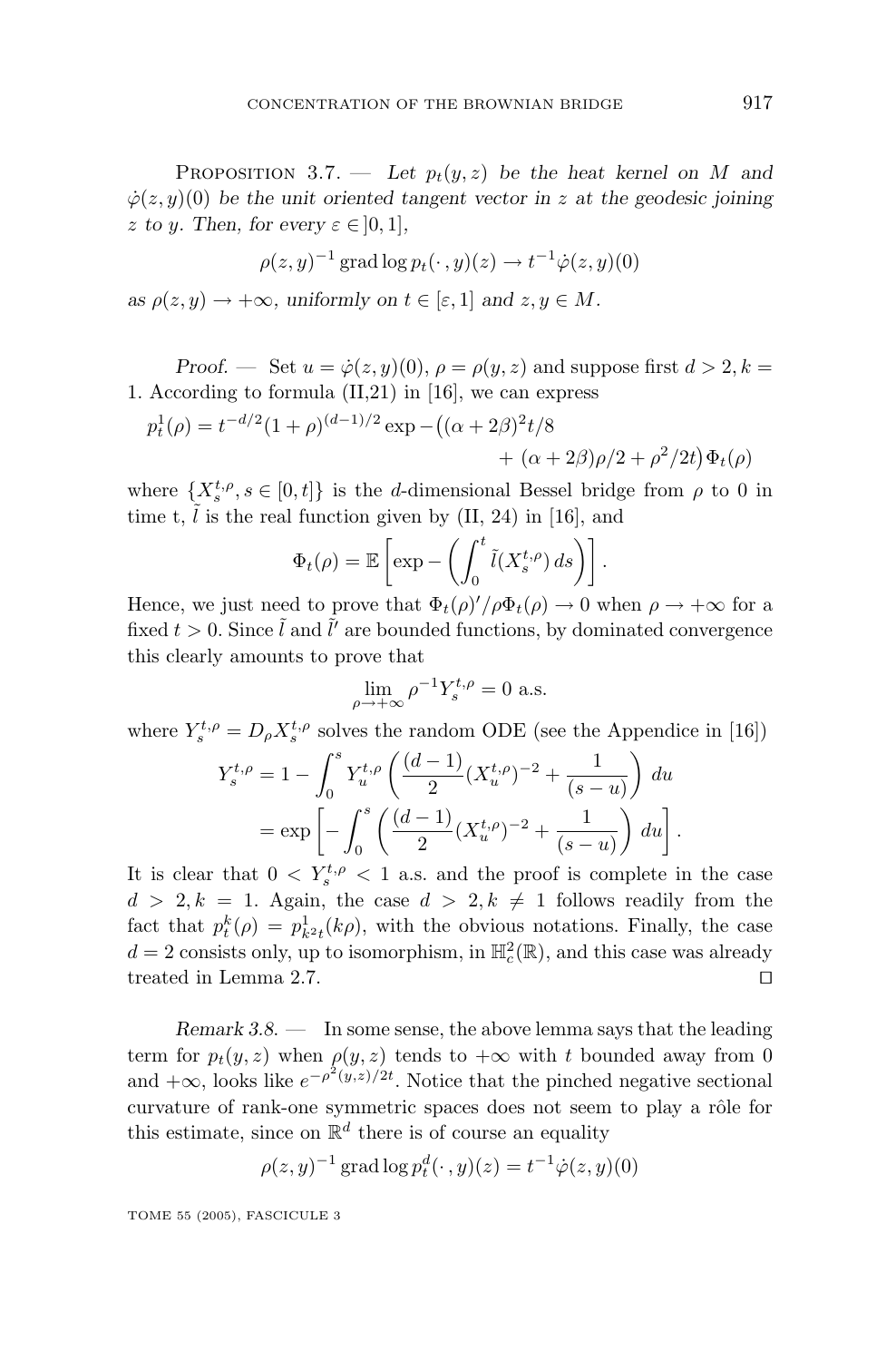Proposition 3.7. — *Let $p_t(y,z)$ be the heat kernel on $M$ and $\dot\varphi(z,y)(0)$ be the unit oriented tangent vector in $z$ at the geodesic joining $z$ to $y$. Then, for every $\varepsilon \in ]0,1]$,*

$$\rho(z,y)^{-1}\operatorname{grad}\log p_t(\cdot\,,y)(z) \to t^{-1}\dot\varphi(z,y)(0)$$

*as $\rho(z,y)\to+\infty$, uniformly on $t\in[\varepsilon,1]$ and $z,y\in M$.*

*Proof.* — Set $u=\dot\varphi(z,y)(0)$, $\rho=\rho(y,z)$ and suppose first $d>2, k=1$. According to formula (II,21) in [16], we can express

$$p_t^1(\rho)=t^{-d/2}(1+\rho)^{(d-1)/2}\exp-\big((\alpha+2\beta)^2t/8 + (\alpha+2\beta)\rho/2+\rho^2/2t\big)\Phi_t(\rho)$$

where $\{X_s^{t,\rho}, s\in[0,t]\}$ is the $d$-dimensional Bessel bridge from $\rho$ to 0 in time t, $\tilde l$ is the real function given by (II, 24) in [16], and

$$\Phi_t(\rho)=\mathbb{E}\left[\exp-\left(\int_0^t \tilde l(X_s^{t,\rho})\,ds\right)\right].$$

Hence, we just need to prove that $\Phi_t(\rho)'/\rho\Phi_t(\rho)\to 0$ when $\rho\to+\infty$ for a fixed $t>0$. Since $\tilde l$ and $\tilde l'$ are bounded functions, by dominated convergence this clearly amounts to prove that

$$\lim_{\rho\to+\infty}\rho^{-1}Y_s^{t,\rho}=0 \text{ a.s.}$$

where $Y_s^{t,\rho}=D_\rho X_s^{t,\rho}$ solves the random ODE (see the Appendice in [16])

$$\begin{aligned} Y_s^{t,\rho} &= 1-\int_0^s Y_u^{t,\rho}\left(\frac{(d-1)}{2}(X_u^{t,\rho})^{-2}+\frac{1}{(s-u)}\right)du \\ &= \exp\left[-\int_0^s\left(\frac{(d-1)}{2}(X_u^{t,\rho})^{-2}+\frac{1}{(s-u)}\right)du\right]. \end{aligned}$$

It is clear that $0<Y_s^{t,\rho}<1$ a.s. and the proof is complete in the case $d>2, k=1$. Again, the case $d>2, k\neq 1$ follows readily from the fact that $p_t^k(\rho)=p_{k^2t}^1(k\rho)$, with the obvious notations. Finally, the case $d=2$ consists only, up to isomorphism, in $\mathbb{H}_c^2(\mathbb{R})$, and this case was already treated in Lemma 2.7. $\square$

*Remark 3.8.* — In some sense, the above lemma says that the leading term for $p_t(y,z)$ when $\rho(y,z)$ tends to $+\infty$ with $t$ bounded away from 0 and $+\infty$, looks like $e^{-\rho^2(y,z)/2t}$. Notice that the pinched negative sectional curvature of rank-one symmetric spaces does not seem to play a rôle for this estimate, since on $\mathbb{R}^d$ there is of course an equality

$$\rho(z,y)^{-1}\operatorname{grad}\log p_t^d(\cdot\,,y)(z)=t^{-1}\dot\varphi(z,y)(0)$$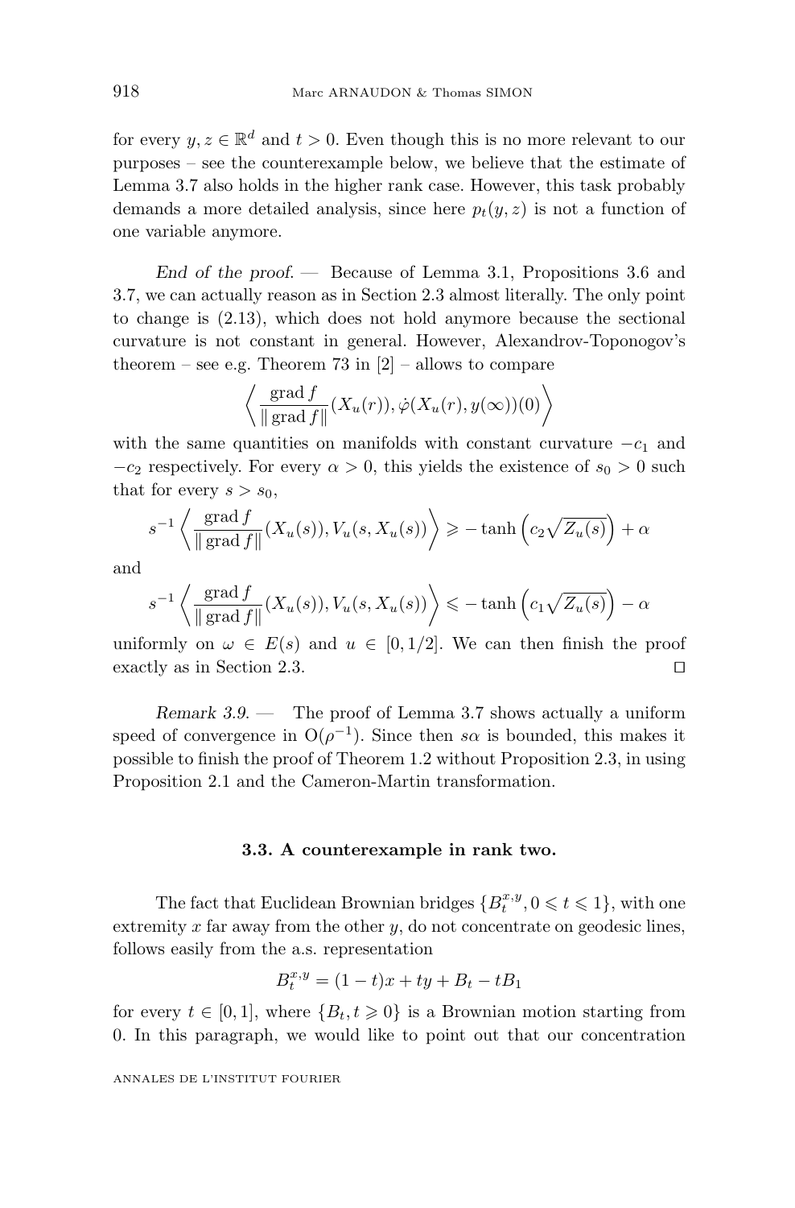for every $y, z \in \mathbb{R}^d$ and $t > 0$. Even though this is no more relevant to our purposes – see the counterexample below, we believe that the estimate of Lemma 3.7 also holds in the higher rank case. However, this task probably demands a more detailed analysis, since here $p_t(y, z)$ is not a function of one variable anymore.

*End of the proof.* — Because of Lemma 3.1, Propositions 3.6 and 3.7, we can actually reason as in Section 2.3 almost literally. The only point to change is (2.13), which does not hold anymore because the sectional curvature is not constant in general. However, Alexandrov-Toponogov's theorem – see e.g. Theorem 73 in [2] – allows to compare

$$\left\langle \frac{\operatorname{grad} f}{\|\operatorname{grad} f\|}(X_u(r)), \dot{\varphi}(X_u(r), y(\infty))(0) \right\rangle$$

with the same quantities on manifolds with constant curvature $-c_1$ and $-c_2$ respectively. For every $\alpha > 0$, this yields the existence of $s_0 > 0$ such that for every $s > s_0$,

$$s^{-1} \left\langle \frac{\operatorname{grad} f}{\|\operatorname{grad} f\|}(X_u(s)), V_u(s, X_u(s)) \right\rangle \geqslant -\tanh\left(c_2\sqrt{Z_u(s)}\right) + \alpha$$

and

$$s^{-1} \left\langle \frac{\operatorname{grad} f}{\|\operatorname{grad} f\|}(X_u(s)), V_u(s, X_u(s)) \right\rangle \leqslant -\tanh\left(c_1\sqrt{Z_u(s)}\right) - \alpha$$

uniformly on $\omega \in E(s)$ and $u \in [0, 1/2]$. We can then finish the proof exactly as in Section 2.3. □

*Remark 3.9.* — The proof of Lemma 3.7 shows actually a uniform speed of convergence in $\mathrm{O}(\rho^{-1})$. Since then $s\alpha$ is bounded, this makes it possible to finish the proof of Theorem 1.2 without Proposition 2.3, in using Proposition 2.1 and the Cameron-Martin transformation.

### 3.3. A counterexample in rank two.

The fact that Euclidean Brownian bridges $\{B_t^{x,y}, 0 \leqslant t \leqslant 1\}$, with one extremity $x$ far away from the other $y$, do not concentrate on geodesic lines, follows easily from the a.s. representation

$$B_t^{x,y} = (1-t)x + ty + B_t - tB_1$$

for every $t \in [0, 1]$, where $\{B_t, t \geqslant 0\}$ is a Brownian motion starting from 0. In this paragraph, we would like to point out that our concentration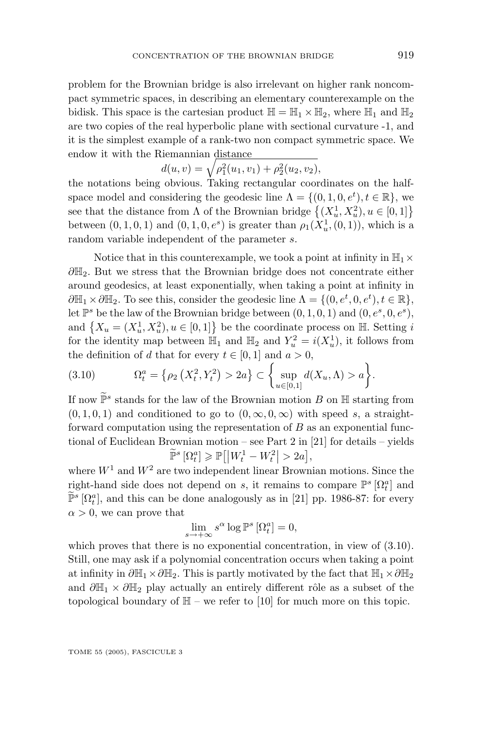problem for the Brownian bridge is also irrelevant on higher rank noncompact symmetric spaces, in describing an elementary counterexample on the bidisk. This space is the cartesian product $\mathbb{H} = \mathbb{H}_1 \times \mathbb{H}_2$, where $\mathbb{H}_1$ and $\mathbb{H}_2$ are two copies of the real hyperbolic plane with sectional curvature -1, and it is the simplest example of a rank-two non compact symmetric space. We endow it with the Riemannian distance

$$d(u, v) = \sqrt{\rho_1^2(u_1, v_1) + \rho_2^2(u_2, v_2)},$$

the notations being obvious. Taking rectangular coordinates on the half-space model and considering the geodesic line $\Lambda = \{(0, 1, 0, e^t), t \in \mathbb{R}\}$, we see that the distance from $\Lambda$ of the Brownian bridge $\{(X_u^1, X_u^2), u \in [0, 1]\}$ between $(0, 1, 0, 1)$ and $(0, 1, 0, e^s)$ is greater than $\rho_1(X_u^1, (0, 1))$, which is a random variable independent of the parameter $s$.

Notice that in this counterexample, we took a point at infinity in $\mathbb{H}_1 \times \partial\mathbb{H}_2$. But we stress that the Brownian bridge does not concentrate either around geodesics, at least exponentially, when taking a point at infinity in $\partial\mathbb{H}_1 \times \partial\mathbb{H}_2$. To see this, consider the geodesic line $\Lambda = \{(0, e^t, 0, e^t), t \in \mathbb{R}\}$, let $\mathbb{P}^s$ be the law of the Brownian bridge between $(0, 1, 0, 1)$ and $(0, e^s, 0, e^s)$, and $\{X_u = (X_u^1, X_u^2), u \in [0, 1]\}$ be the coordinate process on $\mathbb{H}$. Setting $i$ for the identity map between $\mathbb{H}_1$ and $\mathbb{H}_2$ and $Y_u^2 = i(X_u^1)$, it follows from the definition of $d$ that for every $t \in [0, 1]$ and $a > 0$,

$$\Omega_t^a = \left\{\rho_2\left(X_t^2, Y_t^2\right) > 2a\right\} \subset \left\{\sup_{u \in [0,1]} d(X_u, \Lambda) > a\right\}. \tag{3.10}$$

If now $\widetilde{\mathbb{P}}^s$ stands for the law of the Brownian motion $B$ on $\mathbb{H}$ starting from $(0, 1, 0, 1)$ and conditioned to go to $(0, \infty, 0, \infty)$ with speed $s$, a straightforward computation using the representation of $B$ as an exponential functional of Euclidean Brownian motion – see Part 2 in [21] for details – yields

$$\widetilde{\mathbb{P}}^s\left[\Omega_t^a\right] \geqslant \mathbb{P}\left[\left|W_t^1 - W_t^2\right| > 2a\right],$$

where $W^1$ and $W^2$ are two independent linear Brownian motions. Since the right-hand side does not depend on $s$, it remains to compare $\mathbb{P}^s\left[\Omega_t^a\right]$ and $\widetilde{\mathbb{P}}^s\left[\Omega_t^a\right]$, and this can be done analogously as in [21] pp. 1986-87: for every $\alpha > 0$, we can prove that

$$\lim_{s \to +\infty} s^\alpha \log \mathbb{P}^s\left[\Omega_t^a\right] = 0,$$

which proves that there is no exponential concentration, in view of (3.10). Still, one may ask if a polynomial concentration occurs when taking a point at infinity in $\partial\mathbb{H}_1 \times \partial\mathbb{H}_2$. This is partly motivated by the fact that $\mathbb{H}_1 \times \partial\mathbb{H}_2$ and $\partial\mathbb{H}_1 \times \partial\mathbb{H}_2$ play actually an entirely different rôle as a subset of the topological boundary of $\mathbb{H}$ – we refer to [10] for much more on this topic.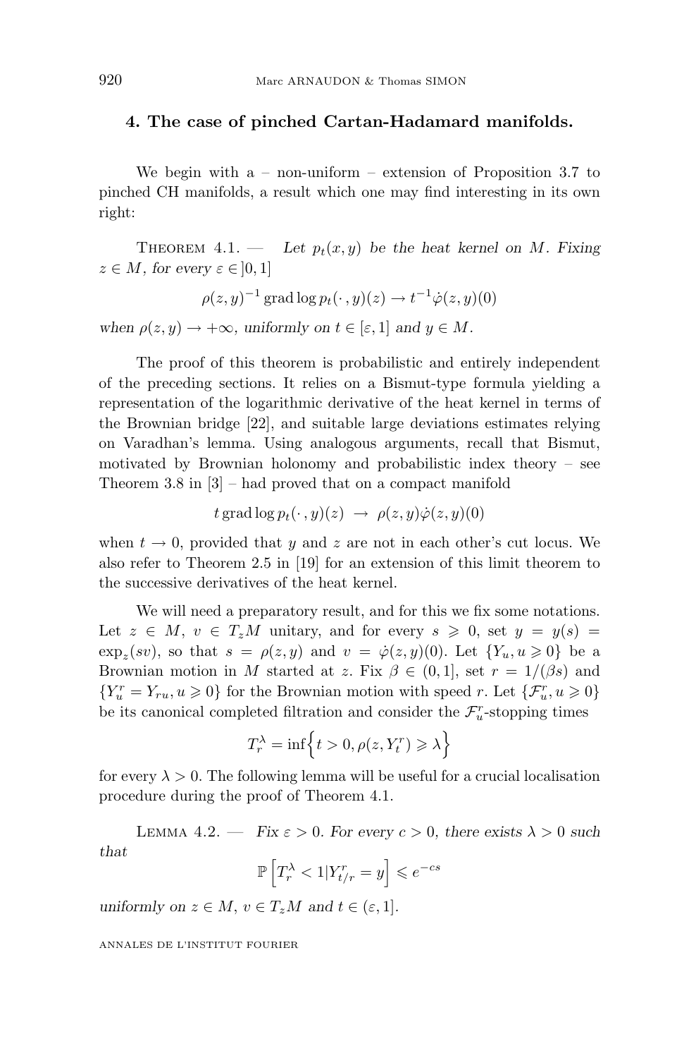## 4. The case of pinched Cartan-Hadamard manifolds.

We begin with a – non-uniform – extension of Proposition 3.7 to pinched CH manifolds, a result which one may find interesting in its own right:

THEOREM 4.1. — *Let $p_t(x,y)$ be the heat kernel on $M$. Fixing $z \in M$, for every $\varepsilon \in ]0,1]$*

$$\rho(z,y)^{-1} \operatorname{grad} \log p_t(\cdot\,,y)(z) \to t^{-1}\dot\varphi(z,y)(0)$$

*when $\rho(z,y) \to +\infty$, uniformly on $t \in [\varepsilon, 1]$ and $y \in M$.*

The proof of this theorem is probabilistic and entirely independent of the preceding sections. It relies on a Bismut-type formula yielding a representation of the logarithmic derivative of the heat kernel in terms of the Brownian bridge [22], and suitable large deviations estimates relying on Varadhan's lemma. Using analogous arguments, recall that Bismut, motivated by Brownian holonomy and probabilistic index theory – see Theorem 3.8 in [3] – had proved that on a compact manifold

$$t \operatorname{grad} \log p_t(\cdot\,,y)(z) \;\to\; \rho(z,y)\dot\varphi(z,y)(0)$$

when $t \to 0$, provided that $y$ and $z$ are not in each other's cut locus. We also refer to Theorem 2.5 in [19] for an extension of this limit theorem to the successive derivatives of the heat kernel.

We will need a preparatory result, and for this we fix some notations. Let $z \in M$, $v \in T_zM$ unitary, and for every $s \geqslant 0$, set $y = y(s) = \exp_z(sv)$, so that $s = \rho(z,y)$ and $v = \dot\varphi(z,y)(0)$. Let $\{Y_u, u \geqslant 0\}$ be a Brownian motion in $M$ started at $z$. Fix $\beta \in (0,1]$, set $r = 1/(\beta s)$ and $\{Y^r_u = Y_{ru}, u \geqslant 0\}$ for the Brownian motion with speed $r$. Let $\{\mathcal{F}^r_u, u \geqslant 0\}$ be its canonical completed filtration and consider the $\mathcal{F}^r_u$-stopping times

$$T^\lambda_r = \inf\Big\{t > 0, \rho(z, Y^r_t) \geqslant \lambda\Big\}$$

for every $\lambda > 0$. The following lemma will be useful for a crucial localisation procedure during the proof of Theorem 4.1.

LEMMA 4.2. — *Fix $\varepsilon > 0$. For every $c > 0$, there exists $\lambda > 0$ such that*

$$\mathbb{P}\left[T^\lambda_r < 1 | Y^r_{t/r} = y\right] \leqslant e^{-cs}$$

*uniformly on $z \in M$, $v \in T_zM$ and $t \in (\varepsilon, 1]$.*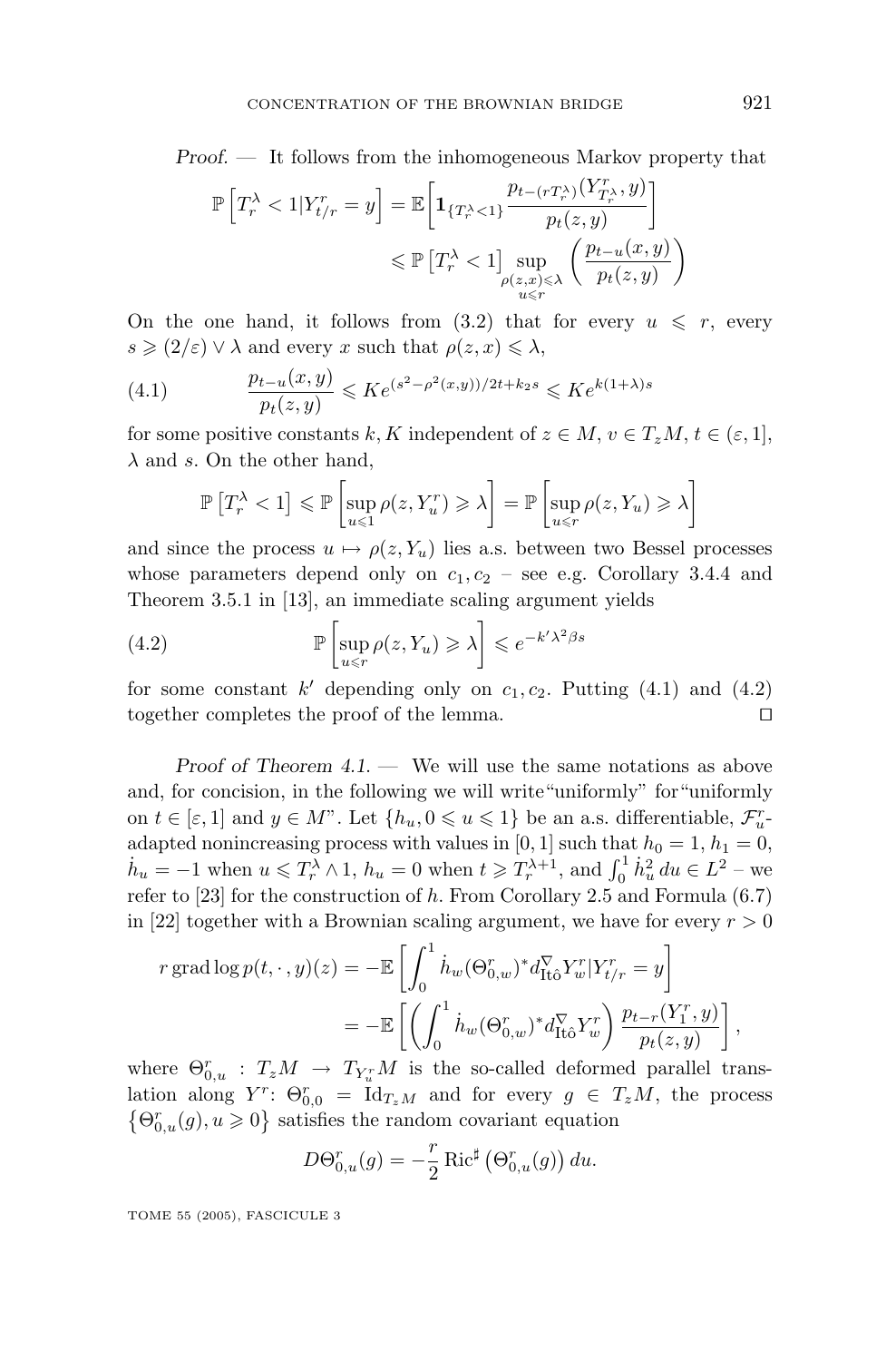*Proof.* — It follows from the inhomogeneous Markov property that

$$\mathbb{P}\left[T_r^\lambda < 1 | Y_{t/r}^r = y\right] = \mathbb{E}\left[\mathbf{1}_{\{T_r^\lambda < 1\}} \frac{p_{t-(rT_r^\lambda)}(Y_{T_r^\lambda}^r, y)}{p_t(z,y)}\right]$$
$$\leqslant \mathbb{P}\left[T_r^\lambda < 1\right] \sup_{\substack{\rho(z,x)\leqslant\lambda \\ u\leqslant r}} \left(\frac{p_{t-u}(x,y)}{p_t(z,y)}\right)$$

On the one hand, it follows from (3.2) that for every $u \leqslant r$, every $s \geqslant (2/\varepsilon) \vee \lambda$ and every $x$ such that $\rho(z,x) \leqslant \lambda$,

$$\frac{p_{t-u}(x,y)}{p_t(z,y)} \leqslant K e^{(s^2-\rho^2(x,y))/2t+k_2 s} \leqslant K e^{k(1+\lambda)s} \tag{4.1}$$

for some positive constants $k, K$ independent of $z \in M$, $v \in T_z M$, $t \in (\varepsilon, 1]$, $\lambda$ and $s$. On the other hand,

$$\mathbb{P}\left[T_r^\lambda < 1\right] \leqslant \mathbb{P}\left[\sup_{u\leqslant 1} \rho(z, Y_u^r) \geqslant \lambda\right] = \mathbb{P}\left[\sup_{u\leqslant r} \rho(z, Y_u) \geqslant \lambda\right]$$

and since the process $u \mapsto \rho(z, Y_u)$ lies a.s. between two Bessel processes whose parameters depend only on $c_1, c_2$ – see e.g. Corollary 3.4.4 and Theorem 3.5.1 in [13], an immediate scaling argument yields

$$\mathbb{P}\left[\sup_{u\leqslant r} \rho(z, Y_u) \geqslant \lambda\right] \leqslant e^{-k'\lambda^2 \beta s} \tag{4.2}$$

for some constant $k'$ depending only on $c_1, c_2$. Putting (4.1) and (4.2) together completes the proof of the lemma. □

*Proof of Theorem 4.1.* — We will use the same notations as above and, for concision, in the following we will write "uniformly" for "uniformly on $t \in [\varepsilon, 1]$ and $y \in M$". Let $\{h_u, 0 \leqslant u \leqslant 1\}$ be an a.s. differentiable, $\mathcal{F}_u^r$-adapted nonincreasing process with values in $[0,1]$ such that $h_0 = 1$, $h_1 = 0$, $\dot{h}_u = -1$ when $u \leqslant T_r^\lambda \wedge 1$, $h_u = 0$ when $t \geqslant T_r^{\lambda+1}$, and $\int_0^1 \dot{h}_u^2 \, du \in L^2$ – we refer to [23] for the construction of $h$. From Corollary 2.5 and Formula (6.7) in [22] together with a Brownian scaling argument, we have for every $r > 0$

$$r \operatorname{grad} \log p(t, \cdot, y)(z) = -\mathbb{E}\left[\int_0^1 \dot{h}_w (\Theta_{0,w}^r)^* d_{\text{Itô}}^\nabla Y_w^r | Y_{t/r}^r = y\right]$$
$$= -\mathbb{E}\left[\left(\int_0^1 \dot{h}_w (\Theta_{0,w}^r)^* d_{\text{Itô}}^\nabla Y_w^r\right) \frac{p_{t-r}(Y_1^r, y)}{p_t(z,y)}\right],$$

where $\Theta_{0,u}^r : T_z M \to T_{Y_u^r} M$ is the so-called deformed parallel translation along $Y^r$: $\Theta_{0,0}^r = \text{Id}_{T_z M}$ and for every $g \in T_z M$, the process $\left\{\Theta_{0,u}^r(g), u \geqslant 0\right\}$ satisfies the random covariant equation

$$D\Theta_{0,u}^r(g) = -\frac{r}{2} \operatorname{Ric}^\sharp \left(\Theta_{0,u}^r(g)\right) du.$$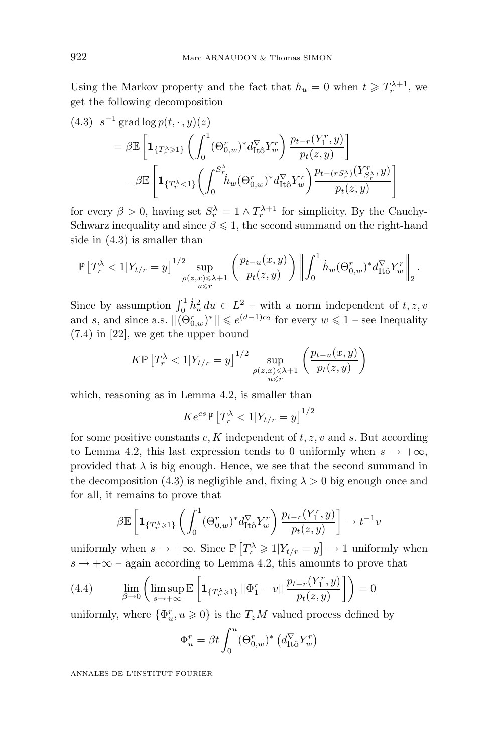Using the Markov property and the fact that $h_u = 0$ when $t \geqslant T_r^{\lambda+1}$, we get the following decomposition

$$
\begin{aligned}
(4.3)\quad & s^{-1}\operatorname{grad}\log p(t,\cdot,y)(z) \\
&= \beta\mathbb{E}\left[\mathbf{1}_{\{T_r^\lambda \geqslant 1\}}\left(\int_0^1 (\Theta_{0,w}^r)^* d_{\text{Itô}}^\nabla Y_w^r\right)\frac{p_{t-r}(Y_1^r,y)}{p_t(z,y)}\right] \\
&\quad - \beta\mathbb{E}\left[\mathbf{1}_{\{T_r^\lambda < 1\}}\left(\int_0^{S_r^\lambda} \dot{h}_w (\Theta_{0,w}^r)^* d_{\text{Itô}}^\nabla Y_w^r\right)\frac{p_{t-(rS_r^\lambda)}(Y_{S_r^\lambda}^r,y)}{p_t(z,y)}\right]
\end{aligned}
$$

for every $\beta > 0$, having set $S_r^\lambda = 1 \wedge T_r^{\lambda+1}$ for simplicity. By the Cauchy-Schwarz inequality and since $\beta \leqslant 1$, the second summand on the right-hand side in (4.3) is smaller than

$$
\mathbb{P}\left[T_r^\lambda < 1 | Y_{t/r} = y\right]^{1/2} \sup_{\substack{\rho(z,x)\leqslant\lambda+1\\ u\leqslant r}}\left(\frac{p_{t-u}(x,y)}{p_t(z,y)}\right)\left\|\int_0^1 \dot{h}_w (\Theta_{0,w}^r)^* d_{\text{Itô}}^\nabla Y_w^r\right\|_2.
$$

Since by assumption $\int_0^1 \dot{h}_u^2\, du \in L^2$ – with a norm independent of $t, z, v$ and $s$, and since a.s. $||(\Theta_{0,w}^r)^*|| \leqslant e^{(d-1)c_2}$ for every $w \leqslant 1$ – see Inequality (7.4) in [22], we get the upper bound

$$
K\mathbb{P}\left[T_r^\lambda < 1 | Y_{t/r} = y\right]^{1/2} \sup_{\substack{\rho(z,x)\leqslant\lambda+1\\ u\leqslant r}}\left(\frac{p_{t-u}(x,y)}{p_t(z,y)}\right)
$$

which, reasoning as in Lemma 4.2, is smaller than

$$
Ke^{cs}\mathbb{P}\left[T_r^\lambda < 1 | Y_{t/r} = y\right]^{1/2}
$$

for some positive constants $c, K$ independent of $t, z, v$ and $s$. But according to Lemma 4.2, this last expression tends to 0 uniformly when $s \to +\infty$, provided that $\lambda$ is big enough. Hence, we see that the second summand in the decomposition (4.3) is negligible and, fixing $\lambda > 0$ big enough once and for all, it remains to prove that

$$
\beta\mathbb{E}\left[\mathbf{1}_{\{T_r^\lambda \geqslant 1\}}\left(\int_0^1 (\Theta_{0,w}^r)^* d_{\text{Itô}}^\nabla Y_w^r\right)\frac{p_{t-r}(Y_1^r,y)}{p_t(z,y)}\right] \to t^{-1}v
$$

uniformly when $s \to +\infty$. Since $\mathbb{P}\left[T_r^\lambda \geqslant 1 | Y_{t/r} = y\right] \to 1$ uniformly when $s \to +\infty$ – again according to Lemma 4.2, this amounts to prove that

$$
(4.4)\qquad \lim_{\beta\to 0}\left(\limsup_{s\to+\infty}\mathbb{E}\left[\mathbf{1}_{\{T_r^\lambda \geqslant 1\}}\left\|\Phi_1^r - v\right\|\frac{p_{t-r}(Y_1^r,y)}{p_t(z,y)}\right]\right) = 0
$$

uniformly, where $\{\Phi_u^r, u \geqslant 0\}$ is the $T_zM$ valued process defined by

$$
\Phi_u^r = \beta t\int_0^u (\Theta_{0,w}^r)^*\left(d_{\text{Itô}}^\nabla Y_w^r\right)
$$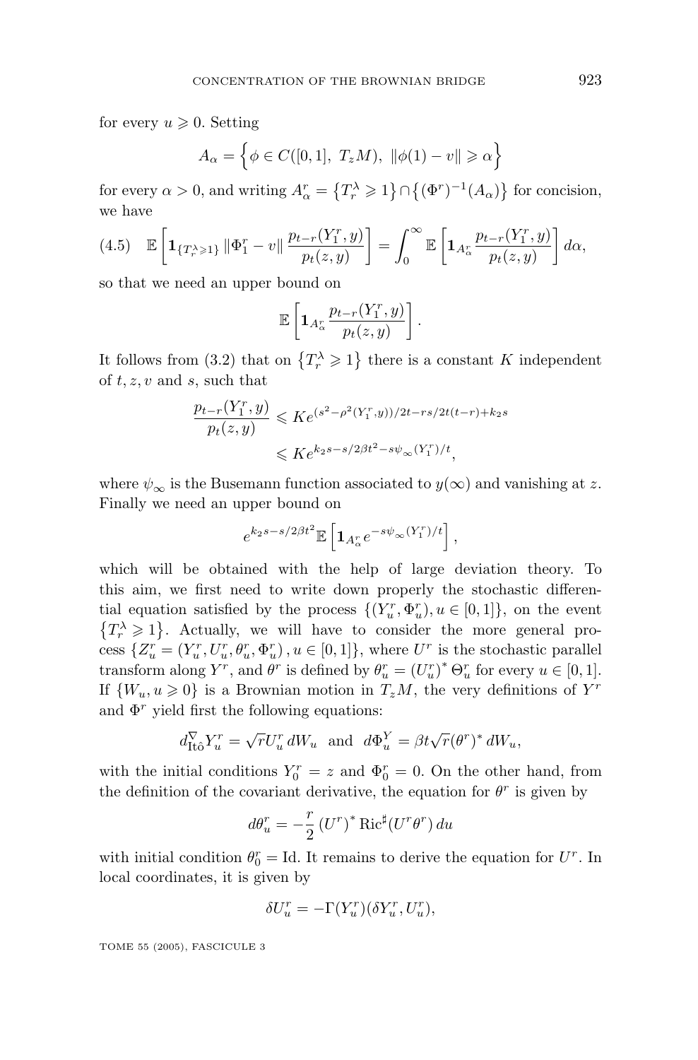for every $u \geqslant 0$. Setting

$$A_\alpha = \Big\{ \phi \in C([0,1],\ T_zM),\ \|\phi(1) - v\| \geqslant \alpha \Big\}$$

for every $\alpha > 0$, and writing $A_\alpha^r = \big\{T_r^\lambda \geqslant 1\big\} \cap \big\{(\Phi^r)^{-1}(A_\alpha)\big\}$ for concision, we have

$$\mathbb{E}\left[\mathbf{1}_{\{T_r^\lambda \geqslant 1\}} \|\Phi_1^r - v\| \frac{p_{t-r}(Y_1^r, y)}{p_t(z,y)}\right] = \int_0^\infty \mathbb{E}\left[\mathbf{1}_{A_\alpha^r} \frac{p_{t-r}(Y_1^r, y)}{p_t(z,y)}\right] d\alpha, \tag{4.5}$$

so that we need an upper bound on

$$\mathbb{E}\left[\mathbf{1}_{A_\alpha^r} \frac{p_{t-r}(Y_1^r, y)}{p_t(z,y)}\right].$$

It follows from (3.2) that on $\big\{T_r^\lambda \geqslant 1\big\}$ there is a constant $K$ independent of $t, z, v$ and $s$, such that

$$\begin{aligned}
\frac{p_{t-r}(Y_1^r, y)}{p_t(z,y)} &\leqslant K e^{(s^2 - \rho^2(Y_1^r, y))/2t - rs/2t(t-r) + k_2 s} \\
&\leqslant K e^{k_2 s - s/2\beta t^2 - s\psi_\infty(Y_1^r)/t},
\end{aligned}$$

where $\psi_\infty$ is the Busemann function associated to $y(\infty)$ and vanishing at $z$. Finally we need an upper bound on

$$e^{k_2 s - s/2\beta t^2} \mathbb{E}\left[\mathbf{1}_{A_\alpha^r} e^{-s\psi_\infty(Y_1^r)/t}\right],$$

which will be obtained with the help of large deviation theory. To this aim, we first need to write down properly the stochastic differential equation satisfied by the process $\{(Y_u^r, \Phi_u^r), u \in [0,1]\}$, on the event $\big\{T_r^\lambda \geqslant 1\big\}$. Actually, we will have to consider the more general process $\{Z_u^r = (Y_u^r, U_u^r, \theta_u^r, \Phi_u^r), u \in [0,1]\}$, where $U^r$ is the stochastic parallel transform along $Y^r$, and $\theta^r$ is defined by $\theta_u^r = (U_u^r)^* \, \Theta_u^r$ for every $u \in [0,1]$. If $\{W_u, u \geqslant 0\}$ is a Brownian motion in $T_zM$, the very definitions of $Y^r$ and $\Phi^r$ yield first the following equations:

$$d_{\text{Itô}}^\nabla Y_u^r = \sqrt{r} U_u^r \, dW_u \quad \text{and} \quad d\Phi_u^Y = \beta t \sqrt{r} (\theta^r)^* \, dW_u,$$

with the initial conditions $Y_0^r = z$ and $\Phi_0^r = 0$. On the other hand, from the definition of the covariant derivative, the equation for $\theta^r$ is given by

$$d\theta_u^r = -\frac{r}{2} \, (U^r)^* \, \mathrm{Ric}^\sharp (U^r \theta^r) \, du$$

with initial condition $\theta_0^r = \mathrm{Id}$. It remains to derive the equation for $U^r$. In local coordinates, it is given by

$$\delta U_u^r = -\Gamma(Y_u^r)(\delta Y_u^r, U_u^r),$$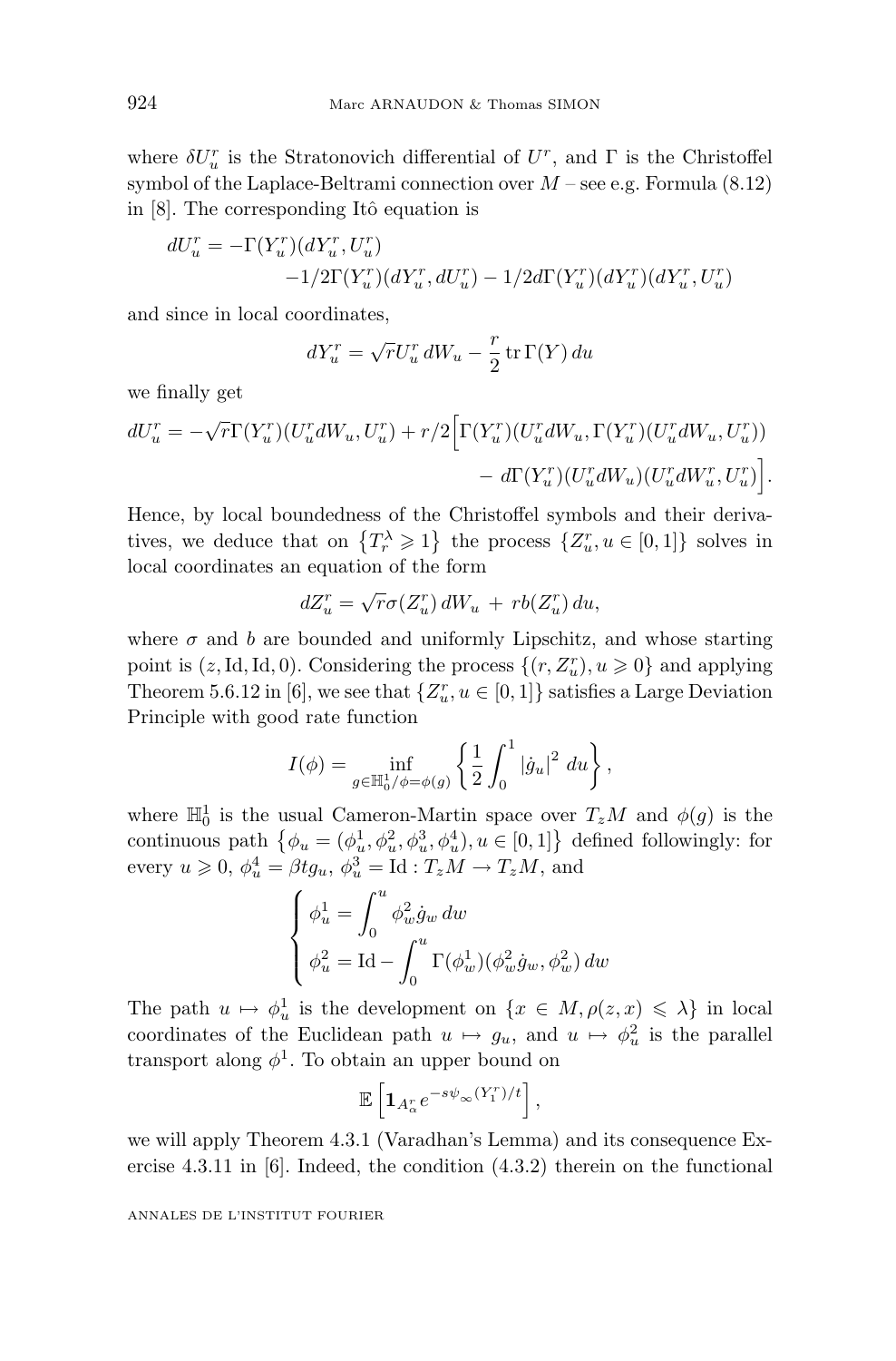where $\delta U^r_u$ is the Stratonovich differential of $U^r$, and $\Gamma$ is the Christoffel symbol of the Laplace-Beltrami connection over $M$ – see e.g. Formula (8.12) in [8]. The corresponding Itô equation is

$$
\begin{aligned}
dU^r_u = &-\Gamma(Y^r_u)(dY^r_u, U^r_u) \\
&-1/2\Gamma(Y^r_u)(dY^r_u, dU^r_u) - 1/2 d\Gamma(Y^r_u)(dY^r_u)(dY^r_u, U^r_u)
\end{aligned}
$$

and since in local coordinates,

$$
dY^r_u = \sqrt{r} U^r_u \, dW_u - \frac{r}{2} \operatorname{tr} \Gamma(Y) \, du
$$

we finally get

$$
\begin{aligned}
dU^r_u = -\sqrt{r}\Gamma(Y^r_u)(U^r_u dW_u, U^r_u) + r/2 \Big[ & \Gamma(Y^r_u)(U^r_u dW_u, \Gamma(Y^r_u)(U^r_u dW_u, U^r_u)) \\
& - d\Gamma(Y^r_u)(U^r_u dW_u)(U^r_u dW^r_u, U^r_u) \Big].
\end{aligned}
$$

Hence, by local boundedness of the Christoffel symbols and their derivatives, we deduce that on $\{T^\lambda_r \geqslant 1\}$ the process $\{Z^r_u, u \in [0,1]\}$ solves in local coordinates an equation of the form

$$
dZ^r_u = \sqrt{r}\sigma(Z^r_u) \, dW_u \, + \, r b(Z^r_u) \, du,
$$

where $\sigma$ and $b$ are bounded and uniformly Lipschitz, and whose starting point is $(z, \mathrm{Id}, \mathrm{Id}, 0)$. Considering the process $\{(r, Z^r_u), u \geqslant 0\}$ and applying Theorem 5.6.12 in [6], we see that $\{Z^r_u, u \in [0,1]\}$ satisfies a Large Deviation Principle with good rate function

$$
I(\phi) = \inf_{g \in \mathbb{H}^1_0 / \phi = \phi(g)} \left\{ \frac{1}{2} \int_0^1 |\dot{g}_u|^2 \, du \right\},
$$

where $\mathbb{H}^1_0$ is the usual Cameron-Martin space over $T_z M$ and $\phi(g)$ is the continuous path $\{\phi_u = (\phi^1_u, \phi^2_u, \phi^3_u, \phi^4_u), u \in [0,1]\}$ defined followingly: for every $u \geqslant 0$, $\phi^4_u = \beta t g_u$, $\phi^3_u = \mathrm{Id} : T_z M \to T_z M$, and

$$
\begin{cases}
\phi^1_u = \displaystyle\int_0^u \phi^2_w \dot{g}_w \, dw \\
\phi^2_u = \mathrm{Id} - \displaystyle\int_0^u \Gamma(\phi^1_w)(\phi^2_w \dot{g}_w, \phi^2_w) \, dw
\end{cases}
$$

The path $u \mapsto \phi^1_u$ is the development on $\{x \in M, \rho(z,x) \leqslant \lambda\}$ in local coordinates of the Euclidean path $u \mapsto g_u$, and $u \mapsto \phi^2_u$ is the parallel transport along $\phi^1$. To obtain an upper bound on

$$
\mathbb{E}\left[ \mathbf{1}_{A^r_\alpha} e^{-s\psi_\infty(Y^r_1)/t} \right],
$$

we will apply Theorem 4.3.1 (Varadhan's Lemma) and its consequence Exercise 4.3.11 in [6]. Indeed, the condition (4.3.2) therein on the functional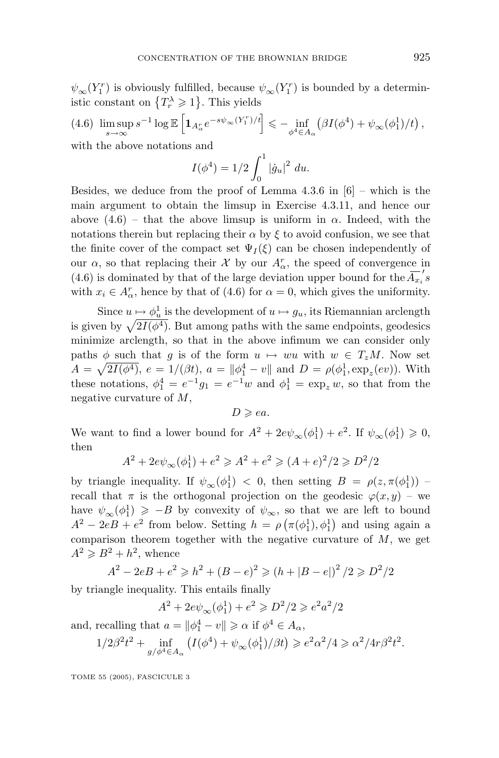$\psi_\infty(Y_1^r)$ is obviously fulfilled, because $\psi_\infty(Y_1^r)$ is bounded by a deterministic constant on $\{T_r^\lambda \geqslant 1\}$. This yields

$$\limsup_{s\to\infty} s^{-1}\log \mathbb{E}\left[\mathbf{1}_{A_\alpha^r} e^{-s\psi_\infty(Y_1^r)/t}\right] \leqslant -\inf_{\phi^4\in A_\alpha}\left(\beta I(\phi^4)+\psi_\infty(\phi_1^1)/t\right), \tag{4.6}$$

with the above notations and

$$I(\phi^4)=1/2\int_0^1 |\dot{g}_u|^2\, du.$$

Besides, we deduce from the proof of Lemma 4.3.6 in [6] – which is the main argument to obtain the limsup in Exercise 4.3.11, and hence our above (4.6) – that the above limsup is uniform in $\alpha$. Indeed, with the notations therein but replacing their $\alpha$ by $\xi$ to avoid confusion, we see that the finite cover of the compact set $\Psi_I(\xi)$ can be chosen independently of our $\alpha$, so that replacing their $\mathcal{X}$ by our $A_\alpha^r$, the speed of convergence in (4.6) is dominated by that of the large deviation upper bound for the $\overline{A_{x_i}}'s$ with $x_i\in A_\alpha^r$, hence by that of (4.6) for $\alpha=0$, which gives the uniformity.

Since $u\mapsto\phi_u^1$ is the development of $u\mapsto g_u$, its Riemannian arclength is given by $\sqrt{2I(\phi^4)}$. But among paths with the same endpoints, geodesics minimize arclength, so that in the above infimum we can consider only paths $\phi$ such that $g$ is of the form $u\mapsto wu$ with $w\in T_zM$. Now set $A=\sqrt{2I(\phi^4)}$, $e=1/(\beta t)$, $a=\|\phi_1^4-v\|$ and $D=\rho(\phi_1^1,\exp_z(ev))$. With these notations, $\phi_1^4=e^{-1}g_1=e^{-1}w$ and $\phi_1^1=\exp_z w$, so that from the negative curvature of $M$,

$$D\geqslant ea.$$

We want to find a lower bound for $A^2+2e\psi_\infty(\phi_1^1)+e^2$. If $\psi_\infty(\phi_1^1)\geqslant 0$, then

$$A^2+2e\psi_\infty(\phi_1^1)+e^2\geqslant A^2+e^2\geqslant (A+e)^2/2\geqslant D^2/2$$

by triangle inequality. If $\psi_\infty(\phi_1^1)<0$, then setting $B=\rho(z,\pi(\phi_1^1))$ – recall that $\pi$ is the orthogonal projection on the geodesic $\varphi(x,y)$ – we have $\psi_\infty(\phi_1^1)\geqslant -B$ by convexity of $\psi_\infty$, so that we are left to bound $A^2-2eB+e^2$ from below. Setting $h=\rho\left(\pi(\phi_1^1),\phi_1^1\right)$ and using again a comparison theorem together with the negative curvature of $M$, we get $A^2\geqslant B^2+h^2$, whence

$$A^2-2eB+e^2\geqslant h^2+(B-e)^2\geqslant (h+|B-e|)^2/2\geqslant D^2/2$$

by triangle inequality. This entails finally

$$A^2+2e\psi_\infty(\phi_1^1)+e^2\geqslant D^2/2\geqslant e^2a^2/2$$

and, recalling that $a=\|\phi_1^4-v\|\geqslant\alpha$ if $\phi^4\in A_\alpha$,

$$1/2\beta^2t^2+\inf_{g/\phi^4\in A_\alpha}\left(I(\phi^4)+\psi_\infty(\phi_1^1)/\beta t\right)\geqslant e^2\alpha^2/4\geqslant \alpha^2/4r\beta^2t^2.$$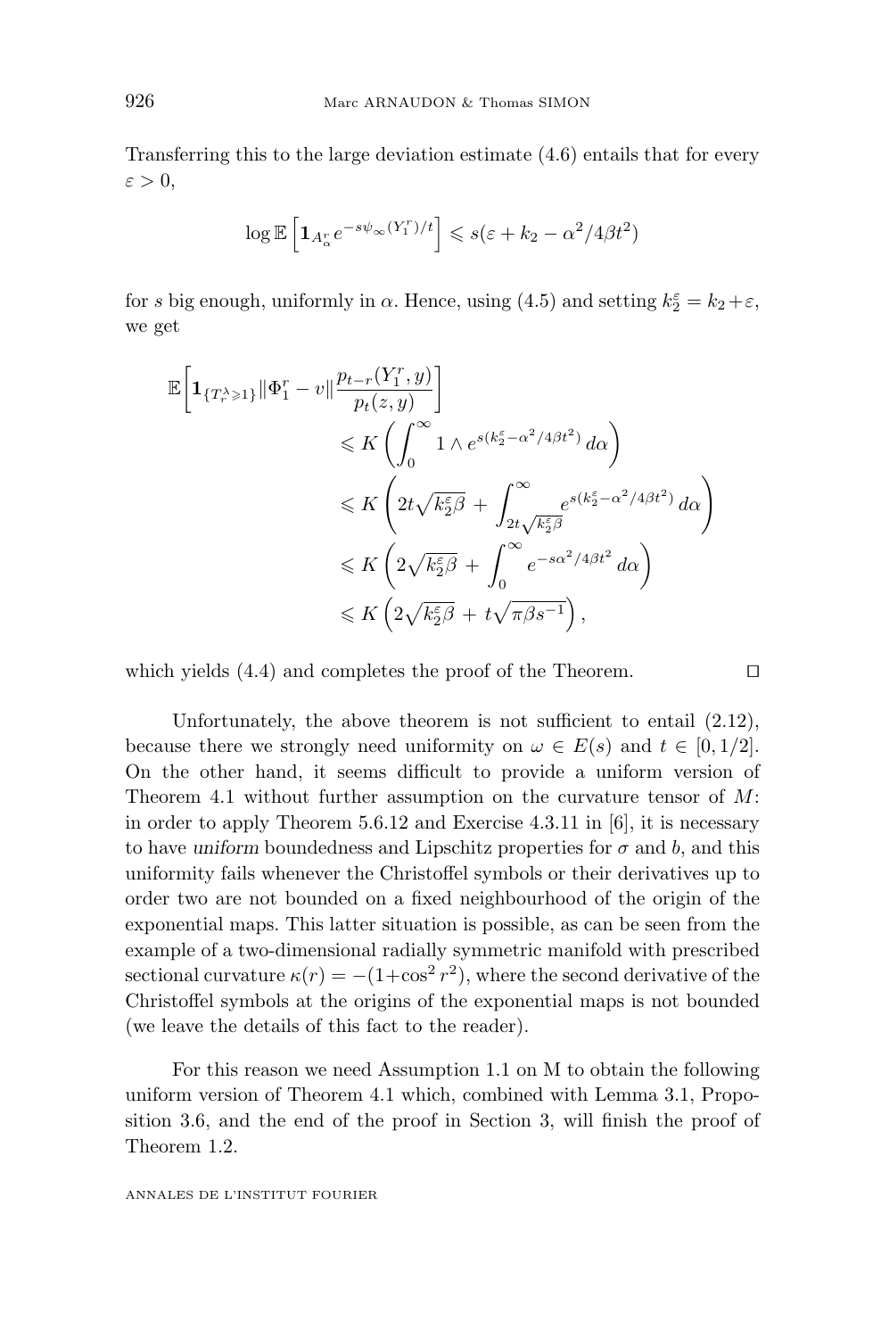Transferring this to the large deviation estimate (4.6) entails that for every $\varepsilon > 0$,

$$\log \mathbb{E}\left[\mathbf{1}_{A^r_\alpha} e^{-s\psi_\infty(Y^r_1)/t}\right] \leqslant s(\varepsilon + k_2 - \alpha^2/4\beta t^2)$$

for $s$ big enough, uniformly in $\alpha$. Hence, using (4.5) and setting $k_2^\varepsilon = k_2 + \varepsilon$, we get

$$\begin{aligned}
\mathbb{E}\bigg[\mathbf{1}_{\{T^\lambda_r \geqslant 1\}} \|\Phi^r_1 - v\| \frac{p_{t-r}(Y^r_1, y)}{p_t(z,y)}\bigg] & \\
&\leqslant K\left(\int_0^\infty 1 \wedge e^{s(k_2^\varepsilon - \alpha^2/4\beta t^2)}\, d\alpha\right) \\
&\leqslant K\left(2t\sqrt{k_2^\varepsilon \beta} + \int_{2t\sqrt{k_2^\varepsilon\beta}}^\infty e^{s(k_2^\varepsilon - \alpha^2/4\beta t^2)}\, d\alpha\right) \\
&\leqslant K\left(2\sqrt{k_2^\varepsilon \beta} + \int_0^\infty e^{-s\alpha^2/4\beta t^2}\, d\alpha\right) \\
&\leqslant K\left(2\sqrt{k_2^\varepsilon \beta} + t\sqrt{\pi\beta s^{-1}}\right),
\end{aligned}$$

which yields (4.4) and completes the proof of the Theorem. □

Unfortunately, the above theorem is not sufficient to entail (2.12), because there we strongly need uniformity on $\omega \in E(s)$ and $t \in [0, 1/2]$. On the other hand, it seems difficult to provide a uniform version of Theorem 4.1 without further assumption on the curvature tensor of $M$: in order to apply Theorem 5.6.12 and Exercise 4.3.11 in [6], it is necessary to have *uniform* boundedness and Lipschitz properties for $\sigma$ and $b$, and this uniformity fails whenever the Christoffel symbols or their derivatives up to order two are not bounded on a fixed neighbourhood of the origin of the exponential maps. This latter situation is possible, as can be seen from the example of a two-dimensional radially symmetric manifold with prescribed sectional curvature $\kappa(r) = -(1+\cos^2 r^2)$, where the second derivative of the Christoffel symbols at the origins of the exponential maps is not bounded (we leave the details of this fact to the reader).

For this reason we need Assumption 1.1 on M to obtain the following uniform version of Theorem 4.1 which, combined with Lemma 3.1, Proposition 3.6, and the end of the proof in Section 3, will finish the proof of Theorem 1.2.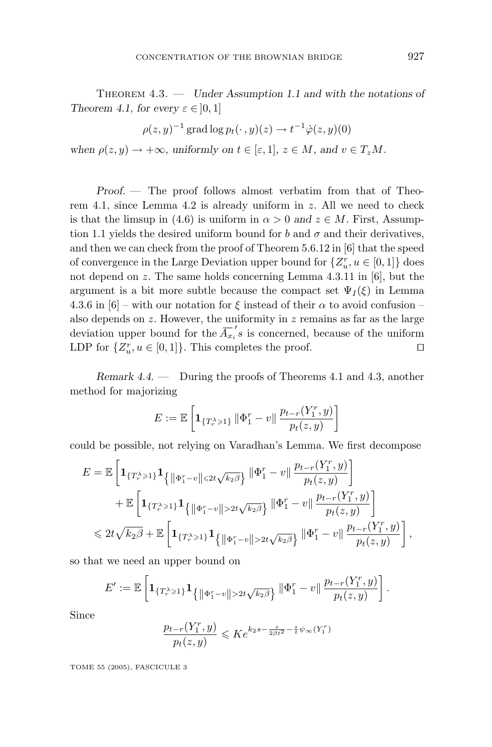Theorem 4.3. — *Under Assumption 1.1 and with the notations of Theorem 4.1, for every $\varepsilon \in ]0,1]$*

$$\rho(z,y)^{-1} \operatorname{grad} \log p_t(\cdot\,,y)(z) \to t^{-1}\dot{\varphi}(z,y)(0)$$

*when $\rho(z,y) \to +\infty$, uniformly on $t \in [\varepsilon, 1]$, $z \in M$, and $v \in T_zM$.*

*Proof.* — The proof follows almost verbatim from that of Theorem 4.1, since Lemma 4.2 is already uniform in $z$. All we need to check is that the limsup in (4.6) is uniform in $\alpha > 0$ *and* $z \in M$. First, Assumption 1.1 yields the desired uniform bound for $b$ and $\sigma$ and their derivatives, and then we can check from the proof of Theorem 5.6.12 in [6] that the speed of convergence in the Large Deviation upper bound for $\{Z^r_u, u \in [0,1]\}$ does not depend on $z$. The same holds concerning Lemma 4.3.11 in [6], but the argument is a bit more subtle because the compact set $\Psi_I(\xi)$ in Lemma 4.3.6 in [6] – with our notation for $\xi$ instead of their $\alpha$ to avoid confusion – also depends on $z$. However, the uniformity in $z$ remains as far as the large deviation upper bound for the $\overline{A_{x_i}}'s$ is concerned, because of the uniform LDP for $\{Z^r_u, u \in [0,1]\}$. This completes the proof. ◻

*Remark 4.4.* — During the proofs of Theorems 4.1 and 4.3, another method for majorizing

$$E := \mathbb{E}\left[\mathbf{1}_{\{T^\lambda_r \geqslant 1\}} \left\|\Phi^r_1 - v\right\| \frac{p_{t-r}(Y^r_1, y)}{p_t(z,y)}\right]$$

could be possible, not relying on Varadhan's Lemma. We first decompose

$$\begin{aligned}
E &= \mathbb{E}\left[\mathbf{1}_{\{T^\lambda_r \geqslant 1\}} \mathbf{1}_{\left\{\left\|\Phi^r_1 - v\right\| \leqslant 2t\sqrt{k_2\beta}\right\}} \left\|\Phi^r_1 - v\right\| \frac{p_{t-r}(Y^r_1, y)}{p_t(z,y)}\right] \\
&\quad + \mathbb{E}\left[\mathbf{1}_{\{T^\lambda_r \geqslant 1\}} \mathbf{1}_{\left\{\left\|\Phi^r_1 - v\right\| > 2t\sqrt{k_2\beta}\right\}} \left\|\Phi^r_1 - v\right\| \frac{p_{t-r}(Y^r_1, y)}{p_t(z,y)}\right] \\
&\leqslant 2t\sqrt{k_2\beta} + \mathbb{E}\left[\mathbf{1}_{\{T^\lambda_r \geqslant 1\}} \mathbf{1}_{\left\{\left\|\Phi^r_1 - v\right\| > 2t\sqrt{k_2\beta}\right\}} \left\|\Phi^r_1 - v\right\| \frac{p_{t-r}(Y^r_1, y)}{p_t(z,y)}\right],
\end{aligned}$$

so that we need an upper bound on

$$E' := \mathbb{E}\left[\mathbf{1}_{\{T^\lambda_r \geqslant 1\}} \mathbf{1}_{\left\{\left\|\Phi^r_1 - v\right\| > 2t\sqrt{k_2\beta}\right\}} \left\|\Phi^r_1 - v\right\| \frac{p_{t-r}(Y^r_1, y)}{p_t(z,y)}\right].$$

Since

$$\frac{p_{t-r}(Y^r_1, y)}{p_t(z,y)} \leqslant K e^{k_2 s - \frac{s}{2\beta t^2} - \frac{s}{t}\psi_\infty(Y^r_1)}$$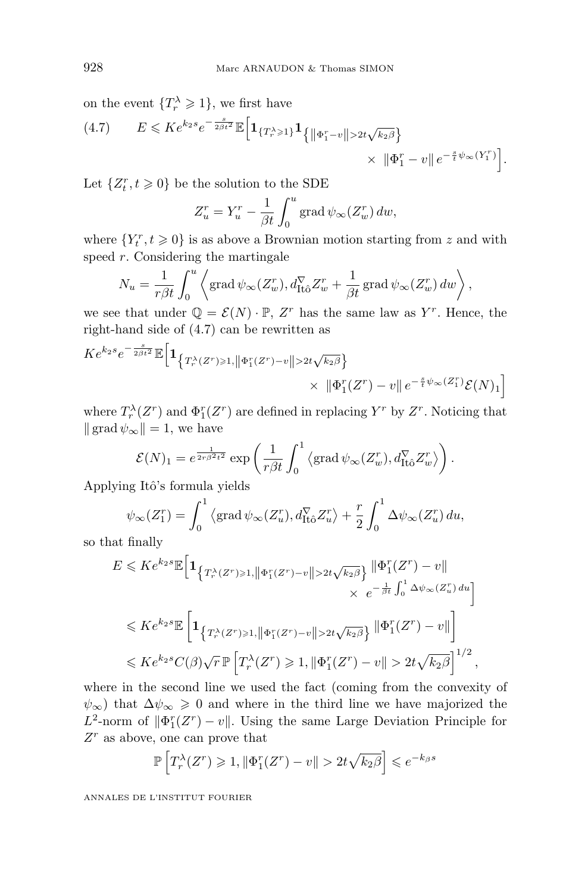on the event $\{T_r^\lambda \geqslant 1\}$, we first have

$$E \leqslant K e^{k_2 s} e^{-\frac{s}{2\beta t^2}} \mathbb{E}\Big[\mathbf{1}_{\{T_r^\lambda \geqslant 1\}} \mathbf{1}_{\left\{\left\|\Phi_1^r - v\right\| > 2t\sqrt{k_2\beta}\right\}} \times \ \|\Phi_1^r - v\| \, e^{-\frac{s}{t}\psi_\infty(Y_1^r)}\Big]. \tag{4.7}$$

Let $\{Z_t^r, t \geqslant 0\}$ be the solution to the SDE

$$Z_u^r = Y_u^r - \frac{1}{\beta t}\int_0^u \operatorname{grad}\psi_\infty(Z_w^r)\, dw,$$

where $\{Y_t^r, t \geqslant 0\}$ is as above a Brownian motion starting from $z$ and with speed $r$. Considering the martingale

$$N_u = \frac{1}{r\beta t}\int_0^u \left\langle \operatorname{grad}\psi_\infty(Z_w^r), d_{\text{Itô}}^\nabla Z_w^r + \frac{1}{\beta t}\operatorname{grad}\psi_\infty(Z_w^r)\, dw \right\rangle,$$

we see that under $\mathbb{Q} = \mathcal{E}(N) \cdot \mathbb{P}$, $Z^r$ has the same law as $Y^r$. Hence, the right-hand side of (4.7) can be rewritten as

$$K e^{k_2 s} e^{-\frac{s}{2\beta t^2}} \mathbb{E}\Big[\mathbf{1}_{\left\{T_r^\lambda(Z^r) \geqslant 1, \left\|\Phi_1^r(Z^r) - v\right\| > 2t\sqrt{k_2\beta}\right\}} \times \ \|\Phi_1^r(Z^r) - v\| \, e^{-\frac{s}{t}\psi_\infty(Z_1^r)} \mathcal{E}(N)_1\Big]$$

where $T_r^\lambda(Z^r)$ and $\Phi_1^r(Z^r)$ are defined in replacing $Y^r$ by $Z^r$. Noticing that $\|\operatorname{grad}\psi_\infty\| = 1$, we have

$$\mathcal{E}(N)_1 = e^{\frac{1}{2r\beta^2 t^2}} \exp\left(\frac{1}{r\beta t}\int_0^1 \left\langle \operatorname{grad}\psi_\infty(Z_w^r), d_{\text{Itô}}^\nabla Z_w^r\right\rangle\right).$$

Applying Itô's formula yields

$$\psi_\infty(Z_1^r) = \int_0^1 \left\langle \operatorname{grad}\psi_\infty(Z_u^r), d_{\text{Itô}}^\nabla Z_u^r\right\rangle + \frac{r}{2}\int_0^1 \Delta\psi_\infty(Z_u^r)\, du,$$

so that finally

$$\begin{aligned}
E &\leqslant K e^{k_2 s}\mathbb{E}\Big[\mathbf{1}_{\left\{T_r^\lambda(Z^r) \geqslant 1, \left\|\Phi_1^r(Z^r) - v\right\| > 2t\sqrt{k_2\beta}\right\}} \|\Phi_1^r(Z^r) - v\| \times \ e^{-\frac{1}{\beta t}\int_0^1 \Delta\psi_\infty(Z_u^r)\, du}\Big] \\
&\leqslant K e^{k_2 s}\mathbb{E}\left[\mathbf{1}_{\left\{T_r^\lambda(Z^r) \geqslant 1, \left\|\Phi_1^r(Z^r) - v\right\| > 2t\sqrt{k_2\beta}\right\}} \|\Phi_1^r(Z^r) - v\|\right] \\
&\leqslant K e^{k_2 s} C(\beta)\sqrt{r}\,\mathbb{P}\left[T_r^\lambda(Z^r) \geqslant 1, \|\Phi_1^r(Z^r) - v\| > 2t\sqrt{k_2\beta}\right]^{1/2},
\end{aligned}$$

where in the second line we used the fact (coming from the convexity of $\psi_\infty$) that $\Delta\psi_\infty \geqslant 0$ and where in the third line we have majorized the $L^2$-norm of $\|\Phi_1^r(Z^r) - v\|$. Using the same Large Deviation Principle for $Z^r$ as above, one can prove that

$$\mathbb{P}\left[T_r^\lambda(Z^r) \geqslant 1, \|\Phi_1^r(Z^r) - v\| > 2t\sqrt{k_2\beta}\right] \leqslant e^{-k_\beta s}$$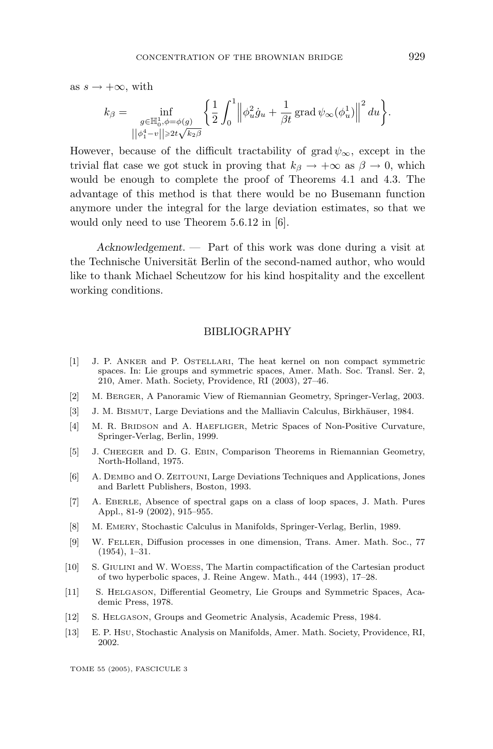as $s \to +\infty$, with

$$k_\beta = \inf_{\substack{g \in \mathbb{H}_0^1, \phi = \phi(g) \\ \left\|\phi_1^4 - v\right\| \geqslant 2t\sqrt{k_2 \beta}}} \left\{ \frac{1}{2} \int_0^1 \left\| \phi_u^2 \dot{g}_u + \frac{1}{\beta t} \operatorname{grad} \psi_\infty(\phi_u^1) \right\|^2 du \right\}.$$

However, because of the difficult tractability of $\operatorname{grad} \psi_\infty$, except in the trivial flat case we got stuck in proving that $k_\beta \to +\infty$ as $\beta \to 0$, which would be enough to complete the proof of Theorems 4.1 and 4.3. The advantage of this method is that there would be no Busemann function anymore under the integral for the large deviation estimates, so that we would only need to use Theorem 5.6.12 in [6].

*Acknowledgement.* — Part of this work was done during a visit at the Technische Universität Berlin of the second-named author, who would like to thank Michael Scheutzow for his kind hospitality and the excellent working conditions.

## BIBLIOGRAPHY

[1] J. P. Anker and P. Ostellari, The heat kernel on non compact symmetric spaces. In: Lie groups and symmetric spaces, Amer. Math. Soc. Transl. Ser. 2, 210, Amer. Math. Society, Providence, RI (2003), 27–46.

[2] M. Berger, A Panoramic View of Riemannian Geometry, Springer-Verlag, 2003.

[3] J. M. Bismut, Large Deviations and the Malliavin Calculus, Birkhäuser, 1984.

[4] M. R. Bridson and A. Haefliger, Metric Spaces of Non-Positive Curvature, Springer-Verlag, Berlin, 1999.

[5] J. Cheeger and D. G. Ebin, Comparison Theorems in Riemannian Geometry, North-Holland, 1975.

[6] A. Dembo and O. Zeitouni, Large Deviations Techniques and Applications, Jones and Barlett Publishers, Boston, 1993.

[7] A. Eberle, Absence of spectral gaps on a class of loop spaces, J. Math. Pures Appl., 81-9 (2002), 915–955.

[8] M. Emery, Stochastic Calculus in Manifolds, Springer-Verlag, Berlin, 1989.

[9] W. Feller, Diffusion processes in one dimension, Trans. Amer. Math. Soc., 77 (1954), 1–31.

[10] S. Giulini and W. Woess, The Martin compactification of the Cartesian product of two hyperbolic spaces, J. Reine Angew. Math., 444 (1993), 17–28.

[11] S. Helgason, Differential Geometry, Lie Groups and Symmetric Spaces, Academic Press, 1978.

[12] S. Helgason, Groups and Geometric Analysis, Academic Press, 1984.

[13] E. P. Hsu, Stochastic Analysis on Manifolds, Amer. Math. Society, Providence, RI, 2002.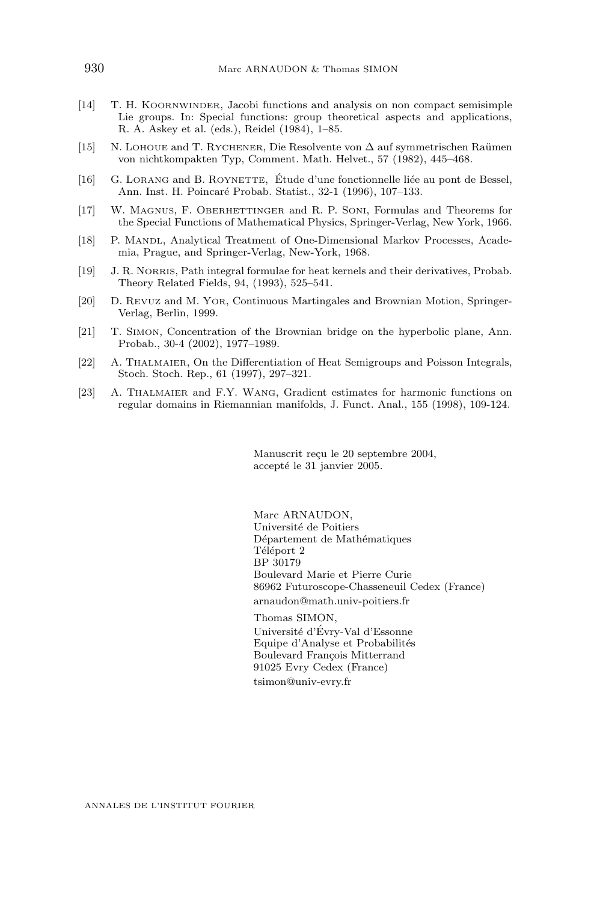[14] T. H. Koornwinder, Jacobi functions and analysis on non compact semisimple Lie groups. In: Special functions: group theoretical aspects and applications, R. A. Askey et al. (eds.), Reidel (1984), 1–85.

[15] N. Lohoue and T. Rychener, Die Resolvente von $\Delta$ auf symmetrischen Raümen von nichtkompakten Typ, Comment. Math. Helvet., 57 (1982), 445–468.

[16] G. Lorang and B. Roynette, Étude d'une fonctionnelle liée au pont de Bessel, Ann. Inst. H. Poincaré Probab. Statist., 32-1 (1996), 107–133.

[17] W. Magnus, F. Oberhettinger and R. P. Soni, Formulas and Theorems for the Special Functions of Mathematical Physics, Springer-Verlag, New York, 1966.

[18] P. Mandl, Analytical Treatment of One-Dimensional Markov Processes, Academia, Prague, and Springer-Verlag, New-York, 1968.

[19] J. R. Norris, Path integral formulae for heat kernels and their derivatives, Probab. Theory Related Fields, 94, (1993), 525–541.

[20] D. Revuz and M. Yor, Continuous Martingales and Brownian Motion, Springer-Verlag, Berlin, 1999.

[21] T. Simon, Concentration of the Brownian bridge on the hyperbolic plane, Ann. Probab., 30-4 (2002), 1977–1989.

[22] A. Thalmaier, On the Differentiation of Heat Semigroups and Poisson Integrals, Stoch. Stoch. Rep., 61 (1997), 297–321.

[23] A. Thalmaier and F.Y. Wang, Gradient estimates for harmonic functions on regular domains in Riemannian manifolds, J. Funct. Anal., 155 (1998), 109-124.

Manuscrit reçu le 20 septembre 2004,
accepté le 31 janvier 2005.

Marc ARNAUDON,
Université de Poitiers
Département de Mathématiques
Téléport 2
BP 30179
Boulevard Marie et Pierre Curie
86962 Futuroscope-Chasseneuil Cedex (France)
arnaudon@math.univ-poitiers.fr

Thomas SIMON,
Université d'Évry-Val d'Essonne
Equipe d'Analyse et Probabilités
Boulevard François Mitterrand
91025 Evry Cedex (France)
tsimon@univ-evry.fr